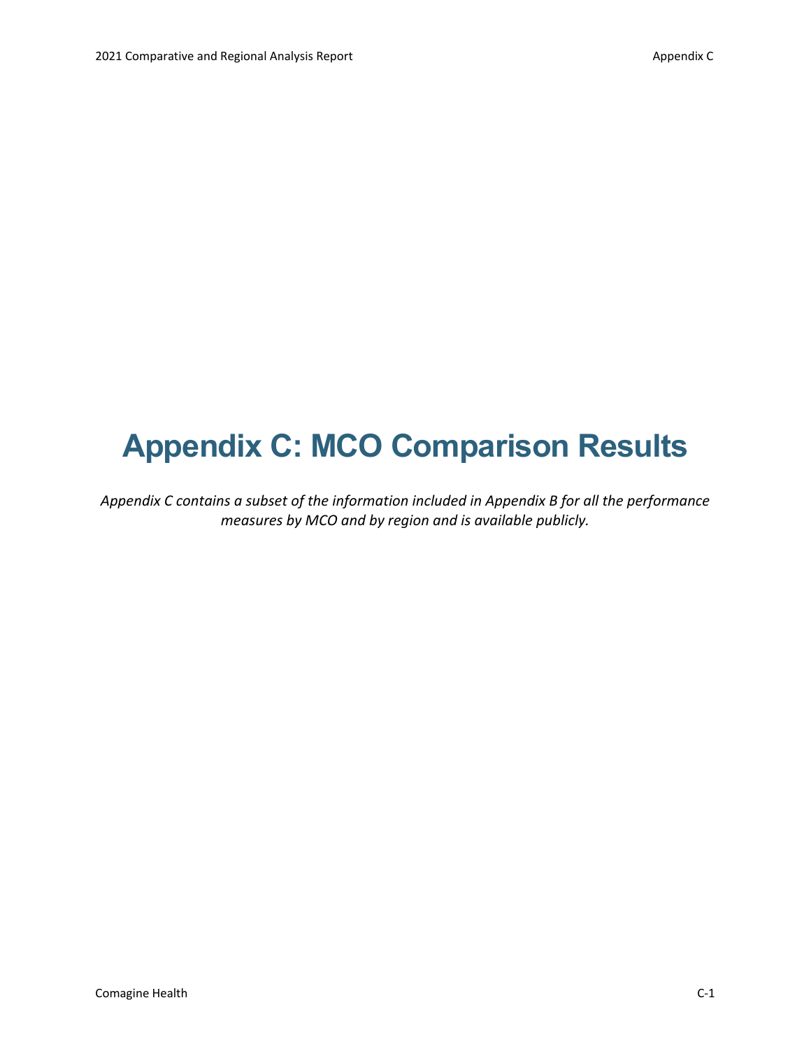# Appendix C: MCO Comparison Results

*Appendix C contains a subset of the information included in Appendix B for all the performance measures by MCO and by region and is available publicly.*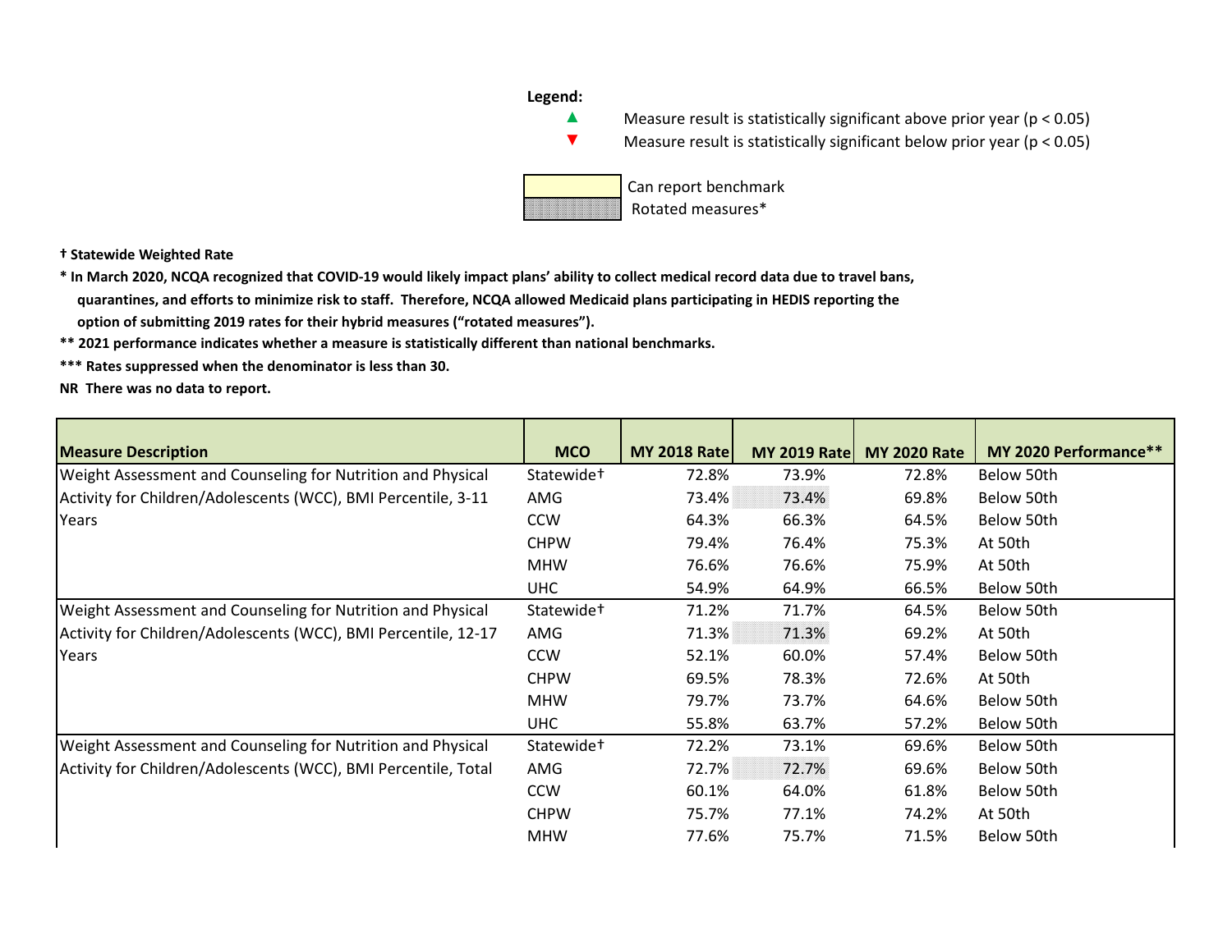**Legend:**

▲ Measure result is statistically significant above prior year ($p < 0.05$)

▼ Measure result is statistically significant below prior year ($p < 0.05$)

Can report benchmark

Rotated measures*

**† Statewide Weighted Rate**

**\* In March 2020, NCQA recognized that COVID-19 would likely impact plans' ability to collect medical record data due to travel bans, quarantines, and efforts to minimize risk to staff. Therefore, NCQA allowed Medicaid plans participating in HEDIS reporting the option of submitting 2019 rates for their hybrid measures ("rotated measures").**

**\*\* 2021 performance indicates whether a measure is statistically different than national benchmarks.**

**\*\*\* Rates suppressed when the denominator is less than 30.**

**NR There was no data to report.**

| Measure Description | MCO | MY 2018 Rate | MY 2019 Rate | MY 2020 Rate | MY 2020 Performance** |
|---|---|---|---|---|---|
| Weight Assessment and Counseling for Nutrition and Physical Activity for Children/Adolescents (WCC), BMI Percentile, 3-11 Years | Statewide† | 72.8% | 73.9% | 72.8% | Below 50th |
| | AMG | 73.4% | 73.4% | 69.8% | Below 50th |
| | CCW | 64.3% | 66.3% | 64.5% | Below 50th |
| | CHPW | 79.4% | 76.4% | 75.3% | At 50th |
| | MHW | 76.6% | 76.6% | 75.9% | At 50th |
| | UHC | 54.9% | 64.9% | 66.5% | Below 50th |
| Weight Assessment and Counseling for Nutrition and Physical Activity for Children/Adolescents (WCC), BMI Percentile, 12-17 Years | Statewide† | 71.2% | 71.7% | 64.5% | Below 50th |
| | AMG | 71.3% | 71.3% | 69.2% | At 50th |
| | CCW | 52.1% | 60.0% | 57.4% | Below 50th |
| | CHPW | 69.5% | 78.3% | 72.6% | At 50th |
| | MHW | 79.7% | 73.7% | 64.6% | Below 50th |
| | UHC | 55.8% | 63.7% | 57.2% | Below 50th |
| Weight Assessment and Counseling for Nutrition and Physical Activity for Children/Adolescents (WCC), BMI Percentile, Total | Statewide† | 72.2% | 73.1% | 69.6% | Below 50th |
| | AMG | 72.7% | 72.7% | 69.6% | Below 50th |
| | CCW | 60.1% | 64.0% | 61.8% | Below 50th |
| | CHPW | 75.7% | 77.1% | 74.2% | At 50th |
| | MHW | 77.6% | 75.7% | 71.5% | Below 50th |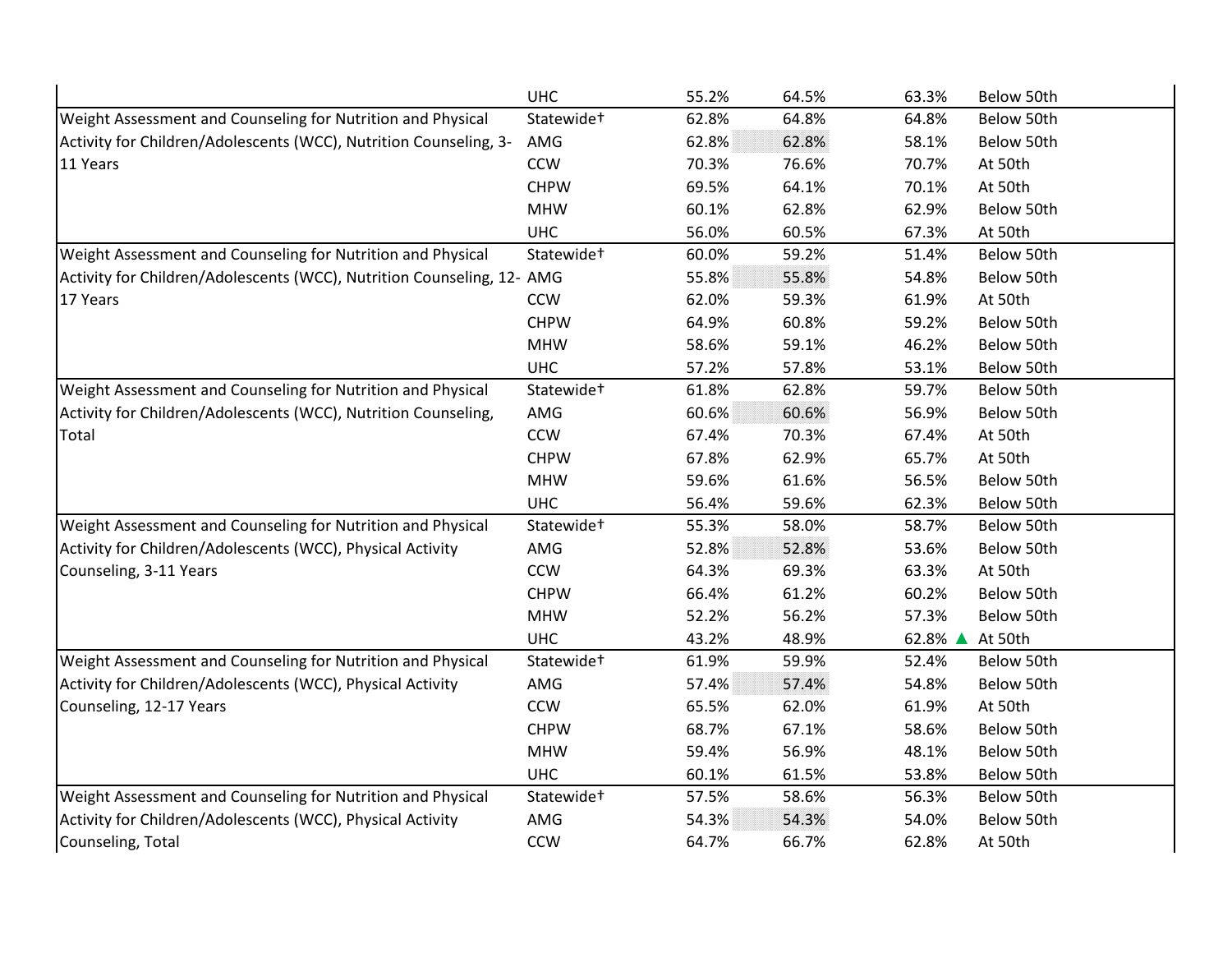| | | | | | |
|---|---|---|---|---|---|
| | UHC | 55.2% | 64.5% | 63.3% | Below 50th |
| Weight Assessment and Counseling for Nutrition and Physical Activity for Children/Adolescents (WCC), Nutrition Counseling, 3-11 Years | Statewide† | 62.8% | 64.8% | 64.8% | Below 50th |
| | AMG | 62.8% | 62.8% | 58.1% | Below 50th |
| | CCW | 70.3% | 76.6% | 70.7% | At 50th |
| | CHPW | 69.5% | 64.1% | 70.1% | At 50th |
| | MHW | 60.1% | 62.8% | 62.9% | Below 50th |
| | UHC | 56.0% | 60.5% | 67.3% | At 50th |
| Weight Assessment and Counseling for Nutrition and Physical Activity for Children/Adolescents (WCC), Nutrition Counseling, 12-17 Years | Statewide† | 60.0% | 59.2% | 51.4% | Below 50th |
| | AMG | 55.8% | 55.8% | 54.8% | Below 50th |
| | CCW | 62.0% | 59.3% | 61.9% | At 50th |
| | CHPW | 64.9% | 60.8% | 59.2% | Below 50th |
| | MHW | 58.6% | 59.1% | 46.2% | Below 50th |
| | UHC | 57.2% | 57.8% | 53.1% | Below 50th |
| Weight Assessment and Counseling for Nutrition and Physical Activity for Children/Adolescents (WCC), Nutrition Counseling, Total | Statewide† | 61.8% | 62.8% | 59.7% | Below 50th |
| | AMG | 60.6% | 60.6% | 56.9% | Below 50th |
| | CCW | 67.4% | 70.3% | 67.4% | At 50th |
| | CHPW | 67.8% | 62.9% | 65.7% | At 50th |
| | MHW | 59.6% | 61.6% | 56.5% | Below 50th |
| | UHC | 56.4% | 59.6% | 62.3% | Below 50th |
| Weight Assessment and Counseling for Nutrition and Physical Activity for Children/Adolescents (WCC), Physical Activity Counseling, 3-11 Years | Statewide† | 55.3% | 58.0% | 58.7% | Below 50th |
| | AMG | 52.8% | 52.8% | 53.6% | Below 50th |
| | CCW | 64.3% | 69.3% | 63.3% | At 50th |
| | CHPW | 66.4% | 61.2% | 60.2% | Below 50th |
| | MHW | 52.2% | 56.2% | 57.3% | Below 50th |
| | UHC | 43.2% | 48.9% | 62.8% ▲ | At 50th |
| Weight Assessment and Counseling for Nutrition and Physical Activity for Children/Adolescents (WCC), Physical Activity Counseling, 12-17 Years | Statewide† | 61.9% | 59.9% | 52.4% | Below 50th |
| | AMG | 57.4% | 57.4% | 54.8% | Below 50th |
| | CCW | 65.5% | 62.0% | 61.9% | At 50th |
| | CHPW | 68.7% | 67.1% | 58.6% | Below 50th |
| | MHW | 59.4% | 56.9% | 48.1% | Below 50th |
| | UHC | 60.1% | 61.5% | 53.8% | Below 50th |
| Weight Assessment and Counseling for Nutrition and Physical Activity for Children/Adolescents (WCC), Physical Activity Counseling, Total | Statewide† | 57.5% | 58.6% | 56.3% | Below 50th |
| | AMG | 54.3% | 54.3% | 54.0% | Below 50th |
| | CCW | 64.7% | 66.7% | 62.8% | At 50th |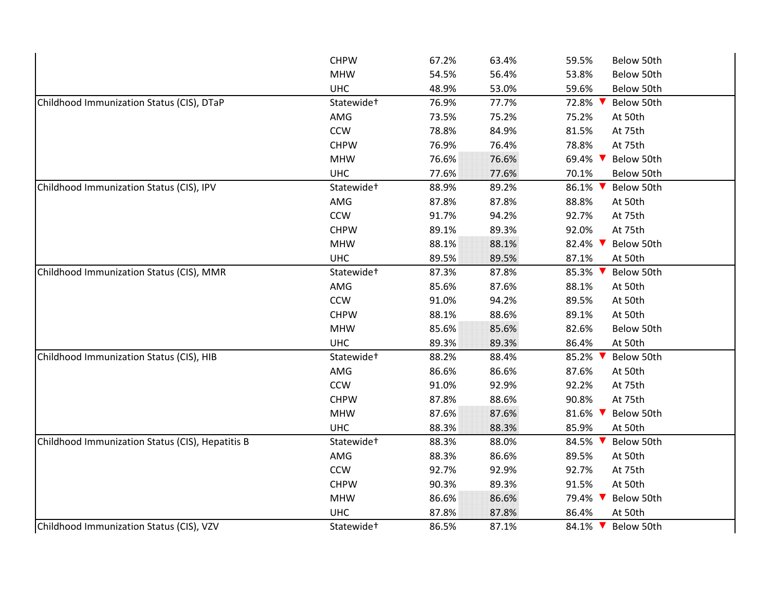| | | | | | |
|---|---|---|---|---|---|
| | CHPW | 67.2% | 63.4% | 59.5% | Below 50th |
| | MHW | 54.5% | 56.4% | 53.8% | Below 50th |
| | UHC | 48.9% | 53.0% | 59.6% | Below 50th |
| Childhood Immunization Status (CIS), DTaP | Statewide† | 76.9% | 77.7% | 72.8% ▼ | Below 50th |
| | AMG | 73.5% | 75.2% | 75.2% | At 50th |
| | CCW | 78.8% | 84.9% | 81.5% | At 75th |
| | CHPW | 76.9% | 76.4% | 78.8% | At 75th |
| | MHW | 76.6% | 76.6% | 69.4% ▼ | Below 50th |
| | UHC | 77.6% | 77.6% | 70.1% | Below 50th |
| Childhood Immunization Status (CIS), IPV | Statewide† | 88.9% | 89.2% | 86.1% ▼ | Below 50th |
| | AMG | 87.8% | 87.8% | 88.8% | At 50th |
| | CCW | 91.7% | 94.2% | 92.7% | At 75th |
| | CHPW | 89.1% | 89.3% | 92.0% | At 75th |
| | MHW | 88.1% | 88.1% | 82.4% ▼ | Below 50th |
| | UHC | 89.5% | 89.5% | 87.1% | At 50th |
| Childhood Immunization Status (CIS), MMR | Statewide† | 87.3% | 87.8% | 85.3% ▼ | Below 50th |
| | AMG | 85.6% | 87.6% | 88.1% | At 50th |
| | CCW | 91.0% | 94.2% | 89.5% | At 50th |
| | CHPW | 88.1% | 88.6% | 89.1% | At 50th |
| | MHW | 85.6% | 85.6% | 82.6% | Below 50th |
| | UHC | 89.3% | 89.3% | 86.4% | At 50th |
| Childhood Immunization Status (CIS), HIB | Statewide† | 88.2% | 88.4% | 85.2% ▼ | Below 50th |
| | AMG | 86.6% | 86.6% | 87.6% | At 50th |
| | CCW | 91.0% | 92.9% | 92.2% | At 75th |
| | CHPW | 87.8% | 88.6% | 90.8% | At 75th |
| | MHW | 87.6% | 87.6% | 81.6% ▼ | Below 50th |
| | UHC | 88.3% | 88.3% | 85.9% | At 50th |
| Childhood Immunization Status (CIS), Hepatitis B | Statewide† | 88.3% | 88.0% | 84.5% ▼ | Below 50th |
| | AMG | 88.3% | 86.6% | 89.5% | At 50th |
| | CCW | 92.7% | 92.9% | 92.7% | At 75th |
| | CHPW | 90.3% | 89.3% | 91.5% | At 50th |
| | MHW | 86.6% | 86.6% | 79.4% ▼ | Below 50th |
| | UHC | 87.8% | 87.8% | 86.4% | At 50th |
| Childhood Immunization Status (CIS), VZV | Statewide† | 86.5% | 87.1% | 84.1% ▼ | Below 50th |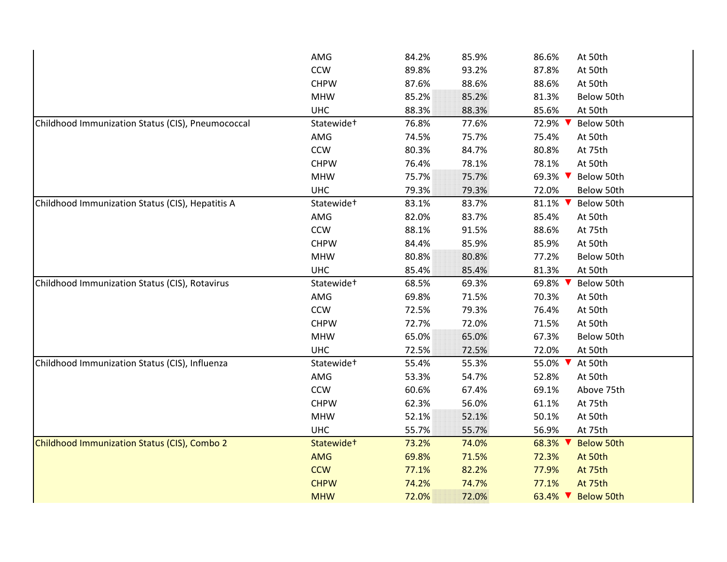| | | | | | |
|---|---|---|---|---|---|
| | AMG | 84.2% | 85.9% | 86.6% | At 50th |
| | CCW | 89.8% | 93.2% | 87.8% | At 50th |
| | CHPW | 87.6% | 88.6% | 88.6% | At 50th |
| | MHW | 85.2% | 85.2% | 81.3% | Below 50th |
| | UHC | 88.3% | 88.3% | 85.6% | At 50th |
| Childhood Immunization Status (CIS), Pneumococcal | Statewide† | 76.8% | 77.6% | 72.9% ▼ | Below 50th |
| | AMG | 74.5% | 75.7% | 75.4% | At 50th |
| | CCW | 80.3% | 84.7% | 80.8% | At 75th |
| | CHPW | 76.4% | 78.1% | 78.1% | At 50th |
| | MHW | 75.7% | 75.7% | 69.3% ▼ | Below 50th |
| | UHC | 79.3% | 79.3% | 72.0% | Below 50th |
| Childhood Immunization Status (CIS), Hepatitis A | Statewide† | 83.1% | 83.7% | 81.1% ▼ | Below 50th |
| | AMG | 82.0% | 83.7% | 85.4% | At 50th |
| | CCW | 88.1% | 91.5% | 88.6% | At 75th |
| | CHPW | 84.4% | 85.9% | 85.9% | At 50th |
| | MHW | 80.8% | 80.8% | 77.2% | Below 50th |
| | UHC | 85.4% | 85.4% | 81.3% | At 50th |
| Childhood Immunization Status (CIS), Rotavirus | Statewide† | 68.5% | 69.3% | 69.8% ▼ | Below 50th |
| | AMG | 69.8% | 71.5% | 70.3% | At 50th |
| | CCW | 72.5% | 79.3% | 76.4% | At 50th |
| | CHPW | 72.7% | 72.0% | 71.5% | At 50th |
| | MHW | 65.0% | 65.0% | 67.3% | Below 50th |
| | UHC | 72.5% | 72.5% | 72.0% | At 50th |
| Childhood Immunization Status (CIS), Influenza | Statewide† | 55.4% | 55.3% | 55.0% ▼ | At 50th |
| | AMG | 53.3% | 54.7% | 52.8% | At 50th |
| | CCW | 60.6% | 67.4% | 69.1% | Above 75th |
| | CHPW | 62.3% | 56.0% | 61.1% | At 75th |
| | MHW | 52.1% | 52.1% | 50.1% | At 50th |
| | UHC | 55.7% | 55.7% | 56.9% | At 75th |
| Childhood Immunization Status (CIS), Combo 2 | Statewide† | 73.2% | 74.0% | 68.3% ▼ | Below 50th |
| | AMG | 69.8% | 71.5% | 72.3% | At 50th |
| | CCW | 77.1% | 82.2% | 77.9% | At 75th |
| | CHPW | 74.2% | 74.7% | 77.1% | At 75th |
| | MHW | 72.0% | 72.0% | 63.4% ▼ | Below 50th |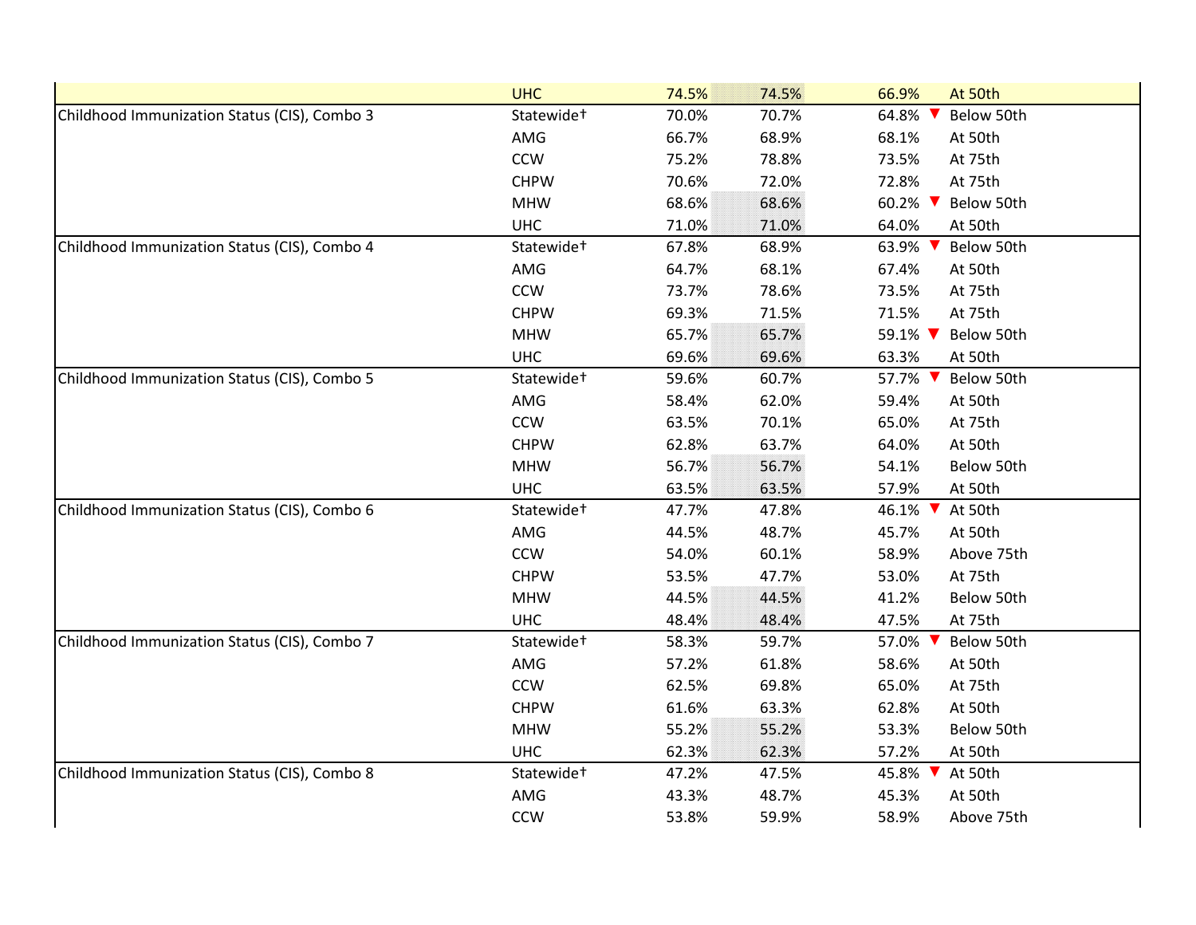| | | | | | | |
|---|---|---|---|---|---|---|
| | UHC | 74.5% | 74.5% | 66.9% | | At 50th |
| Childhood Immunization Status (CIS), Combo 3 | Statewide† | 70.0% | 70.7% | 64.8% | ▼ | Below 50th |
| | AMG | 66.7% | 68.9% | 68.1% | | At 50th |
| | CCW | 75.2% | 78.8% | 73.5% | | At 75th |
| | CHPW | 70.6% | 72.0% | 72.8% | | At 75th |
| | MHW | 68.6% | 68.6% | 60.2% | ▼ | Below 50th |
| | UHC | 71.0% | 71.0% | 64.0% | | At 50th |
| Childhood Immunization Status (CIS), Combo 4 | Statewide† | 67.8% | 68.9% | 63.9% | ▼ | Below 50th |
| | AMG | 64.7% | 68.1% | 67.4% | | At 50th |
| | CCW | 73.7% | 78.6% | 73.5% | | At 75th |
| | CHPW | 69.3% | 71.5% | 71.5% | | At 75th |
| | MHW | 65.7% | 65.7% | 59.1% | ▼ | Below 50th |
| | UHC | 69.6% | 69.6% | 63.3% | | At 50th |
| Childhood Immunization Status (CIS), Combo 5 | Statewide† | 59.6% | 60.7% | 57.7% | ▼ | Below 50th |
| | AMG | 58.4% | 62.0% | 59.4% | | At 50th |
| | CCW | 63.5% | 70.1% | 65.0% | | At 75th |
| | CHPW | 62.8% | 63.7% | 64.0% | | At 50th |
| | MHW | 56.7% | 56.7% | 54.1% | | Below 50th |
| | UHC | 63.5% | 63.5% | 57.9% | | At 50th |
| Childhood Immunization Status (CIS), Combo 6 | Statewide† | 47.7% | 47.8% | 46.1% | ▼ | At 50th |
| | AMG | 44.5% | 48.7% | 45.7% | | At 50th |
| | CCW | 54.0% | 60.1% | 58.9% | | Above 75th |
| | CHPW | 53.5% | 47.7% | 53.0% | | At 75th |
| | MHW | 44.5% | 44.5% | 41.2% | | Below 50th |
| | UHC | 48.4% | 48.4% | 47.5% | | At 75th |
| Childhood Immunization Status (CIS), Combo 7 | Statewide† | 58.3% | 59.7% | 57.0% | ▼ | Below 50th |
| | AMG | 57.2% | 61.8% | 58.6% | | At 50th |
| | CCW | 62.5% | 69.8% | 65.0% | | At 75th |
| | CHPW | 61.6% | 63.3% | 62.8% | | At 50th |
| | MHW | 55.2% | 55.2% | 53.3% | | Below 50th |
| | UHC | 62.3% | 62.3% | 57.2% | | At 50th |
| Childhood Immunization Status (CIS), Combo 8 | Statewide† | 47.2% | 47.5% | 45.8% | ▼ | At 50th |
| | AMG | 43.3% | 48.7% | 45.3% | | At 50th |
| | CCW | 53.8% | 59.9% | 58.9% | | Above 75th |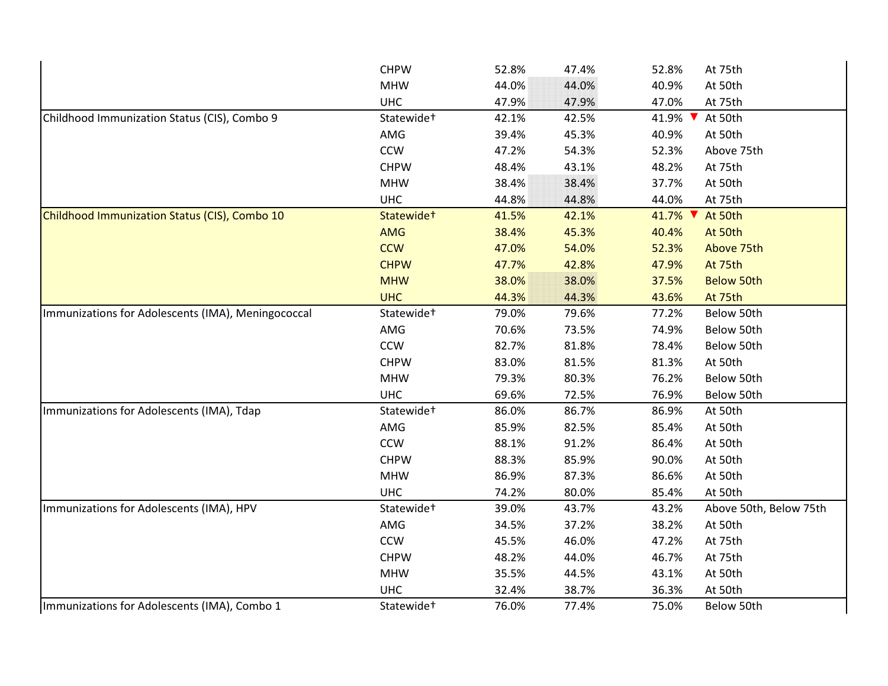| | CHPW | 52.8% | 47.4% | 52.8% | | At 75th |
|---|---|---|---|---|---|---|
| | MHW | 44.0% | 44.0% | 40.9% | | At 50th |
| | UHC | 47.9% | 47.9% | 47.0% | | At 75th |
| Childhood Immunization Status (CIS), Combo 9 | Statewide† | 42.1% | 42.5% | 41.9% | ▼ | At 50th |
| | AMG | 39.4% | 45.3% | 40.9% | | At 50th |
| | CCW | 47.2% | 54.3% | 52.3% | | Above 75th |
| | CHPW | 48.4% | 43.1% | 48.2% | | At 75th |
| | MHW | 38.4% | 38.4% | 37.7% | | At 50th |
| | UHC | 44.8% | 44.8% | 44.0% | | At 75th |
| Childhood Immunization Status (CIS), Combo 10 | Statewide† | 41.5% | 42.1% | 41.7% | ▼ | At 50th |
| | AMG | 38.4% | 45.3% | 40.4% | | At 50th |
| | CCW | 47.0% | 54.0% | 52.3% | | Above 75th |
| | CHPW | 47.7% | 42.8% | 47.9% | | At 75th |
| | MHW | 38.0% | 38.0% | 37.5% | | Below 50th |
| | UHC | 44.3% | 44.3% | 43.6% | | At 75th |
| Immunizations for Adolescents (IMA), Meningococcal | Statewide† | 79.0% | 79.6% | 77.2% | | Below 50th |
| | AMG | 70.6% | 73.5% | 74.9% | | Below 50th |
| | CCW | 82.7% | 81.8% | 78.4% | | Below 50th |
| | CHPW | 83.0% | 81.5% | 81.3% | | At 50th |
| | MHW | 79.3% | 80.3% | 76.2% | | Below 50th |
| | UHC | 69.6% | 72.5% | 76.9% | | Below 50th |
| Immunizations for Adolescents (IMA), Tdap | Statewide† | 86.0% | 86.7% | 86.9% | | At 50th |
| | AMG | 85.9% | 82.5% | 85.4% | | At 50th |
| | CCW | 88.1% | 91.2% | 86.4% | | At 50th |
| | CHPW | 88.3% | 85.9% | 90.0% | | At 50th |
| | MHW | 86.9% | 87.3% | 86.6% | | At 50th |
| | UHC | 74.2% | 80.0% | 85.4% | | At 50th |
| Immunizations for Adolescents (IMA), HPV | Statewide† | 39.0% | 43.7% | 43.2% | | Above 50th, Below 75th |
| | AMG | 34.5% | 37.2% | 38.2% | | At 50th |
| | CCW | 45.5% | 46.0% | 47.2% | | At 75th |
| | CHPW | 48.2% | 44.0% | 46.7% | | At 75th |
| | MHW | 35.5% | 44.5% | 43.1% | | At 50th |
| | UHC | 32.4% | 38.7% | 36.3% | | At 50th |
| Immunizations for Adolescents (IMA), Combo 1 | Statewide† | 76.0% | 77.4% | 75.0% | | Below 50th |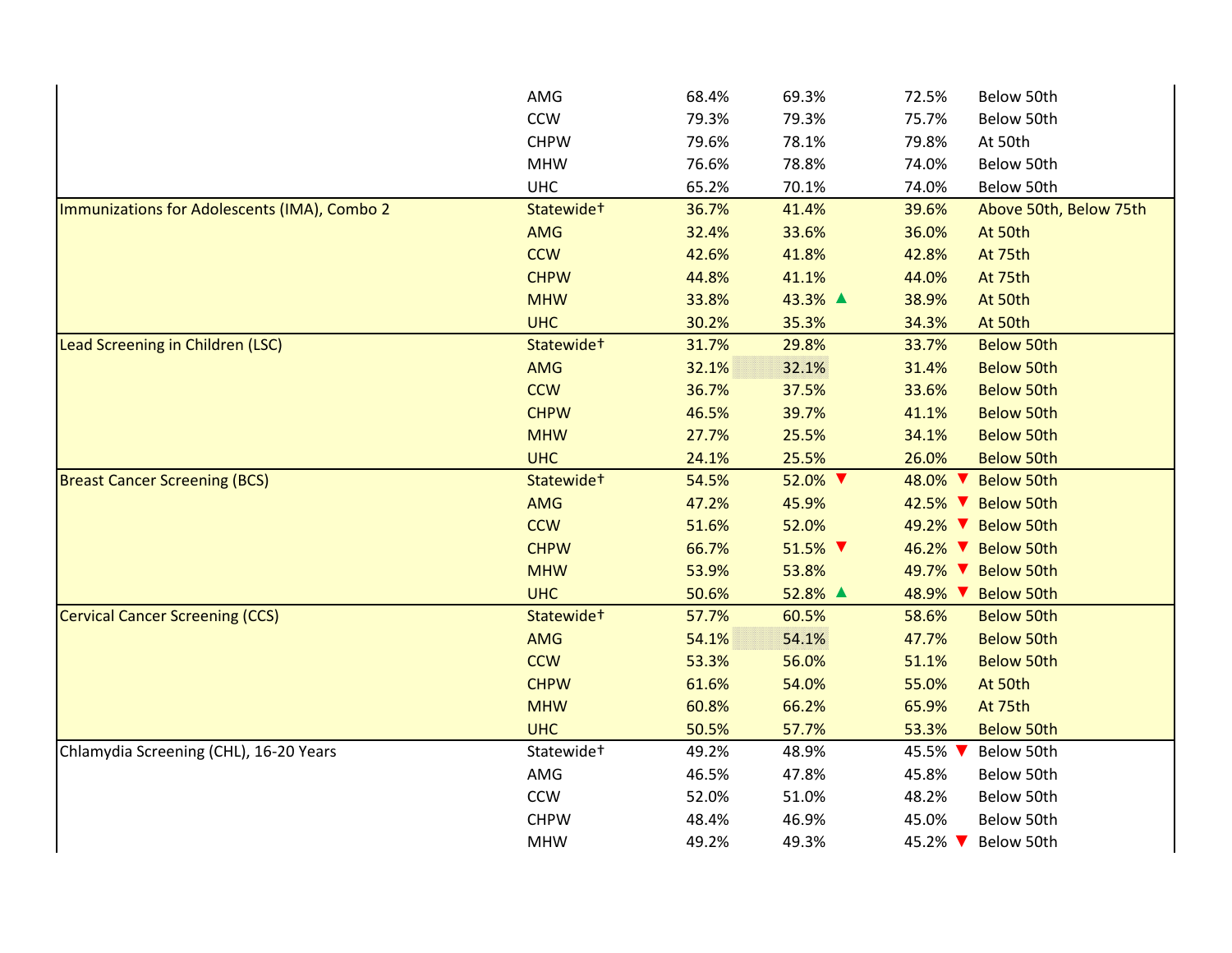| | | | | | |
|---|---|---|---|---|---|
| | AMG | 68.4% | 69.3% | 72.5% | Below 50th |
| | CCW | 79.3% | 79.3% | 75.7% | Below 50th |
| | CHPW | 79.6% | 78.1% | 79.8% | At 50th |
| | MHW | 76.6% | 78.8% | 74.0% | Below 50th |
| | UHC | 65.2% | 70.1% | 74.0% | Below 50th |
| Immunizations for Adolescents (IMA), Combo 2 | Statewide† | 36.7% | 41.4% | 39.6% | Above 50th, Below 75th |
| | AMG | 32.4% | 33.6% | 36.0% | At 50th |
| | CCW | 42.6% | 41.8% | 42.8% | At 75th |
| | CHPW | 44.8% | 41.1% | 44.0% | At 75th |
| | MHW | 33.8% | 43.3% ▲ | 38.9% | At 50th |
| | UHC | 30.2% | 35.3% | 34.3% | At 50th |
| Lead Screening in Children (LSC) | Statewide† | 31.7% | 29.8% | 33.7% | Below 50th |
| | AMG | 32.1% | 32.1% | 31.4% | Below 50th |
| | CCW | 36.7% | 37.5% | 33.6% | Below 50th |
| | CHPW | 46.5% | 39.7% | 41.1% | Below 50th |
| | MHW | 27.7% | 25.5% | 34.1% | Below 50th |
| | UHC | 24.1% | 25.5% | 26.0% | Below 50th |
| Breast Cancer Screening (BCS) | Statewide† | 54.5% | 52.0% ▼ | 48.0% ▼ | Below 50th |
| | AMG | 47.2% | 45.9% | 42.5% ▼ | Below 50th |
| | CCW | 51.6% | 52.0% | 49.2% ▼ | Below 50th |
| | CHPW | 66.7% | 51.5% ▼ | 46.2% ▼ | Below 50th |
| | MHW | 53.9% | 53.8% | 49.7% ▼ | Below 50th |
| | UHC | 50.6% | 52.8% ▲ | 48.9% ▼ | Below 50th |
| Cervical Cancer Screening (CCS) | Statewide† | 57.7% | 60.5% | 58.6% | Below 50th |
| | AMG | 54.1% | 54.1% | 47.7% | Below 50th |
| | CCW | 53.3% | 56.0% | 51.1% | Below 50th |
| | CHPW | 61.6% | 54.0% | 55.0% | At 50th |
| | MHW | 60.8% | 66.2% | 65.9% | At 75th |
| | UHC | 50.5% | 57.7% | 53.3% | Below 50th |
| Chlamydia Screening (CHL), 16-20 Years | Statewide† | 49.2% | 48.9% | 45.5% ▼ | Below 50th |
| | AMG | 46.5% | 47.8% | 45.8% | Below 50th |
| | CCW | 52.0% | 51.0% | 48.2% | Below 50th |
| | CHPW | 48.4% | 46.9% | 45.0% | Below 50th |
| | MHW | 49.2% | 49.3% | 45.2% ▼ | Below 50th |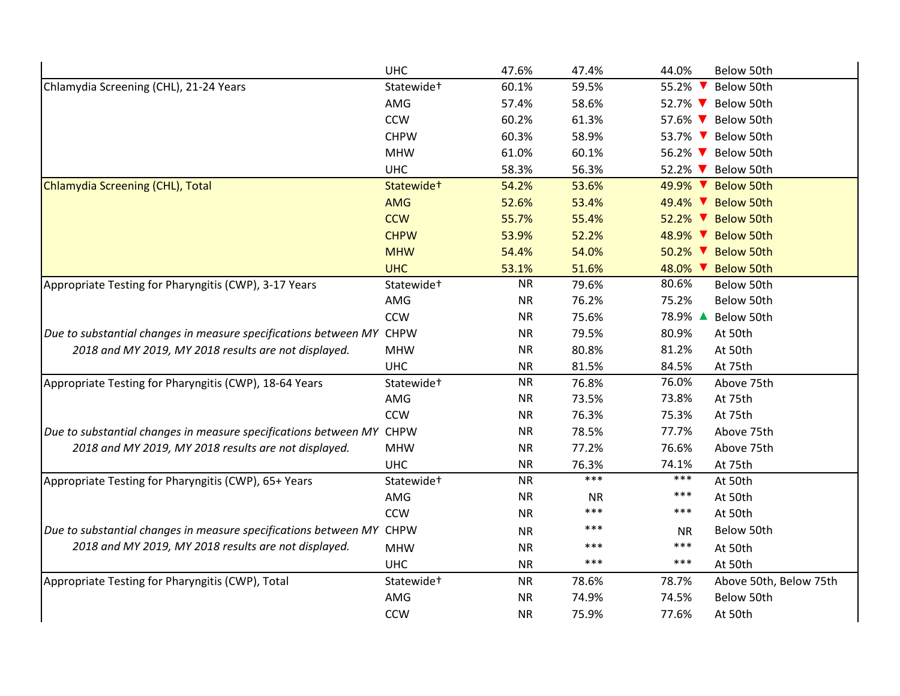| | | | | | |
|---|---|---|---|---|---|
| | UHC | 47.6% | 47.4% | 44.0% | Below 50th |
| Chlamydia Screening (CHL), 21-24 Years | Statewide† | 60.1% | 59.5% | 55.2% ▼ | Below 50th |
| | AMG | 57.4% | 58.6% | 52.7% ▼ | Below 50th |
| | CCW | 60.2% | 61.3% | 57.6% ▼ | Below 50th |
| | CHPW | 60.3% | 58.9% | 53.7% ▼ | Below 50th |
| | MHW | 61.0% | 60.1% | 56.2% ▼ | Below 50th |
| | UHC | 58.3% | 56.3% | 52.2% ▼ | Below 50th |
| Chlamydia Screening (CHL), Total | Statewide† | 54.2% | 53.6% | 49.9% ▼ | Below 50th |
| | AMG | 52.6% | 53.4% | 49.4% ▼ | Below 50th |
| | CCW | 55.7% | 55.4% | 52.2% ▼ | Below 50th |
| | CHPW | 53.9% | 52.2% | 48.9% ▼ | Below 50th |
| | MHW | 54.4% | 54.0% | 50.2% ▼ | Below 50th |
| | UHC | 53.1% | 51.6% | 48.0% ▼ | Below 50th |
| Appropriate Testing for Pharyngitis (CWP), 3-17 Years | Statewide† | NR | 79.6% | 80.6% | Below 50th |
| | AMG | NR | 76.2% | 75.2% | Below 50th |
| | CCW | NR | 75.6% | 78.9% ▲ | Below 50th |
| *Due to substantial changes in measure specifications between MY 2018 and MY 2019, MY 2018 results are not displayed.* | CHPW | NR | 79.5% | 80.9% | At 50th |
| | MHW | NR | 80.8% | 81.2% | At 50th |
| | UHC | NR | 81.5% | 84.5% | At 75th |
| Appropriate Testing for Pharyngitis (CWP), 18-64 Years | Statewide† | NR | 76.8% | 76.0% | Above 75th |
| | AMG | NR | 73.5% | 73.8% | At 75th |
| | CCW | NR | 76.3% | 75.3% | At 75th |
| *Due to substantial changes in measure specifications between MY 2018 and MY 2019, MY 2018 results are not displayed.* | CHPW | NR | 78.5% | 77.7% | Above 75th |
| | MHW | NR | 77.2% | 76.6% | Above 75th |
| | UHC | NR | 76.3% | 74.1% | At 75th |
| Appropriate Testing for Pharyngitis (CWP), 65+ Years | Statewide† | NR | *** | *** | At 50th |
| | AMG | NR | NR | *** | At 50th |
| | CCW | NR | *** | *** | At 50th |
| *Due to substantial changes in measure specifications between MY 2018 and MY 2019, MY 2018 results are not displayed.* | CHPW | NR | *** | NR | Below 50th |
| | MHW | NR | *** | *** | At 50th |
| | UHC | NR | *** | *** | At 50th |
| Appropriate Testing for Pharyngitis (CWP), Total | Statewide† | NR | 78.6% | 78.7% | Above 50th, Below 75th |
| | AMG | NR | 74.9% | 74.5% | Below 50th |
| | CCW | NR | 75.9% | 77.6% | At 50th |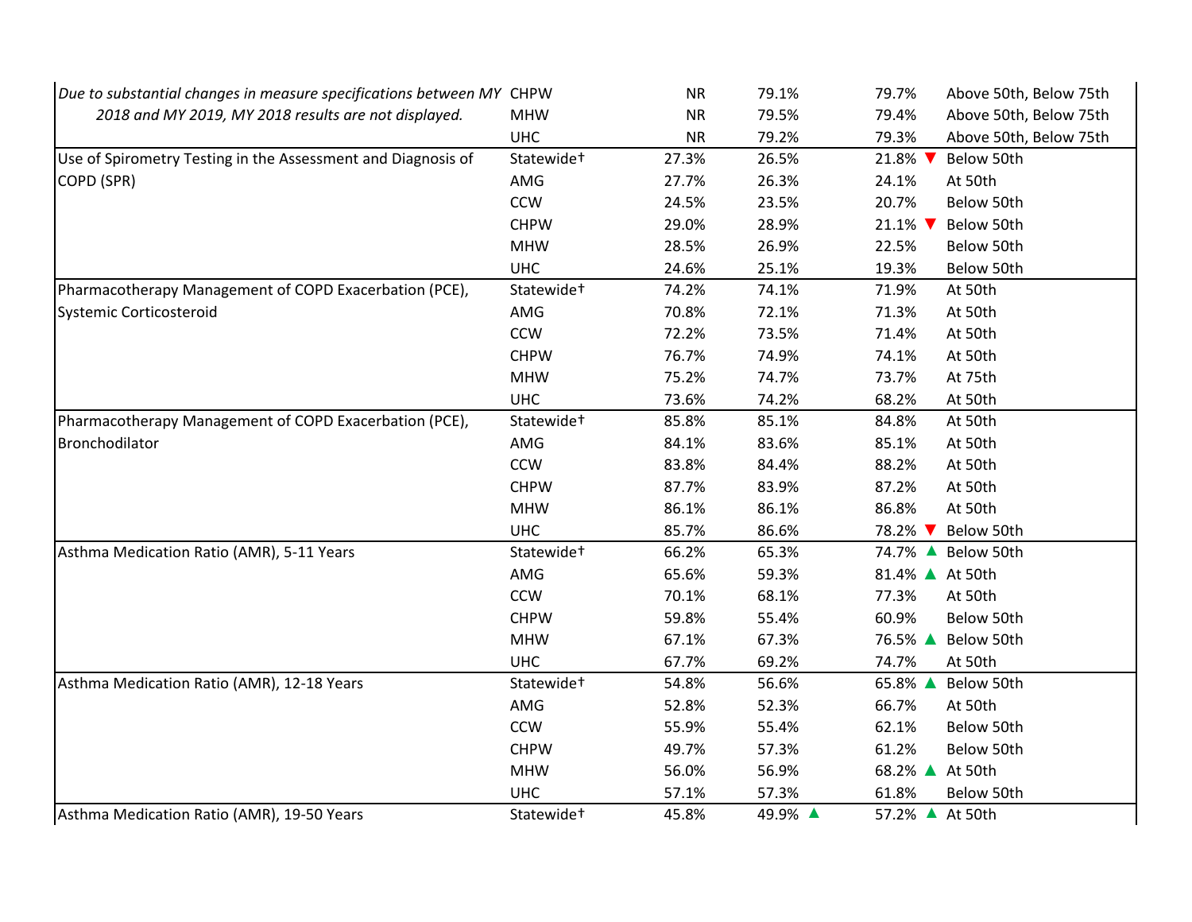| | | | | | |
|---|---|---|---|---|---|
| *Due to substantial changes in measure specifications between MY 2018 and MY 2019, MY 2018 results are not displayed.* | CHPW | NR | 79.1% | 79.7% | Above 50th, Below 75th |
| | MHW | NR | 79.5% | 79.4% | Above 50th, Below 75th |
| | UHC | NR | 79.2% | 79.3% | Above 50th, Below 75th |
| Use of Spirometry Testing in the Assessment and Diagnosis of COPD (SPR) | Statewide† | 27.3% | 26.5% | 21.8% ▼ | Below 50th |
| | AMG | 27.7% | 26.3% | 24.1% | At 50th |
| | CCW | 24.5% | 23.5% | 20.7% | Below 50th |
| | CHPW | 29.0% | 28.9% | 21.1% ▼ | Below 50th |
| | MHW | 28.5% | 26.9% | 22.5% | Below 50th |
| | UHC | 24.6% | 25.1% | 19.3% | Below 50th |
| Pharmacotherapy Management of COPD Exacerbation (PCE), Systemic Corticosteroid | Statewide† | 74.2% | 74.1% | 71.9% | At 50th |
| | AMG | 70.8% | 72.1% | 71.3% | At 50th |
| | CCW | 72.2% | 73.5% | 71.4% | At 50th |
| | CHPW | 76.7% | 74.9% | 74.1% | At 50th |
| | MHW | 75.2% | 74.7% | 73.7% | At 75th |
| | UHC | 73.6% | 74.2% | 68.2% | At 50th |
| Pharmacotherapy Management of COPD Exacerbation (PCE), Bronchodilator | Statewide† | 85.8% | 85.1% | 84.8% | At 50th |
| | AMG | 84.1% | 83.6% | 85.1% | At 50th |
| | CCW | 83.8% | 84.4% | 88.2% | At 50th |
| | CHPW | 87.7% | 83.9% | 87.2% | At 50th |
| | MHW | 86.1% | 86.1% | 86.8% | At 50th |
| | UHC | 85.7% | 86.6% | 78.2% ▼ | Below 50th |
| Asthma Medication Ratio (AMR), 5-11 Years | Statewide† | 66.2% | 65.3% | 74.7% ▲ | Below 50th |
| | AMG | 65.6% | 59.3% | 81.4% ▲ | At 50th |
| | CCW | 70.1% | 68.1% | 77.3% | At 50th |
| | CHPW | 59.8% | 55.4% | 60.9% | Below 50th |
| | MHW | 67.1% | 67.3% | 76.5% ▲ | Below 50th |
| | UHC | 67.7% | 69.2% | 74.7% | At 50th |
| Asthma Medication Ratio (AMR), 12-18 Years | Statewide† | 54.8% | 56.6% | 65.8% ▲ | Below 50th |
| | AMG | 52.8% | 52.3% | 66.7% | At 50th |
| | CCW | 55.9% | 55.4% | 62.1% | Below 50th |
| | CHPW | 49.7% | 57.3% | 61.2% | Below 50th |
| | MHW | 56.0% | 56.9% | 68.2% ▲ | At 50th |
| | UHC | 57.1% | 57.3% | 61.8% | Below 50th |
| Asthma Medication Ratio (AMR), 19-50 Years | Statewide† | 45.8% | 49.9% ▲ | 57.2% ▲ | At 50th |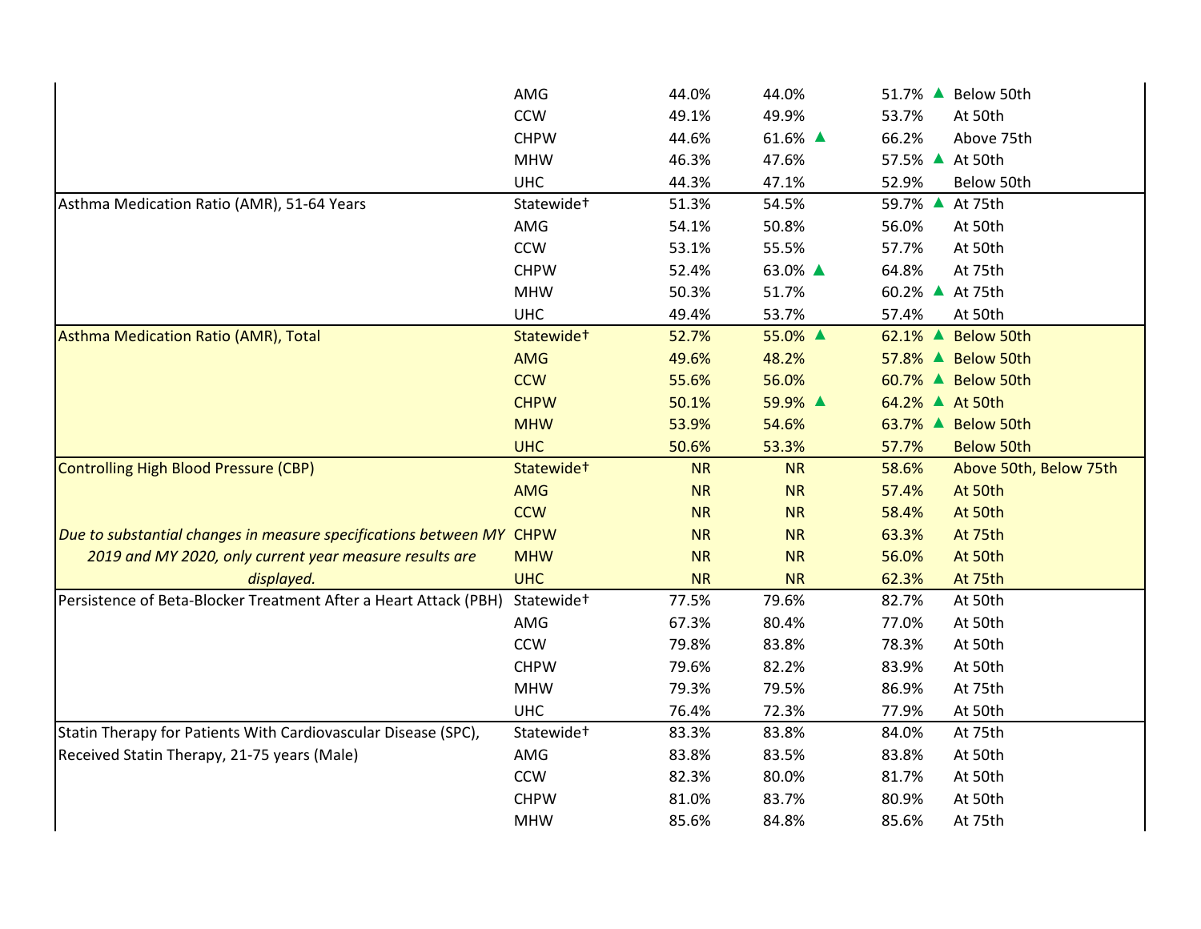| Measure | Plan | | | | |
|---|---|---|---|---|---|
| | AMG | 44.0% | 44.0% | 51.7% ▲ | Below 50th |
| | CCW | 49.1% | 49.9% | 53.7% | At 50th |
| | CHPW | 44.6% | 61.6% ▲ | 66.2% | Above 75th |
| | MHW | 46.3% | 47.6% | 57.5% ▲ | At 50th |
| | UHC | 44.3% | 47.1% | 52.9% | Below 50th |
| Asthma Medication Ratio (AMR), 51-64 Years | Statewide† | 51.3% | 54.5% | 59.7% ▲ | At 75th |
| | AMG | 54.1% | 50.8% | 56.0% | At 50th |
| | CCW | 53.1% | 55.5% | 57.7% | At 50th |
| | CHPW | 52.4% | 63.0% ▲ | 64.8% | At 75th |
| | MHW | 50.3% | 51.7% | 60.2% ▲ | At 75th |
| | UHC | 49.4% | 53.7% | 57.4% | At 50th |
| Asthma Medication Ratio (AMR), Total | Statewide† | 52.7% | 55.0% ▲ | 62.1% ▲ | Below 50th |
| | AMG | 49.6% | 48.2% | 57.8% ▲ | Below 50th |
| | CCW | 55.6% | 56.0% | 60.7% ▲ | Below 50th |
| | CHPW | 50.1% | 59.9% ▲ | 64.2% ▲ | At 50th |
| | MHW | 53.9% | 54.6% | 63.7% ▲ | Below 50th |
| | UHC | 50.6% | 53.3% | 57.7% | Below 50th |
| Controlling High Blood Pressure (CBP) | Statewide† | NR | NR | 58.6% | Above 50th, Below 75th |
| | AMG | NR | NR | 57.4% | At 50th |
| | CCW | NR | NR | 58.4% | At 50th |
| *Due to substantial changes in measure specifications between MY 2019 and MY 2020, only current year measure results are displayed.* | CHPW | NR | NR | 63.3% | At 75th |
| | MHW | NR | NR | 56.0% | At 50th |
| | UHC | NR | NR | 62.3% | At 75th |
| Persistence of Beta-Blocker Treatment After a Heart Attack (PBH) | Statewide† | 77.5% | 79.6% | 82.7% | At 50th |
| | AMG | 67.3% | 80.4% | 77.0% | At 50th |
| | CCW | 79.8% | 83.8% | 78.3% | At 50th |
| | CHPW | 79.6% | 82.2% | 83.9% | At 50th |
| | MHW | 79.3% | 79.5% | 86.9% | At 75th |
| | UHC | 76.4% | 72.3% | 77.9% | At 50th |
| Statin Therapy for Patients With Cardiovascular Disease (SPC), Received Statin Therapy, 21-75 years (Male) | Statewide† | 83.3% | 83.8% | 84.0% | At 75th |
| | AMG | 83.8% | 83.5% | 83.8% | At 50th |
| | CCW | 82.3% | 80.0% | 81.7% | At 50th |
| | CHPW | 81.0% | 83.7% | 80.9% | At 50th |
| | MHW | 85.6% | 84.8% | 85.6% | At 75th |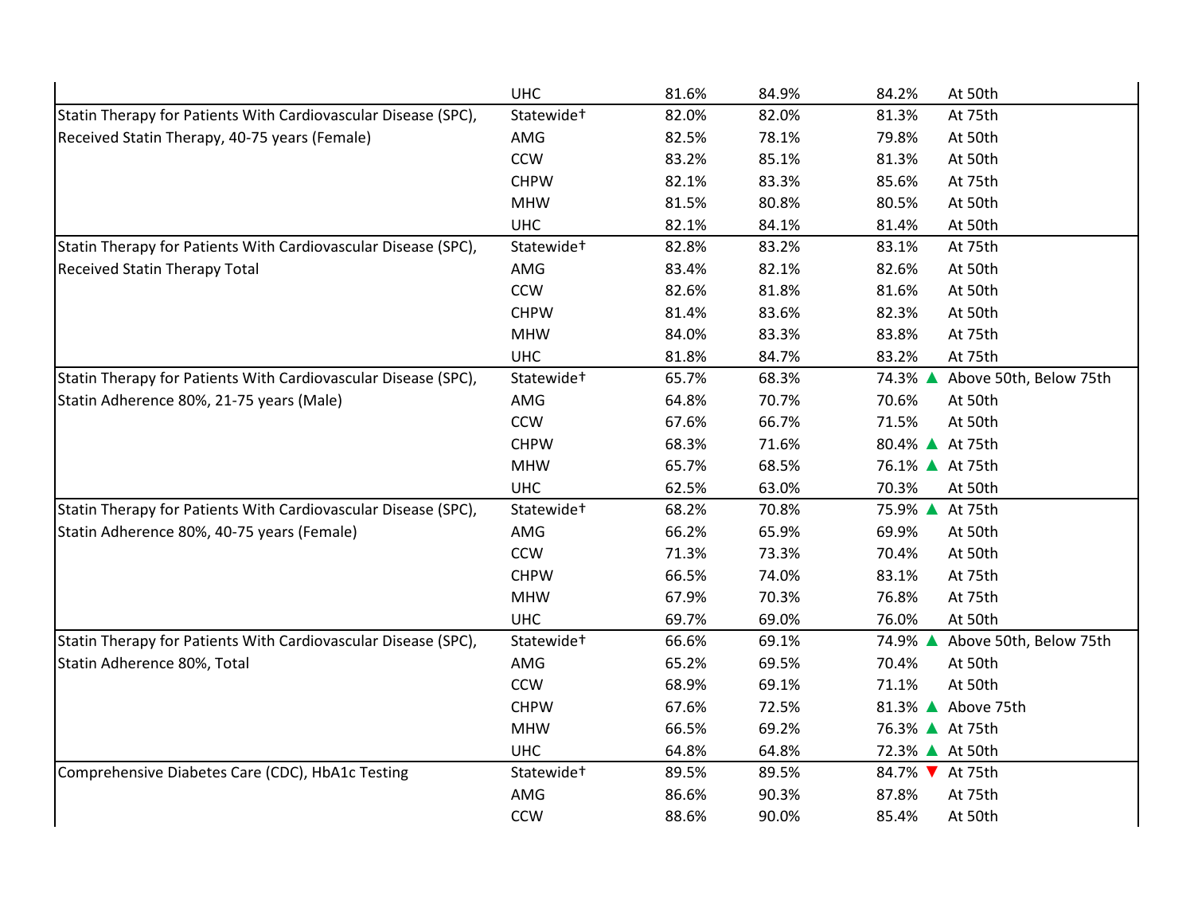| Measure | Plan | | | | |
|---|---|---|---|---|---|
| | UHC | 81.6% | 84.9% | 84.2% | At 50th |
| Statin Therapy for Patients With Cardiovascular Disease (SPC), Received Statin Therapy, 40-75 years (Female) | Statewide† | 82.0% | 82.0% | 81.3% | At 75th |
| | AMG | 82.5% | 78.1% | 79.8% | At 50th |
| | CCW | 83.2% | 85.1% | 81.3% | At 50th |
| | CHPW | 82.1% | 83.3% | 85.6% | At 75th |
| | MHW | 81.5% | 80.8% | 80.5% | At 50th |
| | UHC | 82.1% | 84.1% | 81.4% | At 50th |
| Statin Therapy for Patients With Cardiovascular Disease (SPC), Received Statin Therapy Total | Statewide† | 82.8% | 83.2% | 83.1% | At 75th |
| | AMG | 83.4% | 82.1% | 82.6% | At 50th |
| | CCW | 82.6% | 81.8% | 81.6% | At 50th |
| | CHPW | 81.4% | 83.6% | 82.3% | At 50th |
| | MHW | 84.0% | 83.3% | 83.8% | At 75th |
| | UHC | 81.8% | 84.7% | 83.2% | At 75th |
| Statin Therapy for Patients With Cardiovascular Disease (SPC), Statin Adherence 80%, 21-75 years (Male) | Statewide† | 65.7% | 68.3% | 74.3% ▲ | Above 50th, Below 75th |
| | AMG | 64.8% | 70.7% | 70.6% | At 50th |
| | CCW | 67.6% | 66.7% | 71.5% | At 50th |
| | CHPW | 68.3% | 71.6% | 80.4% ▲ | At 75th |
| | MHW | 65.7% | 68.5% | 76.1% ▲ | At 75th |
| | UHC | 62.5% | 63.0% | 70.3% | At 50th |
| Statin Therapy for Patients With Cardiovascular Disease (SPC), Statin Adherence 80%, 40-75 years (Female) | Statewide† | 68.2% | 70.8% | 75.9% ▲ | At 75th |
| | AMG | 66.2% | 65.9% | 69.9% | At 50th |
| | CCW | 71.3% | 73.3% | 70.4% | At 50th |
| | CHPW | 66.5% | 74.0% | 83.1% | At 75th |
| | MHW | 67.9% | 70.3% | 76.8% | At 75th |
| | UHC | 69.7% | 69.0% | 76.0% | At 50th |
| Statin Therapy for Patients With Cardiovascular Disease (SPC), Statin Adherence 80%, Total | Statewide† | 66.6% | 69.1% | 74.9% ▲ | Above 50th, Below 75th |
| | AMG | 65.2% | 69.5% | 70.4% | At 50th |
| | CCW | 68.9% | 69.1% | 71.1% | At 50th |
| | CHPW | 67.6% | 72.5% | 81.3% ▲ | Above 75th |
| | MHW | 66.5% | 69.2% | 76.3% ▲ | At 75th |
| | UHC | 64.8% | 64.8% | 72.3% ▲ | At 50th |
| Comprehensive Diabetes Care (CDC), HbA1c Testing | Statewide† | 89.5% | 89.5% | 84.7% ▼ | At 75th |
| | AMG | 86.6% | 90.3% | 87.8% | At 75th |
| | CCW | 88.6% | 90.0% | 85.4% | At 50th |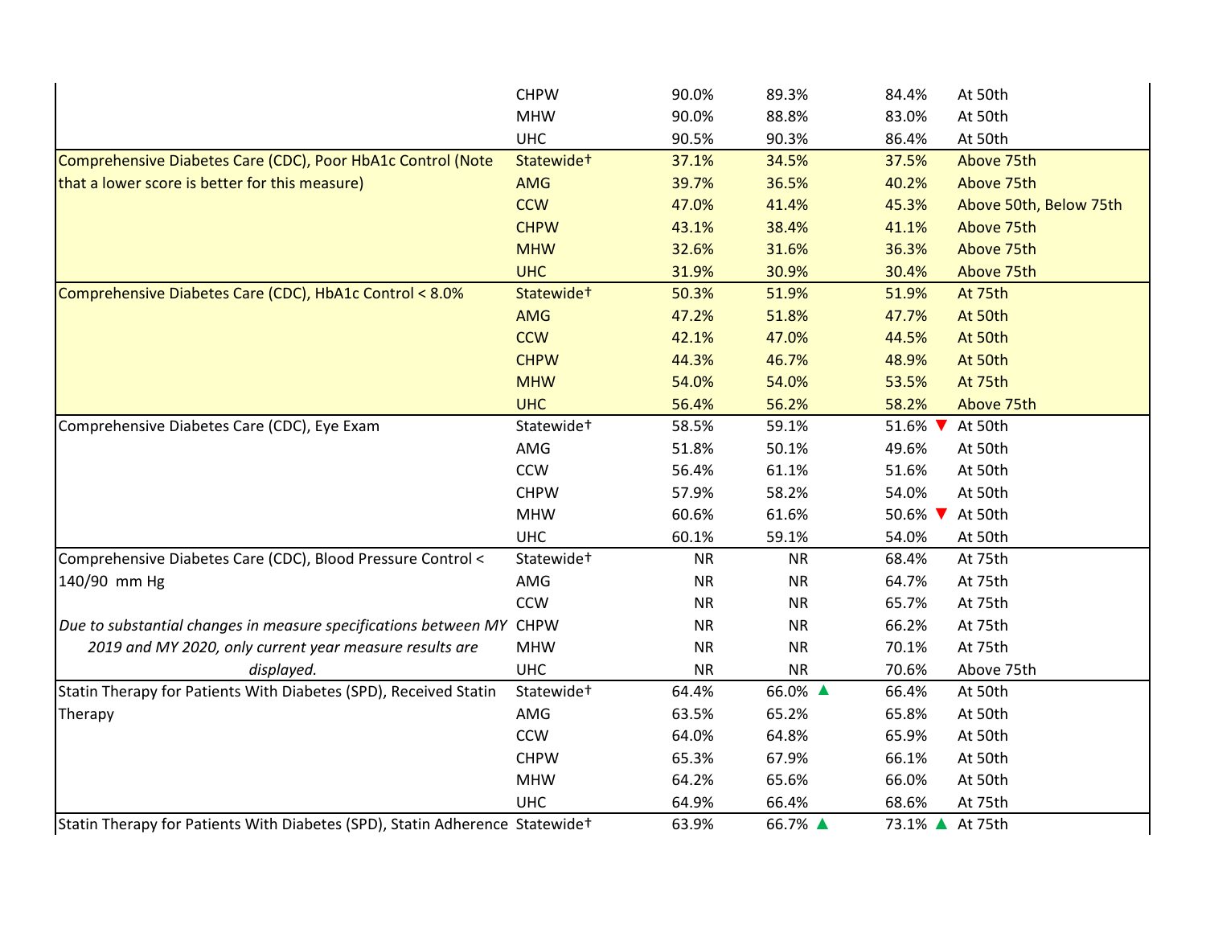| | | | | | |
|---|---|---|---|---|---|
| | CHPW | 90.0% | 89.3% | 84.4% | At 50th |
| | MHW | 90.0% | 88.8% | 83.0% | At 50th |
| | UHC | 90.5% | 90.3% | 86.4% | At 50th |
| Comprehensive Diabetes Care (CDC), Poor HbA1c Control (Note that a lower score is better for this measure) | Statewide† | 37.1% | 34.5% | 37.5% | Above 75th |
| | AMG | 39.7% | 36.5% | 40.2% | Above 75th |
| | CCW | 47.0% | 41.4% | 45.3% | Above 50th, Below 75th |
| | CHPW | 43.1% | 38.4% | 41.1% | Above 75th |
| | MHW | 32.6% | 31.6% | 36.3% | Above 75th |
| | UHC | 31.9% | 30.9% | 30.4% | Above 75th |
| Comprehensive Diabetes Care (CDC), HbA1c Control < 8.0% | Statewide† | 50.3% | 51.9% | 51.9% | At 75th |
| | AMG | 47.2% | 51.8% | 47.7% | At 50th |
| | CCW | 42.1% | 47.0% | 44.5% | At 50th |
| | CHPW | 44.3% | 46.7% | 48.9% | At 50th |
| | MHW | 54.0% | 54.0% | 53.5% | At 75th |
| | UHC | 56.4% | 56.2% | 58.2% | Above 75th |
| Comprehensive Diabetes Care (CDC), Eye Exam | Statewide† | 58.5% | 59.1% | 51.6% ▼ | At 50th |
| | AMG | 51.8% | 50.1% | 49.6% | At 50th |
| | CCW | 56.4% | 61.1% | 51.6% | At 50th |
| | CHPW | 57.9% | 58.2% | 54.0% | At 50th |
| | MHW | 60.6% | 61.6% | 50.6% ▼ | At 50th |
| | UHC | 60.1% | 59.1% | 54.0% | At 50th |
| Comprehensive Diabetes Care (CDC), Blood Pressure Control < 140/90 mm Hg | Statewide† | NR | NR | 68.4% | At 75th |
| | AMG | NR | NR | 64.7% | At 75th |
| | CCW | NR | NR | 65.7% | At 75th |
| *Due to substantial changes in measure specifications between MY 2019 and MY 2020, only current year measure results are displayed.* | CHPW | NR | NR | 66.2% | At 75th |
| | MHW | NR | NR | 70.1% | At 75th |
| | UHC | NR | NR | 70.6% | Above 75th |
| Statin Therapy for Patients With Diabetes (SPD), Received Statin Therapy | Statewide† | 64.4% | 66.0% ▲ | 66.4% | At 50th |
| | AMG | 63.5% | 65.2% | 65.8% | At 50th |
| | CCW | 64.0% | 64.8% | 65.9% | At 50th |
| | CHPW | 65.3% | 67.9% | 66.1% | At 50th |
| | MHW | 64.2% | 65.6% | 66.0% | At 50th |
| | UHC | 64.9% | 66.4% | 68.6% | At 75th |
| Statin Therapy for Patients With Diabetes (SPD), Statin Adherence | Statewide† | 63.9% | 66.7% ▲ | 73.1% ▲ | At 75th |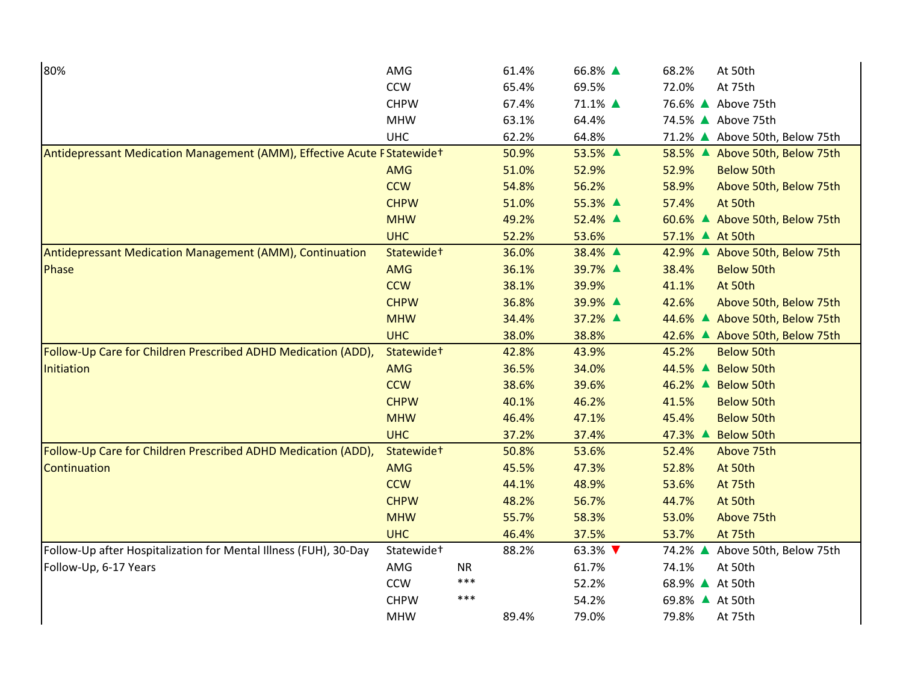| Measure | Plan | | | | | Comparison |
|---|---|---|---|---|---|---|
| 80% | AMG | | 61.4% | 66.8% ▲ | 68.2% | At 50th |
| | CCW | | 65.4% | 69.5% | 72.0% | At 75th |
| | CHPW | | 67.4% | 71.1% ▲ | 76.6% ▲ | Above 75th |
| | MHW | | 63.1% | 64.4% | 74.5% ▲ | Above 75th |
| | UHC | | 62.2% | 64.8% | 71.2% ▲ | Above 50th, Below 75th |
| Antidepressant Medication Management (AMM), Effective Acute F | Statewide† | | 50.9% | 53.5% ▲ | 58.5% ▲ | Above 50th, Below 75th |
| | AMG | | 51.0% | 52.9% | 52.9% | Below 50th |
| | CCW | | 54.8% | 56.2% | 58.9% | Above 50th, Below 75th |
| | CHPW | | 51.0% | 55.3% ▲ | 57.4% | At 50th |
| | MHW | | 49.2% | 52.4% ▲ | 60.6% ▲ | Above 50th, Below 75th |
| | UHC | | 52.2% | 53.6% | 57.1% ▲ | At 50th |
| Antidepressant Medication Management (AMM), Continuation Phase | Statewide† | | 36.0% | 38.4% ▲ | 42.9% ▲ | Above 50th, Below 75th |
| | AMG | | 36.1% | 39.7% ▲ | 38.4% | Below 50th |
| | CCW | | 38.1% | 39.9% | 41.1% | At 50th |
| | CHPW | | 36.8% | 39.9% ▲ | 42.6% | Above 50th, Below 75th |
| | MHW | | 34.4% | 37.2% ▲ | 44.6% ▲ | Above 50th, Below 75th |
| | UHC | | 38.0% | 38.8% | 42.6% ▲ | Above 50th, Below 75th |
| Follow-Up Care for Children Prescribed ADHD Medication (ADD), Initiation | Statewide† | | 42.8% | 43.9% | 45.2% | Below 50th |
| | AMG | | 36.5% | 34.0% | 44.5% ▲ | Below 50th |
| | CCW | | 38.6% | 39.6% | 46.2% ▲ | Below 50th |
| | CHPW | | 40.1% | 46.2% | 41.5% | Below 50th |
| | MHW | | 46.4% | 47.1% | 45.4% | Below 50th |
| | UHC | | 37.2% | 37.4% | 47.3% ▲ | Below 50th |
| Follow-Up Care for Children Prescribed ADHD Medication (ADD), Continuation | Statewide† | | 50.8% | 53.6% | 52.4% | Above 75th |
| | AMG | | 45.5% | 47.3% | 52.8% | At 50th |
| | CCW | | 44.1% | 48.9% | 53.6% | At 75th |
| | CHPW | | 48.2% | 56.7% | 44.7% | At 50th |
| | MHW | | 55.7% | 58.3% | 53.0% | Above 75th |
| | UHC | | 46.4% | 37.5% | 53.7% | At 75th |
| Follow-Up after Hospitalization for Mental Illness (FUH), 30-Day Follow-Up, 6-17 Years | Statewide† | | 88.2% | 63.3% ▼ | 74.2% ▲ | Above 50th, Below 75th |
| | AMG | NR | | 61.7% | 74.1% | At 50th |
| | CCW | *** | | 52.2% | 68.9% ▲ | At 50th |
| | CHPW | *** | | 54.2% | 69.8% ▲ | At 50th |
| | MHW | | 89.4% | 79.0% | 79.8% | At 75th |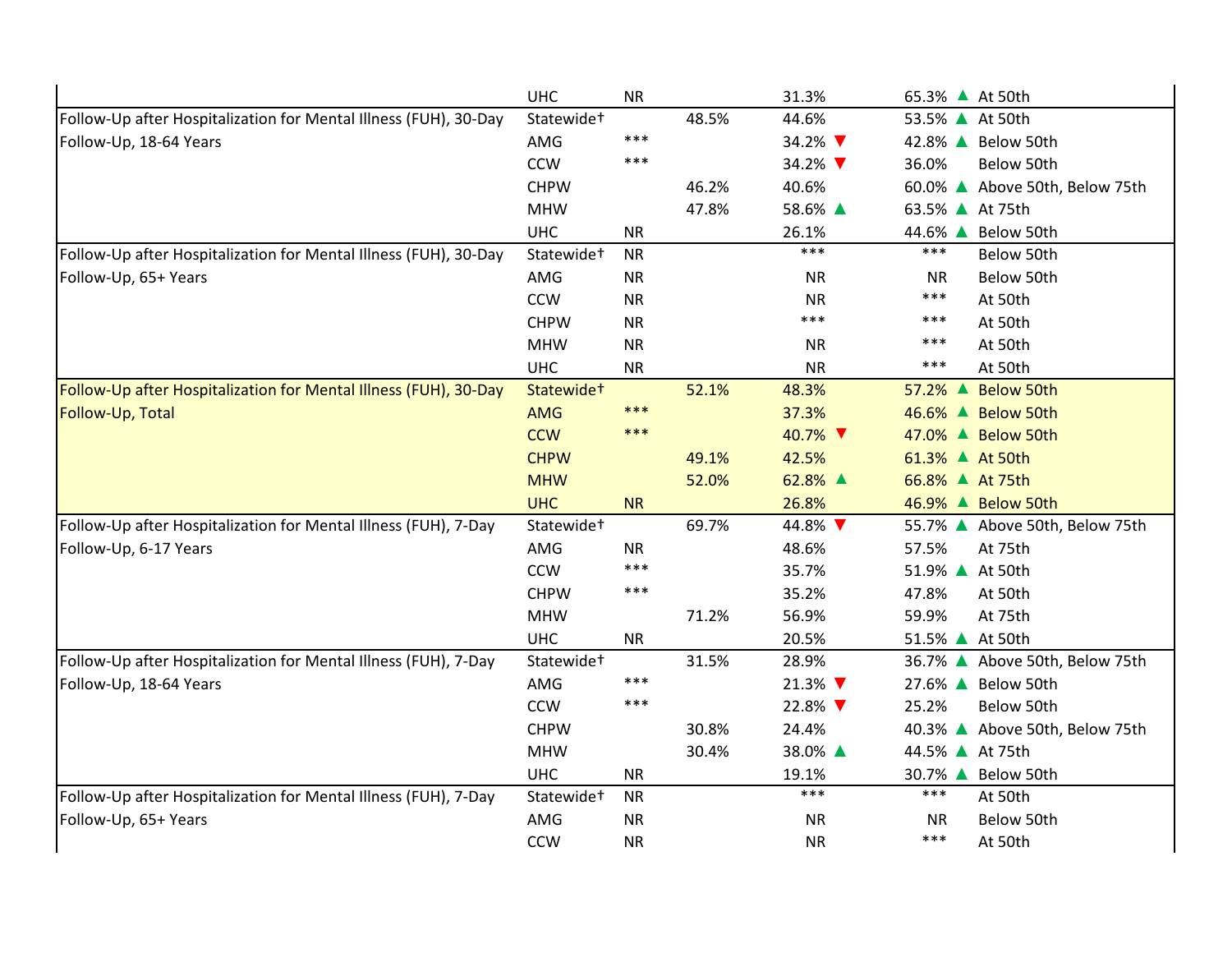| | | | | | | |
|---|---|---|---|---|---|---|
| | UHC | NR | | 31.3% | 65.3% ▲ | At 50th |
| Follow-Up after Hospitalization for Mental Illness (FUH), 30-Day Follow-Up, 18-64 Years | Statewide† | | 48.5% | 44.6% | 53.5% ▲ | At 50th |
| | AMG | *** | | 34.2% ▼ | 42.8% ▲ | Below 50th |
| | CCW | *** | | 34.2% ▼ | 36.0% | Below 50th |
| | CHPW | | 46.2% | 40.6% | 60.0% ▲ | Above 50th, Below 75th |
| | MHW | | 47.8% | 58.6% ▲ | 63.5% ▲ | At 75th |
| | UHC | NR | | 26.1% | 44.6% ▲ | Below 50th |
| Follow-Up after Hospitalization for Mental Illness (FUH), 30-Day Follow-Up, 65+ Years | Statewide† | NR | | *** | *** | Below 50th |
| | AMG | NR | | NR | NR | Below 50th |
| | CCW | NR | | NR | *** | At 50th |
| | CHPW | NR | | *** | *** | At 50th |
| | MHW | NR | | NR | *** | At 50th |
| | UHC | NR | | NR | *** | At 50th |
| Follow-Up after Hospitalization for Mental Illness (FUH), 30-Day Follow-Up, Total | Statewide† | | 52.1% | 48.3% | 57.2% ▲ | Below 50th |
| | AMG | *** | | 37.3% | 46.6% ▲ | Below 50th |
| | CCW | *** | | 40.7% ▼ | 47.0% ▲ | Below 50th |
| | CHPW | | 49.1% | 42.5% | 61.3% ▲ | At 50th |
| | MHW | | 52.0% | 62.8% ▲ | 66.8% ▲ | At 75th |
| | UHC | NR | | 26.8% | 46.9% ▲ | Below 50th |
| Follow-Up after Hospitalization for Mental Illness (FUH), 7-Day Follow-Up, 6-17 Years | Statewide† | | 69.7% | 44.8% ▼ | 55.7% ▲ | Above 50th, Below 75th |
| | AMG | NR | | 48.6% | 57.5% | At 75th |
| | CCW | *** | | 35.7% | 51.9% ▲ | At 50th |
| | CHPW | *** | | 35.2% | 47.8% | At 50th |
| | MHW | | 71.2% | 56.9% | 59.9% | At 75th |
| | UHC | NR | | 20.5% | 51.5% ▲ | At 50th |
| Follow-Up after Hospitalization for Mental Illness (FUH), 7-Day Follow-Up, 18-64 Years | Statewide† | | 31.5% | 28.9% | 36.7% ▲ | Above 50th, Below 75th |
| | AMG | *** | | 21.3% ▼ | 27.6% ▲ | Below 50th |
| | CCW | *** | | 22.8% ▼ | 25.2% | Below 50th |
| | CHPW | | 30.8% | 24.4% | 40.3% ▲ | Above 50th, Below 75th |
| | MHW | | 30.4% | 38.0% ▲ | 44.5% ▲ | At 75th |
| | UHC | NR | | 19.1% | 30.7% ▲ | Below 50th |
| Follow-Up after Hospitalization for Mental Illness (FUH), 7-Day Follow-Up, 65+ Years | Statewide† | NR | | *** | *** | At 50th |
| | AMG | NR | | NR | NR | Below 50th |
| | CCW | NR | | NR | *** | At 50th |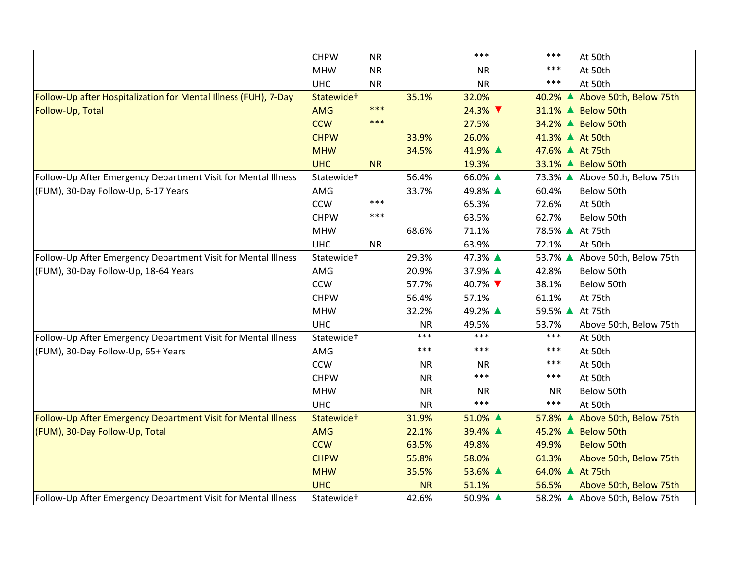| | | | | | | |
|---|---|---|---|---|---|---|
| | CHPW | NR | | *** | *** | At 50th |
| | MHW | NR | | NR | *** | At 50th |
| | UHC | NR | | NR | *** | At 50th |
| Follow-Up after Hospitalization for Mental Illness (FUH), 7-Day Follow-Up, Total | Statewide† | | 35.1% | 32.0% | 40.2% ▲ | Above 50th, Below 75th |
| | AMG | *** | | 24.3% ▼ | 31.1% ▲ | Below 50th |
| | CCW | *** | | 27.5% | 34.2% ▲ | Below 50th |
| | CHPW | | 33.9% | 26.0% | 41.3% ▲ | At 50th |
| | MHW | | 34.5% | 41.9% ▲ | 47.6% ▲ | At 75th |
| | UHC | NR | | 19.3% | 33.1% ▲ | Below 50th |
| Follow-Up After Emergency Department Visit for Mental Illness (FUM), 30-Day Follow-Up, 6-17 Years | Statewide† | | 56.4% | 66.0% ▲ | 73.3% ▲ | Above 50th, Below 75th |
| | AMG | | 33.7% | 49.8% ▲ | 60.4% | Below 50th |
| | CCW | *** | | 65.3% | 72.6% | At 50th |
| | CHPW | *** | | 63.5% | 62.7% | Below 50th |
| | MHW | | 68.6% | 71.1% | 78.5% ▲ | At 75th |
| | UHC | NR | | 63.9% | 72.1% | At 50th |
| Follow-Up After Emergency Department Visit for Mental Illness (FUM), 30-Day Follow-Up, 18-64 Years | Statewide† | | 29.3% | 47.3% ▲ | 53.7% ▲ | Above 50th, Below 75th |
| | AMG | | 20.9% | 37.9% ▲ | 42.8% | Below 50th |
| | CCW | | 57.7% | 40.7% ▼ | 38.1% | Below 50th |
| | CHPW | | 56.4% | 57.1% | 61.1% | At 75th |
| | MHW | | 32.2% | 49.2% ▲ | 59.5% ▲ | At 75th |
| | UHC | | NR | 49.5% | 53.7% | Above 50th, Below 75th |
| Follow-Up After Emergency Department Visit for Mental Illness (FUM), 30-Day Follow-Up, 65+ Years | Statewide† | | *** | *** | *** | At 50th |
| | AMG | | *** | *** | *** | At 50th |
| | CCW | | NR | NR | *** | At 50th |
| | CHPW | | NR | *** | *** | At 50th |
| | MHW | | NR | NR | NR | Below 50th |
| | UHC | | NR | *** | *** | At 50th |
| Follow-Up After Emergency Department Visit for Mental Illness (FUM), 30-Day Follow-Up, Total | Statewide† | | 31.9% | 51.0% ▲ | 57.8% ▲ | Above 50th, Below 75th |
| | AMG | | 22.1% | 39.4% ▲ | 45.2% ▲ | Below 50th |
| | CCW | | 63.5% | 49.8% | 49.9% | Below 50th |
| | CHPW | | 55.8% | 58.0% | 61.3% | Above 50th, Below 75th |
| | MHW | | 35.5% | 53.6% ▲ | 64.0% ▲ | At 75th |
| | UHC | | NR | 51.1% | 56.5% | Above 50th, Below 75th |
| Follow-Up After Emergency Department Visit for Mental Illness | Statewide† | | 42.6% | 50.9% ▲ | 58.2% ▲ | Above 50th, Below 75th |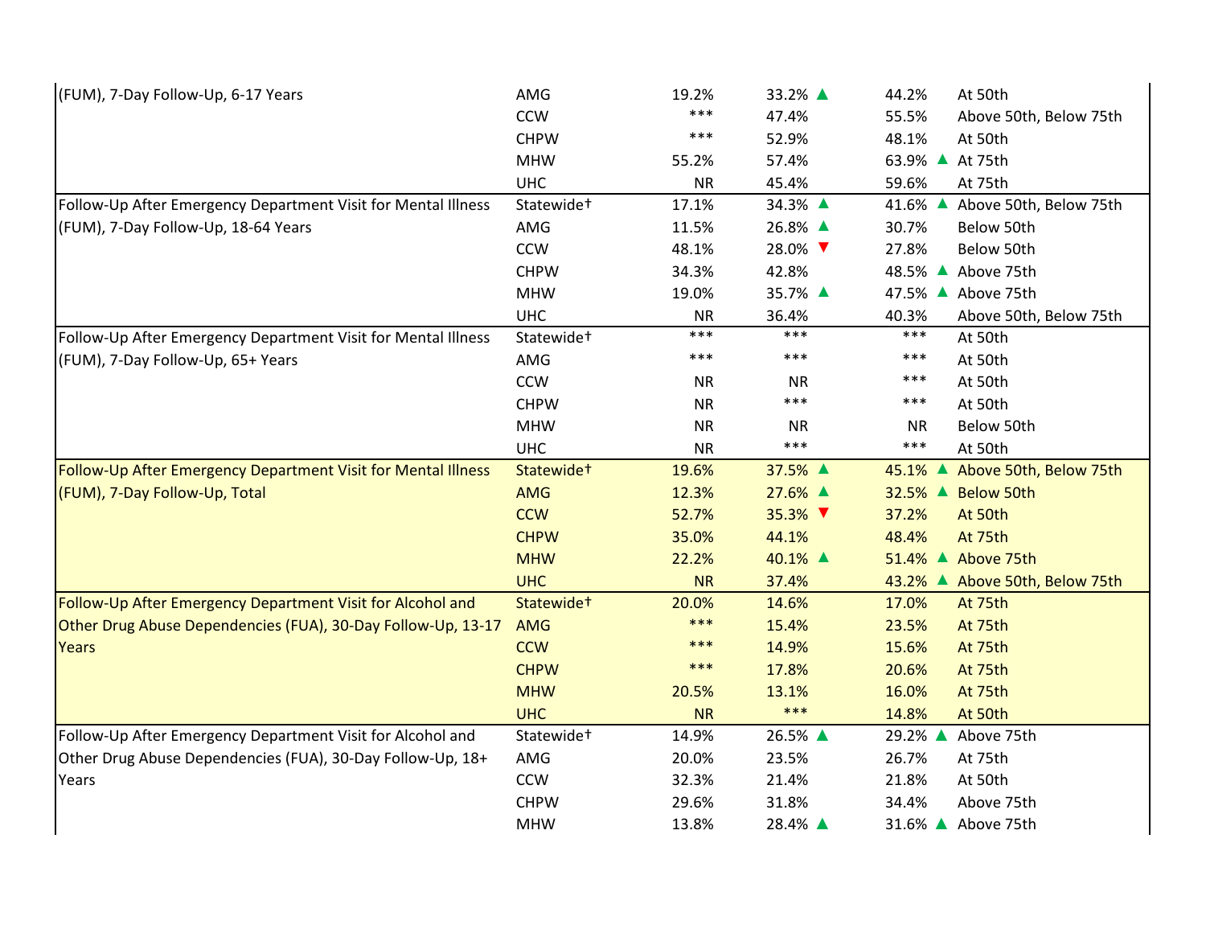| Measure | Plan | | | | |
|---|---|---|---|---|---|
| (FUM), 7-Day Follow-Up, 6-17 Years | AMG | 19.2% | 33.2% ▲ | 44.2% | At 50th |
| | CCW | *** | 47.4% | 55.5% | Above 50th, Below 75th |
| | CHPW | *** | 52.9% | 48.1% | At 50th |
| | MHW | 55.2% | 57.4% | 63.9% ▲ | At 75th |
| | UHC | NR | 45.4% | 59.6% | At 75th |
| Follow-Up After Emergency Department Visit for Mental Illness (FUM), 7-Day Follow-Up, 18-64 Years | Statewide† | 17.1% | 34.3% ▲ | 41.6% ▲ | Above 50th, Below 75th |
| | AMG | 11.5% | 26.8% ▲ | 30.7% | Below 50th |
| | CCW | 48.1% | 28.0% ▼ | 27.8% | Below 50th |
| | CHPW | 34.3% | 42.8% | 48.5% ▲ | Above 75th |
| | MHW | 19.0% | 35.7% ▲ | 47.5% ▲ | Above 75th |
| | UHC | NR | 36.4% | 40.3% | Above 50th, Below 75th |
| Follow-Up After Emergency Department Visit for Mental Illness (FUM), 7-Day Follow-Up, 65+ Years | Statewide† | *** | *** | *** | At 50th |
| | AMG | *** | *** | *** | At 50th |
| | CCW | NR | NR | *** | At 50th |
| | CHPW | NR | *** | *** | At 50th |
| | MHW | NR | NR | NR | Below 50th |
| | UHC | NR | *** | *** | At 50th |
| Follow-Up After Emergency Department Visit for Mental Illness (FUM), 7-Day Follow-Up, Total | Statewide† | 19.6% | 37.5% ▲ | 45.1% ▲ | Above 50th, Below 75th |
| | AMG | 12.3% | 27.6% ▲ | 32.5% ▲ | Below 50th |
| | CCW | 52.7% | 35.3% ▼ | 37.2% | At 50th |
| | CHPW | 35.0% | 44.1% | 48.4% | At 75th |
| | MHW | 22.2% | 40.1% ▲ | 51.4% ▲ | Above 75th |
| | UHC | NR | 37.4% | 43.2% ▲ | Above 50th, Below 75th |
| Follow-Up After Emergency Department Visit for Alcohol and Other Drug Abuse Dependencies (FUA), 30-Day Follow-Up, 13-17 Years | Statewide† | 20.0% | 14.6% | 17.0% | At 75th |
| | AMG | *** | 15.4% | 23.5% | At 75th |
| | CCW | *** | 14.9% | 15.6% | At 75th |
| | CHPW | *** | 17.8% | 20.6% | At 75th |
| | MHW | 20.5% | 13.1% | 16.0% | At 75th |
| | UHC | NR | *** | 14.8% | At 50th |
| Follow-Up After Emergency Department Visit for Alcohol and Other Drug Abuse Dependencies (FUA), 30-Day Follow-Up, 18+ Years | Statewide† | 14.9% | 26.5% ▲ | 29.2% ▲ | Above 75th |
| | AMG | 20.0% | 23.5% | 26.7% | At 75th |
| | CCW | 32.3% | 21.4% | 21.8% | At 50th |
| | CHPW | 29.6% | 31.8% | 34.4% | Above 75th |
| | MHW | 13.8% | 28.4% ▲ | 31.6% ▲ | Above 75th |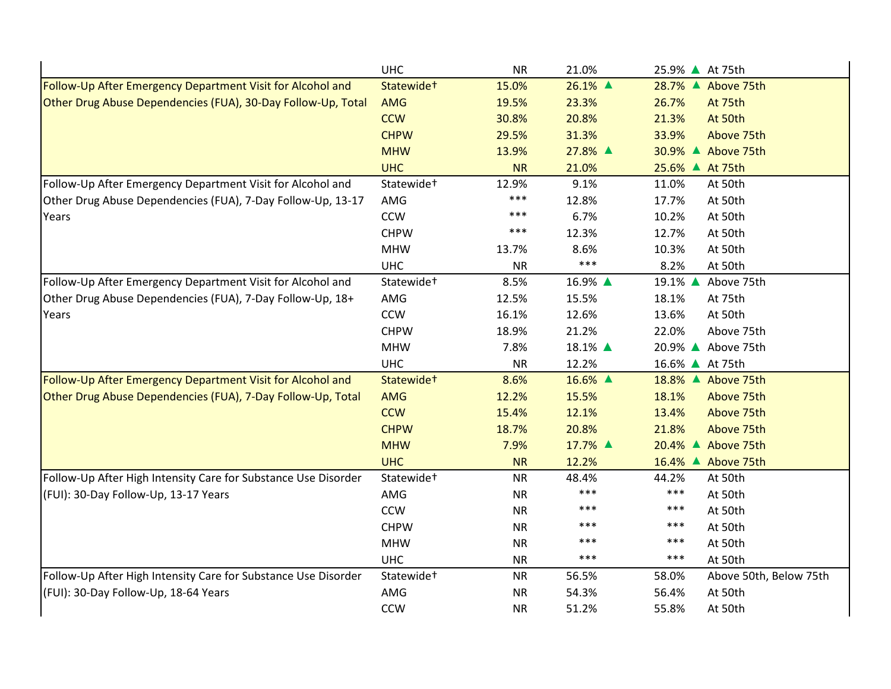| | | | | | |
|---|---|---|---|---|---|
| | UHC | NR | 21.0% | 25.9% ▲ | At 75th |
| Follow-Up After Emergency Department Visit for Alcohol and Other Drug Abuse Dependencies (FUA), 30-Day Follow-Up, Total | Statewide† | 15.0% | 26.1% ▲ | 28.7% ▲ | Above 75th |
| | AMG | 19.5% | 23.3% | 26.7% | At 75th |
| | CCW | 30.8% | 20.8% | 21.3% | At 50th |
| | CHPW | 29.5% | 31.3% | 33.9% | Above 75th |
| | MHW | 13.9% | 27.8% ▲ | 30.9% ▲ | Above 75th |
| | UHC | NR | 21.0% | 25.6% ▲ | At 75th |
| Follow-Up After Emergency Department Visit for Alcohol and Other Drug Abuse Dependencies (FUA), 7-Day Follow-Up, 13-17 Years | Statewide† | 12.9% | 9.1% | 11.0% | At 50th |
| | AMG | *** | 12.8% | 17.7% | At 50th |
| | CCW | *** | 6.7% | 10.2% | At 50th |
| | CHPW | *** | 12.3% | 12.7% | At 50th |
| | MHW | 13.7% | 8.6% | 10.3% | At 50th |
| | UHC | NR | *** | 8.2% | At 50th |
| Follow-Up After Emergency Department Visit for Alcohol and Other Drug Abuse Dependencies (FUA), 7-Day Follow-Up, 18+ Years | Statewide† | 8.5% | 16.9% ▲ | 19.1% ▲ | Above 75th |
| | AMG | 12.5% | 15.5% | 18.1% | At 75th |
| | CCW | 16.1% | 12.6% | 13.6% | At 50th |
| | CHPW | 18.9% | 21.2% | 22.0% | Above 75th |
| | MHW | 7.8% | 18.1% ▲ | 20.9% ▲ | Above 75th |
| | UHC | NR | 12.2% | 16.6% ▲ | At 75th |
| Follow-Up After Emergency Department Visit for Alcohol and Other Drug Abuse Dependencies (FUA), 7-Day Follow-Up, Total | Statewide† | 8.6% | 16.6% ▲ | 18.8% ▲ | Above 75th |
| | AMG | 12.2% | 15.5% | 18.1% | Above 75th |
| | CCW | 15.4% | 12.1% | 13.4% | Above 75th |
| | CHPW | 18.7% | 20.8% | 21.8% | Above 75th |
| | MHW | 7.9% | 17.7% ▲ | 20.4% ▲ | Above 75th |
| | UHC | NR | 12.2% | 16.4% ▲ | Above 75th |
| Follow-Up After High Intensity Care for Substance Use Disorder (FUI): 30-Day Follow-Up, 13-17 Years | Statewide† | NR | 48.4% | 44.2% | At 50th |
| | AMG | NR | *** | *** | At 50th |
| | CCW | NR | *** | *** | At 50th |
| | CHPW | NR | *** | *** | At 50th |
| | MHW | NR | *** | *** | At 50th |
| | UHC | NR | *** | *** | At 50th |
| Follow-Up After High Intensity Care for Substance Use Disorder (FUI): 30-Day Follow-Up, 18-64 Years | Statewide† | NR | 56.5% | 58.0% | Above 50th, Below 75th |
| | AMG | NR | 54.3% | 56.4% | At 50th |
| | CCW | NR | 51.2% | 55.8% | At 50th |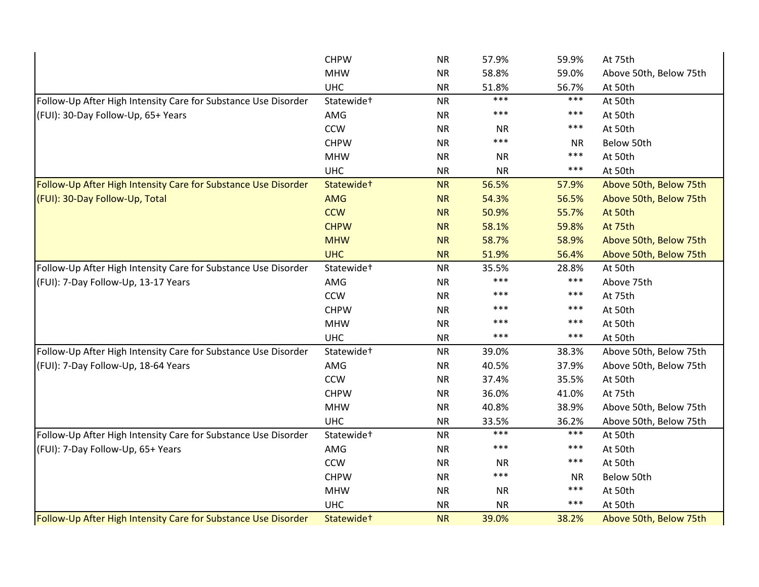| | | | | | |
|---|---|---|---|---|---|
| | CHPW | NR | 57.9% | 59.9% | At 75th |
| | MHW | NR | 58.8% | 59.0% | Above 50th, Below 75th |
| | UHC | NR | 51.8% | 56.7% | At 50th |
| Follow-Up After High Intensity Care for Substance Use Disorder (FUI): 30-Day Follow-Up, 65+ Years | Statewide† | NR | *** | *** | At 50th |
| | AMG | NR | *** | *** | At 50th |
| | CCW | NR | NR | *** | At 50th |
| | CHPW | NR | *** | NR | Below 50th |
| | MHW | NR | NR | *** | At 50th |
| | UHC | NR | NR | *** | At 50th |
| Follow-Up After High Intensity Care for Substance Use Disorder (FUI): 30-Day Follow-Up, Total | Statewide† | NR | 56.5% | 57.9% | Above 50th, Below 75th |
| | AMG | NR | 54.3% | 56.5% | Above 50th, Below 75th |
| | CCW | NR | 50.9% | 55.7% | At 50th |
| | CHPW | NR | 58.1% | 59.8% | At 75th |
| | MHW | NR | 58.7% | 58.9% | Above 50th, Below 75th |
| | UHC | NR | 51.9% | 56.4% | Above 50th, Below 75th |
| Follow-Up After High Intensity Care for Substance Use Disorder (FUI): 7-Day Follow-Up, 13-17 Years | Statewide† | NR | 35.5% | 28.8% | At 50th |
| | AMG | NR | *** | *** | Above 75th |
| | CCW | NR | *** | *** | At 75th |
| | CHPW | NR | *** | *** | At 50th |
| | MHW | NR | *** | *** | At 50th |
| | UHC | NR | *** | *** | At 50th |
| Follow-Up After High Intensity Care for Substance Use Disorder (FUI): 7-Day Follow-Up, 18-64 Years | Statewide† | NR | 39.0% | 38.3% | Above 50th, Below 75th |
| | AMG | NR | 40.5% | 37.9% | Above 50th, Below 75th |
| | CCW | NR | 37.4% | 35.5% | At 50th |
| | CHPW | NR | 36.0% | 41.0% | At 75th |
| | MHW | NR | 40.8% | 38.9% | Above 50th, Below 75th |
| | UHC | NR | 33.5% | 36.2% | Above 50th, Below 75th |
| Follow-Up After High Intensity Care for Substance Use Disorder (FUI): 7-Day Follow-Up, 65+ Years | Statewide† | NR | *** | *** | At 50th |
| | AMG | NR | *** | *** | At 50th |
| | CCW | NR | NR | *** | At 50th |
| | CHPW | NR | *** | NR | Below 50th |
| | MHW | NR | NR | *** | At 50th |
| | UHC | NR | NR | *** | At 50th |
| Follow-Up After High Intensity Care for Substance Use Disorder | Statewide† | NR | 39.0% | 38.2% | Above 50th, Below 75th |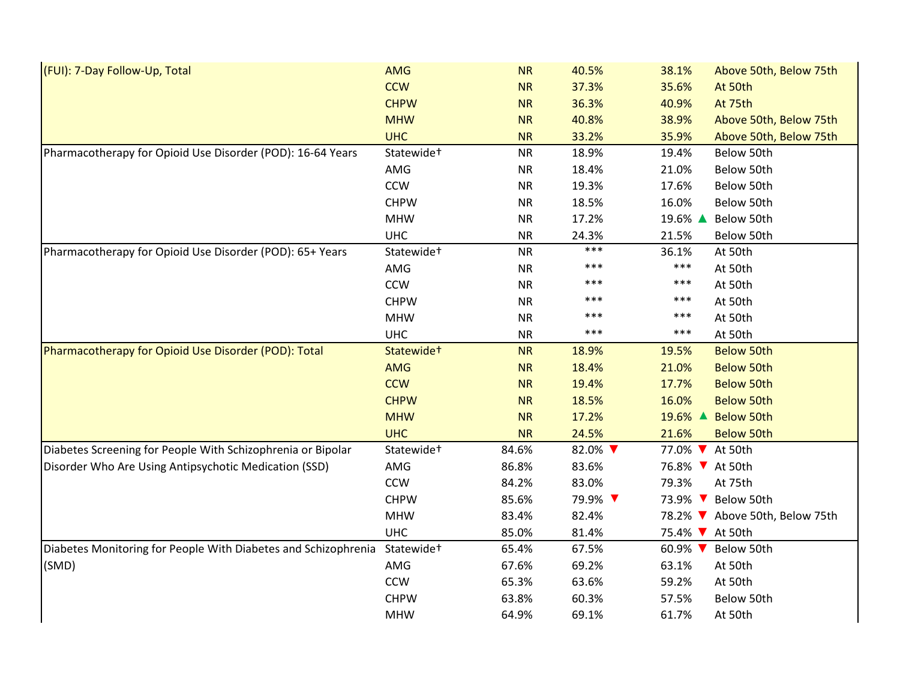| | | | | | |
|---|---|---|---|---|---|
| (FUI): 7-Day Follow-Up, Total | AMG | NR | 40.5% | 38.1% | Above 50th, Below 75th |
| | CCW | NR | 37.3% | 35.6% | At 50th |
| | CHPW | NR | 36.3% | 40.9% | At 75th |
| | MHW | NR | 40.8% | 38.9% | Above 50th, Below 75th |
| | UHC | NR | 33.2% | 35.9% | Above 50th, Below 75th |
| Pharmacotherapy for Opioid Use Disorder (POD): 16-64 Years | Statewide† | NR | 18.9% | 19.4% | Below 50th |
| | AMG | NR | 18.4% | 21.0% | Below 50th |
| | CCW | NR | 19.3% | 17.6% | Below 50th |
| | CHPW | NR | 18.5% | 16.0% | Below 50th |
| | MHW | NR | 17.2% | 19.6% ▲ | Below 50th |
| | UHC | NR | 24.3% | 21.5% | Below 50th |
| Pharmacotherapy for Opioid Use Disorder (POD): 65+ Years | Statewide† | NR | *** | 36.1% | At 50th |
| | AMG | NR | *** | *** | At 50th |
| | CCW | NR | *** | *** | At 50th |
| | CHPW | NR | *** | *** | At 50th |
| | MHW | NR | *** | *** | At 50th |
| | UHC | NR | *** | *** | At 50th |
| Pharmacotherapy for Opioid Use Disorder (POD): Total | Statewide† | NR | 18.9% | 19.5% | Below 50th |
| | AMG | NR | 18.4% | 21.0% | Below 50th |
| | CCW | NR | 19.4% | 17.7% | Below 50th |
| | CHPW | NR | 18.5% | 16.0% | Below 50th |
| | MHW | NR | 17.2% | 19.6% ▲ | Below 50th |
| | UHC | NR | 24.5% | 21.6% | Below 50th |
| Diabetes Screening for People With Schizophrenia or Bipolar Disorder Who Are Using Antipsychotic Medication (SSD) | Statewide† | 84.6% | 82.0% ▼ | 77.0% ▼ | At 50th |
| | AMG | 86.8% | 83.6% | 76.8% ▼ | At 50th |
| | CCW | 84.2% | 83.0% | 79.3% | At 75th |
| | CHPW | 85.6% | 79.9% ▼ | 73.9% ▼ | Below 50th |
| | MHW | 83.4% | 82.4% | 78.2% ▼ | Above 50th, Below 75th |
| | UHC | 85.0% | 81.4% | 75.4% ▼ | At 50th |
| Diabetes Monitoring for People With Diabetes and Schizophrenia (SMD) | Statewide† | 65.4% | 67.5% | 60.9% ▼ | Below 50th |
| | AMG | 67.6% | 69.2% | 63.1% | At 50th |
| | CCW | 65.3% | 63.6% | 59.2% | At 50th |
| | CHPW | 63.8% | 60.3% | 57.5% | Below 50th |
| | MHW | 64.9% | 69.1% | 61.7% | At 50th |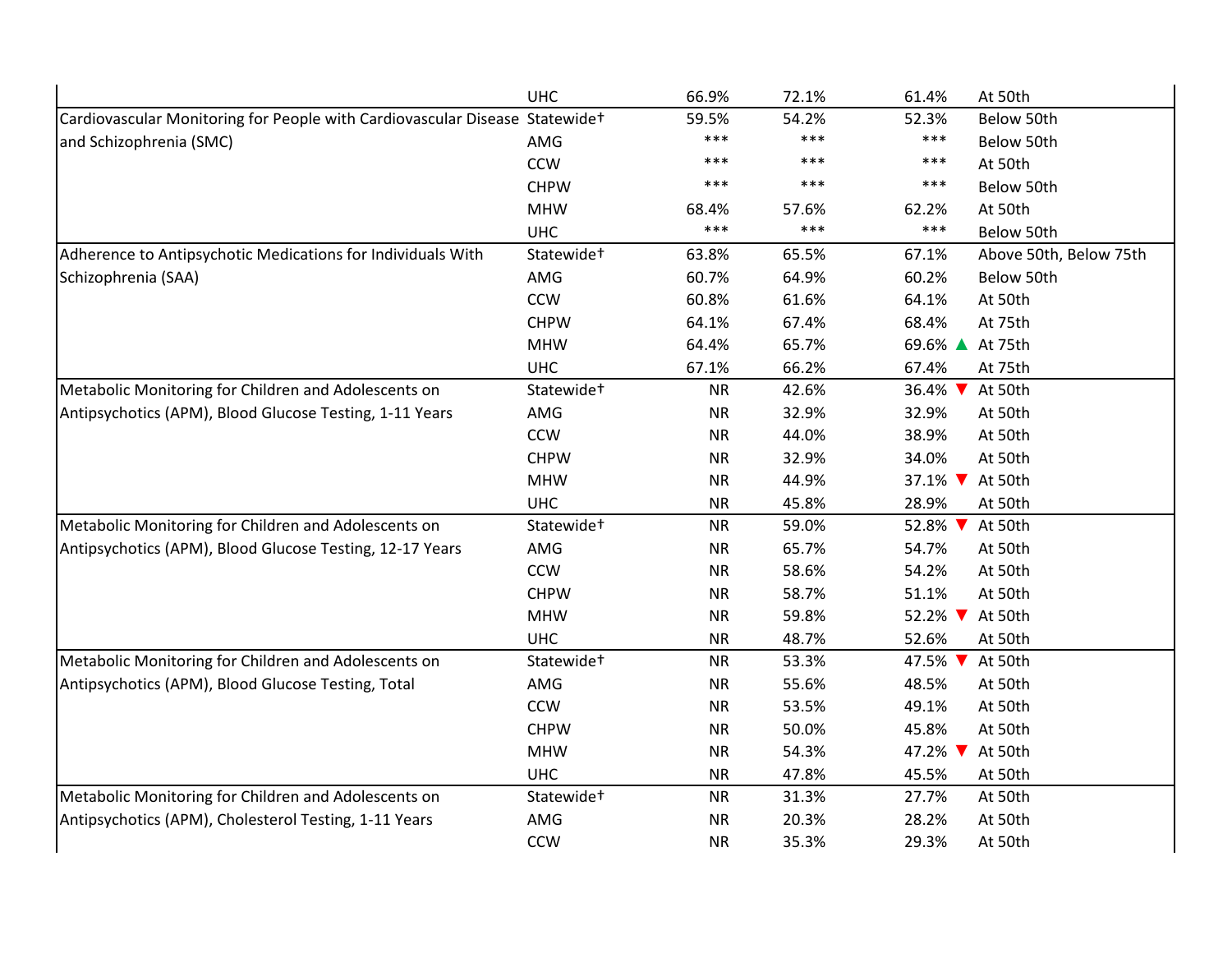| | | | | | |
|---|---|---|---|---|---|
| | UHC | 66.9% | 72.1% | 61.4% | At 50th |
| Cardiovascular Monitoring for People with Cardiovascular Disease and Schizophrenia (SMC) | Statewide† | 59.5% | 54.2% | 52.3% | Below 50th |
| | AMG | *** | *** | *** | Below 50th |
| | CCW | *** | *** | *** | At 50th |
| | CHPW | *** | *** | *** | Below 50th |
| | MHW | 68.4% | 57.6% | 62.2% | At 50th |
| | UHC | *** | *** | *** | Below 50th |
| Adherence to Antipsychotic Medications for Individuals With Schizophrenia (SAA) | Statewide† | 63.8% | 65.5% | 67.1% | Above 50th, Below 75th |
| | AMG | 60.7% | 64.9% | 60.2% | Below 50th |
| | CCW | 60.8% | 61.6% | 64.1% | At 50th |
| | CHPW | 64.1% | 67.4% | 68.4% | At 75th |
| | MHW | 64.4% | 65.7% | 69.6% ▲ | At 75th |
| | UHC | 67.1% | 66.2% | 67.4% | At 75th |
| Metabolic Monitoring for Children and Adolescents on Antipsychotics (APM), Blood Glucose Testing, 1-11 Years | Statewide† | NR | 42.6% | 36.4% ▼ | At 50th |
| | AMG | NR | 32.9% | 32.9% | At 50th |
| | CCW | NR | 44.0% | 38.9% | At 50th |
| | CHPW | NR | 32.9% | 34.0% | At 50th |
| | MHW | NR | 44.9% | 37.1% ▼ | At 50th |
| | UHC | NR | 45.8% | 28.9% | At 50th |
| Metabolic Monitoring for Children and Adolescents on Antipsychotics (APM), Blood Glucose Testing, 12-17 Years | Statewide† | NR | 59.0% | 52.8% ▼ | At 50th |
| | AMG | NR | 65.7% | 54.7% | At 50th |
| | CCW | NR | 58.6% | 54.2% | At 50th |
| | CHPW | NR | 58.7% | 51.1% | At 50th |
| | MHW | NR | 59.8% | 52.2% ▼ | At 50th |
| | UHC | NR | 48.7% | 52.6% | At 50th |
| Metabolic Monitoring for Children and Adolescents on Antipsychotics (APM), Blood Glucose Testing, Total | Statewide† | NR | 53.3% | 47.5% ▼ | At 50th |
| | AMG | NR | 55.6% | 48.5% | At 50th |
| | CCW | NR | 53.5% | 49.1% | At 50th |
| | CHPW | NR | 50.0% | 45.8% | At 50th |
| | MHW | NR | 54.3% | 47.2% ▼ | At 50th |
| | UHC | NR | 47.8% | 45.5% | At 50th |
| Metabolic Monitoring for Children and Adolescents on Antipsychotics (APM), Cholesterol Testing, 1-11 Years | Statewide† | NR | 31.3% | 27.7% | At 50th |
| | AMG | NR | 20.3% | 28.2% | At 50th |
| | CCW | NR | 35.3% | 29.3% | At 50th |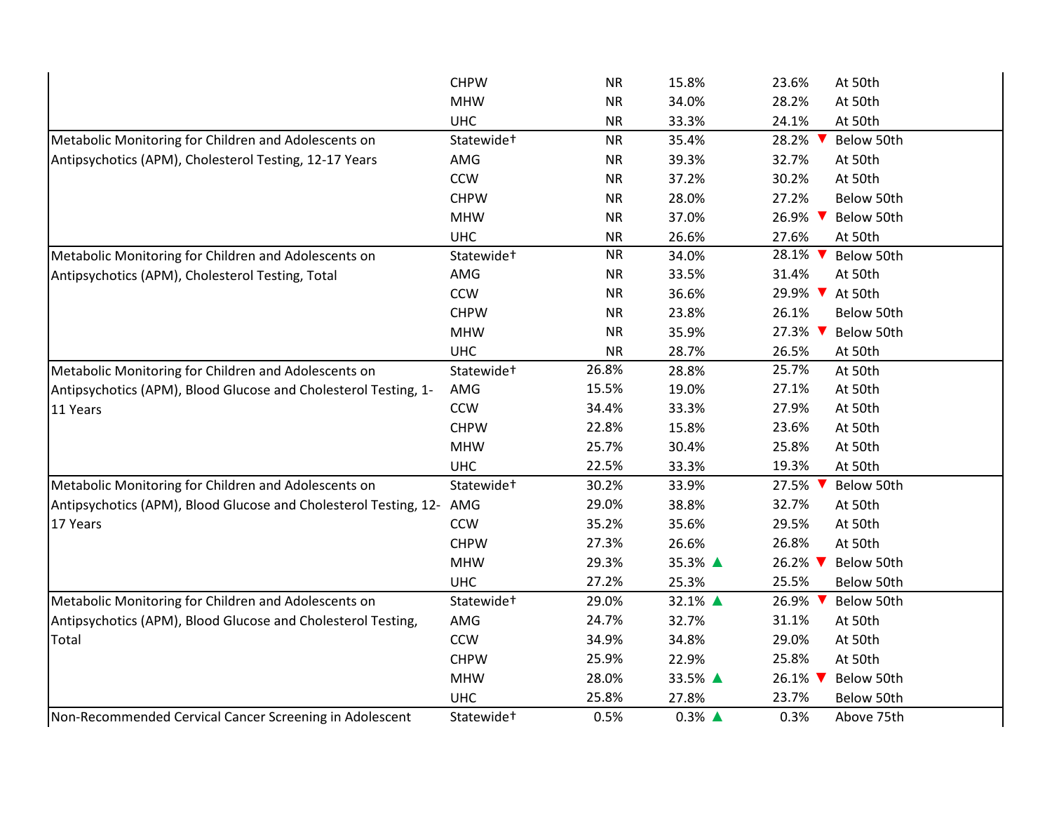| Measure | Plan | | | | |
|---|---|---|---|---|---|
| | CHPW | NR | 15.8% | 23.6% | At 50th |
| | MHW | NR | 34.0% | 28.2% | At 50th |
| | UHC | NR | 33.3% | 24.1% | At 50th |
| Metabolic Monitoring for Children and Adolescents on Antipsychotics (APM), Cholesterol Testing, 12-17 Years | Statewide† | NR | 35.4% | 28.2% ▼ | Below 50th |
| | AMG | NR | 39.3% | 32.7% | At 50th |
| | CCW | NR | 37.2% | 30.2% | At 50th |
| | CHPW | NR | 28.0% | 27.2% | Below 50th |
| | MHW | NR | 37.0% | 26.9% ▼ | Below 50th |
| | UHC | NR | 26.6% | 27.6% | At 50th |
| Metabolic Monitoring for Children and Adolescents on Antipsychotics (APM), Cholesterol Testing, Total | Statewide† | NR | 34.0% | 28.1% ▼ | Below 50th |
| | AMG | NR | 33.5% | 31.4% | At 50th |
| | CCW | NR | 36.6% | 29.9% ▼ | At 50th |
| | CHPW | NR | 23.8% | 26.1% | Below 50th |
| | MHW | NR | 35.9% | 27.3% ▼ | Below 50th |
| | UHC | NR | 28.7% | 26.5% | At 50th |
| Metabolic Monitoring for Children and Adolescents on Antipsychotics (APM), Blood Glucose and Cholesterol Testing, 1-11 Years | Statewide† | 26.8% | 28.8% | 25.7% | At 50th |
| | AMG | 15.5% | 19.0% | 27.1% | At 50th |
| | CCW | 34.4% | 33.3% | 27.9% | At 50th |
| | CHPW | 22.8% | 15.8% | 23.6% | At 50th |
| | MHW | 25.7% | 30.4% | 25.8% | At 50th |
| | UHC | 22.5% | 33.3% | 19.3% | At 50th |
| Metabolic Monitoring for Children and Adolescents on Antipsychotics (APM), Blood Glucose and Cholesterol Testing, 12-17 Years | Statewide† | 30.2% | 33.9% | 27.5% ▼ | Below 50th |
| | AMG | 29.0% | 38.8% | 32.7% | At 50th |
| | CCW | 35.2% | 35.6% | 29.5% | At 50th |
| | CHPW | 27.3% | 26.6% | 26.8% | At 50th |
| | MHW | 29.3% | 35.3% ▲ | 26.2% ▼ | Below 50th |
| | UHC | 27.2% | 25.3% | 25.5% | Below 50th |
| Metabolic Monitoring for Children and Adolescents on Antipsychotics (APM), Blood Glucose and Cholesterol Testing, Total | Statewide† | 29.0% | 32.1% ▲ | 26.9% ▼ | Below 50th |
| | AMG | 24.7% | 32.7% | 31.1% | At 50th |
| | CCW | 34.9% | 34.8% | 29.0% | At 50th |
| | CHPW | 25.9% | 22.9% | 25.8% | At 50th |
| | MHW | 28.0% | 33.5% ▲ | 26.1% ▼ | Below 50th |
| | UHC | 25.8% | 27.8% | 23.7% | Below 50th |
| Non-Recommended Cervical Cancer Screening in Adolescent | Statewide† | 0.5% | 0.3% ▲ | 0.3% | Above 75th |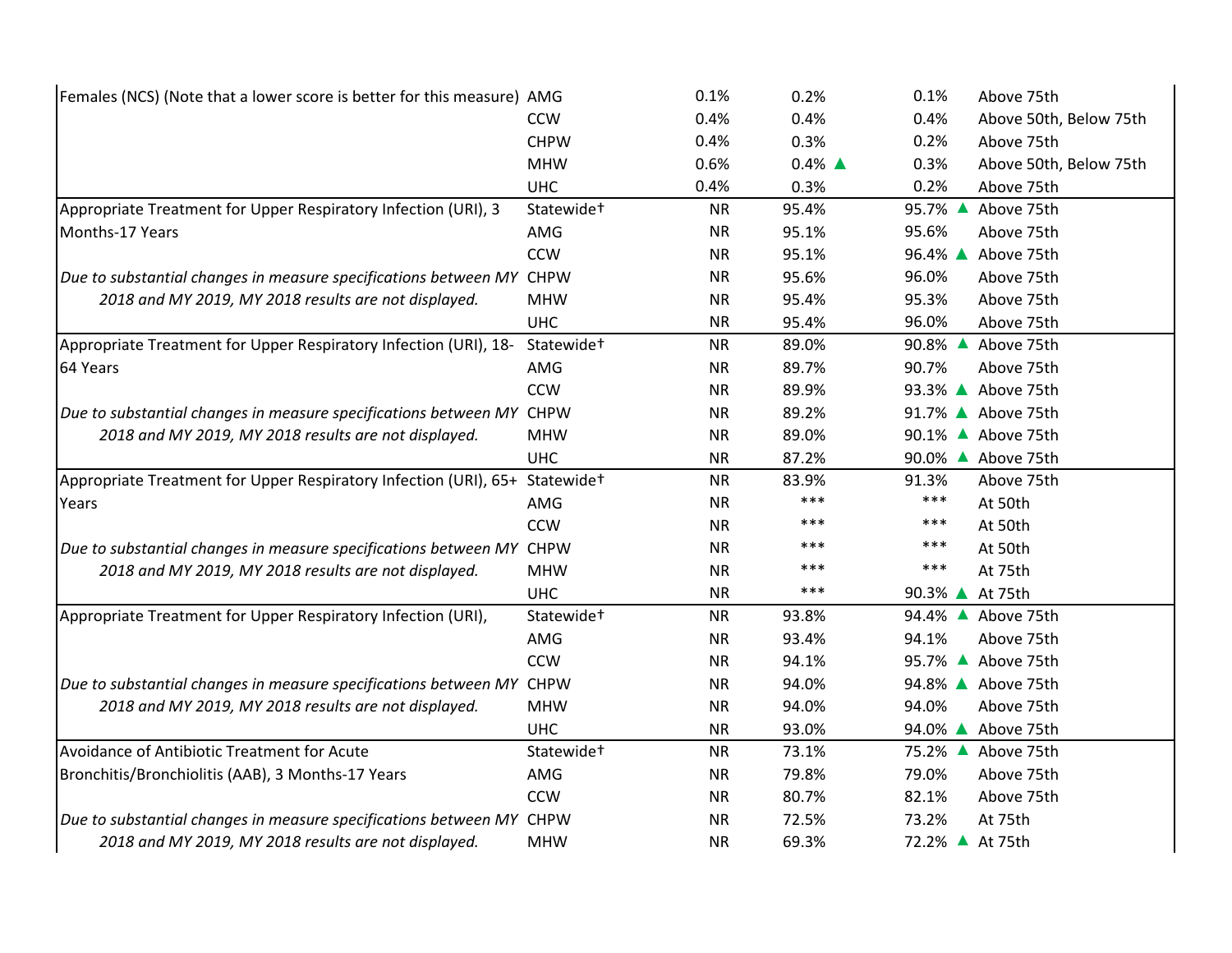| Measure | Plan | MY 2018 | MY 2019 | MY 2020 | National Benchmark |
|---|---|---|---|---|---|
| Females (NCS) (Note that a lower score is better for this measure) | AMG | 0.1% | 0.2% | 0.1% | Above 75th |
| | CCW | 0.4% | 0.4% | 0.4% | Above 50th, Below 75th |
| | CHPW | 0.4% | 0.3% | 0.2% | Above 75th |
| | MHW | 0.6% | 0.4% ▲ | 0.3% | Above 50th, Below 75th |
| | UHC | 0.4% | 0.3% | 0.2% | Above 75th |
| Appropriate Treatment for Upper Respiratory Infection (URI), 3 Months-17 Years | Statewide† | NR | 95.4% | 95.7% ▲ | Above 75th |
| | AMG | NR | 95.1% | 95.6% | Above 75th |
| *Due to substantial changes in measure specifications between MY 2018 and MY 2019, MY 2018 results are not displayed.* | CCW | NR | 95.1% | 96.4% ▲ | Above 75th |
| | CHPW | NR | 95.6% | 96.0% | Above 75th |
| | MHW | NR | 95.4% | 95.3% | Above 75th |
| | UHC | NR | 95.4% | 96.0% | Above 75th |
| Appropriate Treatment for Upper Respiratory Infection (URI), 18-64 Years | Statewide† | NR | 89.0% | 90.8% ▲ | Above 75th |
| | AMG | NR | 89.7% | 90.7% | Above 75th |
| *Due to substantial changes in measure specifications between MY 2018 and MY 2019, MY 2018 results are not displayed.* | CCW | NR | 89.9% | 93.3% ▲ | Above 75th |
| | CHPW | NR | 89.2% | 91.7% ▲ | Above 75th |
| | MHW | NR | 89.0% | 90.1% ▲ | Above 75th |
| | UHC | NR | 87.2% | 90.0% ▲ | Above 75th |
| Appropriate Treatment for Upper Respiratory Infection (URI), 65+ Years | Statewide† | NR | 83.9% | 91.3% | Above 75th |
| | AMG | NR | *** | *** | At 50th |
| *Due to substantial changes in measure specifications between MY 2018 and MY 2019, MY 2018 results are not displayed.* | CCW | NR | *** | *** | At 50th |
| | CHPW | NR | *** | *** | At 50th |
| | MHW | NR | *** | *** | At 75th |
| | UHC | NR | *** | 90.3% ▲ | At 75th |
| Appropriate Treatment for Upper Respiratory Infection (URI), | Statewide† | NR | 93.8% | 94.4% ▲ | Above 75th |
| | AMG | NR | 93.4% | 94.1% | Above 75th |
| *Due to substantial changes in measure specifications between MY 2018 and MY 2019, MY 2018 results are not displayed.* | CCW | NR | 94.1% | 95.7% ▲ | Above 75th |
| | CHPW | NR | 94.0% | 94.8% ▲ | Above 75th |
| | MHW | NR | 94.0% | 94.0% | Above 75th |
| | UHC | NR | 93.0% | 94.0% ▲ | Above 75th |
| Avoidance of Antibiotic Treatment for Acute Bronchitis/Bronchiolitis (AAB), 3 Months-17 Years | Statewide† | NR | 73.1% | 75.2% ▲ | Above 75th |
| | AMG | NR | 79.8% | 79.0% | Above 75th |
| *Due to substantial changes in measure specifications between MY 2018 and MY 2019, MY 2018 results are not displayed.* | CCW | NR | 80.7% | 82.1% | Above 75th |
| | CHPW | NR | 72.5% | 73.2% | At 75th |
| | MHW | NR | 69.3% | 72.2% ▲ | At 75th |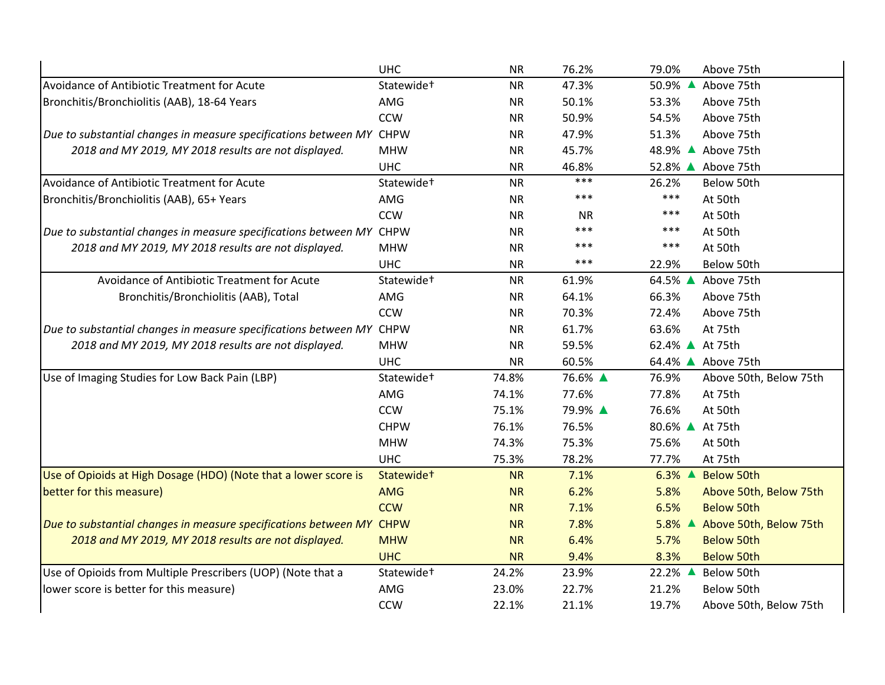| | | | | | |
|---|---|---|---|---|---|
| | UHC | NR | 76.2% | 79.0% | Above 75th |
| Avoidance of Antibiotic Treatment for Acute Bronchitis/Bronchiolitis (AAB), 18-64 Years | Statewide† | NR | 47.3% | 50.9% ▲ | Above 75th |
| | AMG | NR | 50.1% | 53.3% | Above 75th |
| | CCW | NR | 50.9% | 54.5% | Above 75th |
| *Due to substantial changes in measure specifications between MY 2018 and MY 2019, MY 2018 results are not displayed.* | CHPW | NR | 47.9% | 51.3% | Above 75th |
| | MHW | NR | 45.7% | 48.9% ▲ | Above 75th |
| | UHC | NR | 46.8% | 52.8% ▲ | Above 75th |
| Avoidance of Antibiotic Treatment for Acute Bronchitis/Bronchiolitis (AAB), 65+ Years | Statewide† | NR | *** | 26.2% | Below 50th |
| | AMG | NR | *** | *** | At 50th |
| | CCW | NR | NR | *** | At 50th |
| *Due to substantial changes in measure specifications between MY 2018 and MY 2019, MY 2018 results are not displayed.* | CHPW | NR | *** | *** | At 50th |
| | MHW | NR | *** | *** | At 50th |
| | UHC | NR | *** | 22.9% | Below 50th |
| Avoidance of Antibiotic Treatment for Acute Bronchitis/Bronchiolitis (AAB), Total | Statewide† | NR | 61.9% | 64.5% ▲ | Above 75th |
| | AMG | NR | 64.1% | 66.3% | Above 75th |
| | CCW | NR | 70.3% | 72.4% | Above 75th |
| *Due to substantial changes in measure specifications between MY 2018 and MY 2019, MY 2018 results are not displayed.* | CHPW | NR | 61.7% | 63.6% | At 75th |
| | MHW | NR | 59.5% | 62.4% ▲ | At 75th |
| | UHC | NR | 60.5% | 64.4% ▲ | Above 75th |
| Use of Imaging Studies for Low Back Pain (LBP) | Statewide† | 74.8% | 76.6% ▲ | 76.9% | Above 50th, Below 75th |
| | AMG | 74.1% | 77.6% | 77.8% | At 75th |
| | CCW | 75.1% | 79.9% ▲ | 76.6% | At 50th |
| | CHPW | 76.1% | 76.5% | 80.6% ▲ | At 75th |
| | MHW | 74.3% | 75.3% | 75.6% | At 50th |
| | UHC | 75.3% | 78.2% | 77.7% | At 75th |
| Use of Opioids at High Dosage (HDO) (Note that a lower score is better for this measure) | Statewide† | NR | 7.1% | 6.3% ▲ | Below 50th |
| | AMG | NR | 6.2% | 5.8% | Above 50th, Below 75th |
| | CCW | NR | 7.1% | 6.5% | Below 50th |
| *Due to substantial changes in measure specifications between MY 2018 and MY 2019, MY 2018 results are not displayed.* | CHPW | NR | 7.8% | 5.8% ▲ | Above 50th, Below 75th |
| | MHW | NR | 6.4% | 5.7% | Below 50th |
| | UHC | NR | 9.4% | 8.3% | Below 50th |
| Use of Opioids from Multiple Prescribers (UOP) (Note that a lower score is better for this measure) | Statewide† | 24.2% | 23.9% | 22.2% ▲ | Below 50th |
| | AMG | 23.0% | 22.7% | 21.2% | Below 50th |
| | CCW | 22.1% | 21.1% | 19.7% | Above 50th, Below 75th |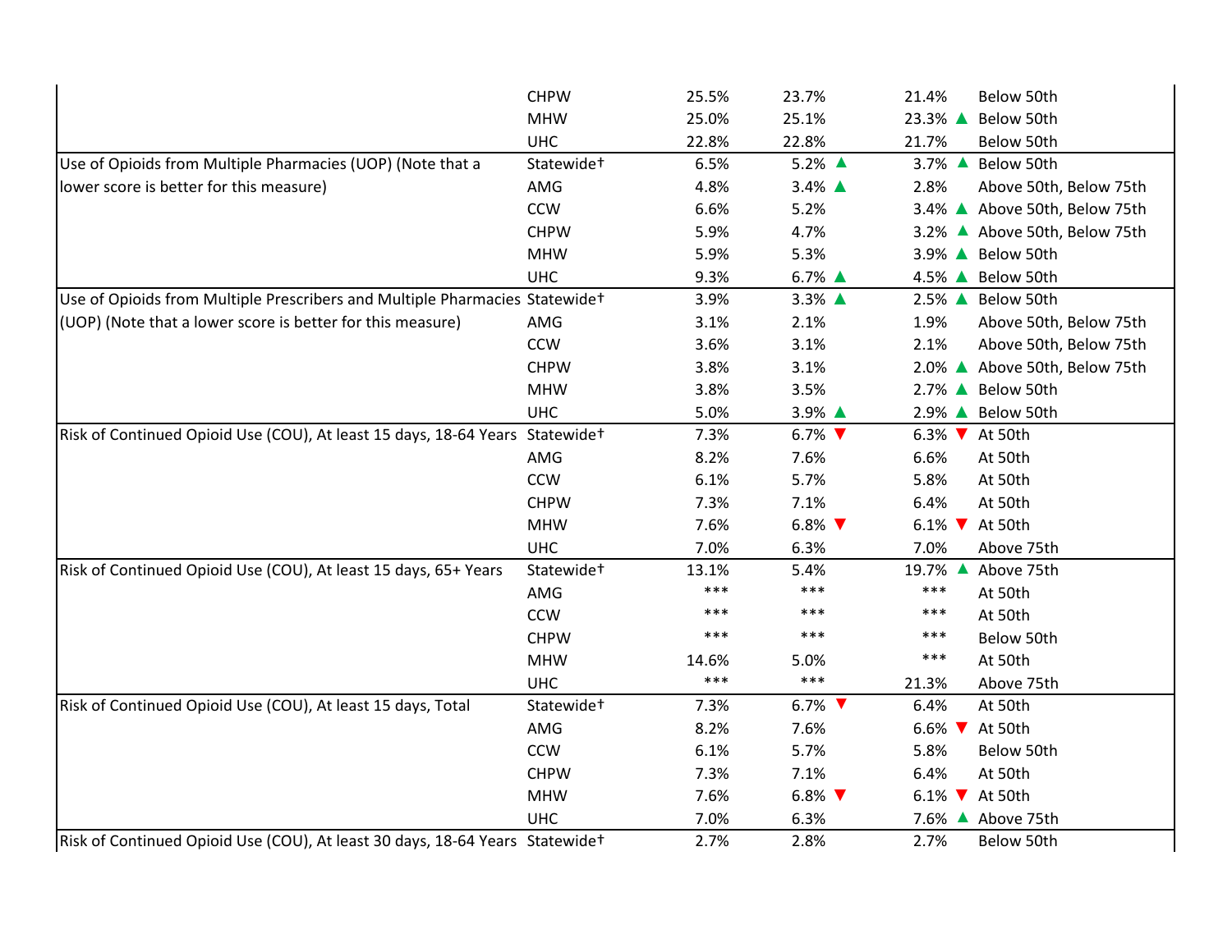| | | | | | |
|---|---|---|---|---|---|
| | CHPW | 25.5% | 23.7% | 21.4% | Below 50th |
| | MHW | 25.0% | 25.1% | 23.3% ▲ | Below 50th |
| | UHC | 22.8% | 22.8% | 21.7% | Below 50th |
| Use of Opioids from Multiple Pharmacies (UOP) (Note that a lower score is better for this measure) | Statewide† | 6.5% | 5.2% ▲ | 3.7% ▲ | Below 50th |
| | AMG | 4.8% | 3.4% ▲ | 2.8% | Above 50th, Below 75th |
| | CCW | 6.6% | 5.2% | 3.4% ▲ | Above 50th, Below 75th |
| | CHPW | 5.9% | 4.7% | 3.2% ▲ | Above 50th, Below 75th |
| | MHW | 5.9% | 5.3% | 3.9% ▲ | Below 50th |
| | UHC | 9.3% | 6.7% ▲ | 4.5% ▲ | Below 50th |
| Use of Opioids from Multiple Prescribers and Multiple Pharmacies (UOP) (Note that a lower score is better for this measure) | Statewide† | 3.9% | 3.3% ▲ | 2.5% ▲ | Below 50th |
| | AMG | 3.1% | 2.1% | 1.9% | Above 50th, Below 75th |
| | CCW | 3.6% | 3.1% | 2.1% | Above 50th, Below 75th |
| | CHPW | 3.8% | 3.1% | 2.0% ▲ | Above 50th, Below 75th |
| | MHW | 3.8% | 3.5% | 2.7% ▲ | Below 50th |
| | UHC | 5.0% | 3.9% ▲ | 2.9% ▲ | Below 50th |
| Risk of Continued Opioid Use (COU), At least 15 days, 18-64 Years | Statewide† | 7.3% | 6.7% ▼ | 6.3% ▼ | At 50th |
| | AMG | 8.2% | 7.6% | 6.6% | At 50th |
| | CCW | 6.1% | 5.7% | 5.8% | At 50th |
| | CHPW | 7.3% | 7.1% | 6.4% | At 50th |
| | MHW | 7.6% | 6.8% ▼ | 6.1% ▼ | At 50th |
| | UHC | 7.0% | 6.3% | 7.0% | Above 75th |
| Risk of Continued Opioid Use (COU), At least 15 days, 65+ Years | Statewide† | 13.1% | 5.4% | 19.7% ▲ | Above 75th |
| | AMG | *** | *** | *** | At 50th |
| | CCW | *** | *** | *** | At 50th |
| | CHPW | *** | *** | *** | Below 50th |
| | MHW | 14.6% | 5.0% | *** | At 50th |
| | UHC | *** | *** | 21.3% | Above 75th |
| Risk of Continued Opioid Use (COU), At least 15 days, Total | Statewide† | 7.3% | 6.7% ▼ | 6.4% | At 50th |
| | AMG | 8.2% | 7.6% | 6.6% ▼ | At 50th |
| | CCW | 6.1% | 5.7% | 5.8% | Below 50th |
| | CHPW | 7.3% | 7.1% | 6.4% | At 50th |
| | MHW | 7.6% | 6.8% ▼ | 6.1% ▼ | At 50th |
| | UHC | 7.0% | 6.3% | 7.6% ▲ | Above 75th |
| Risk of Continued Opioid Use (COU), At least 30 days, 18-64 Years | Statewide† | 2.7% | 2.8% | 2.7% | Below 50th |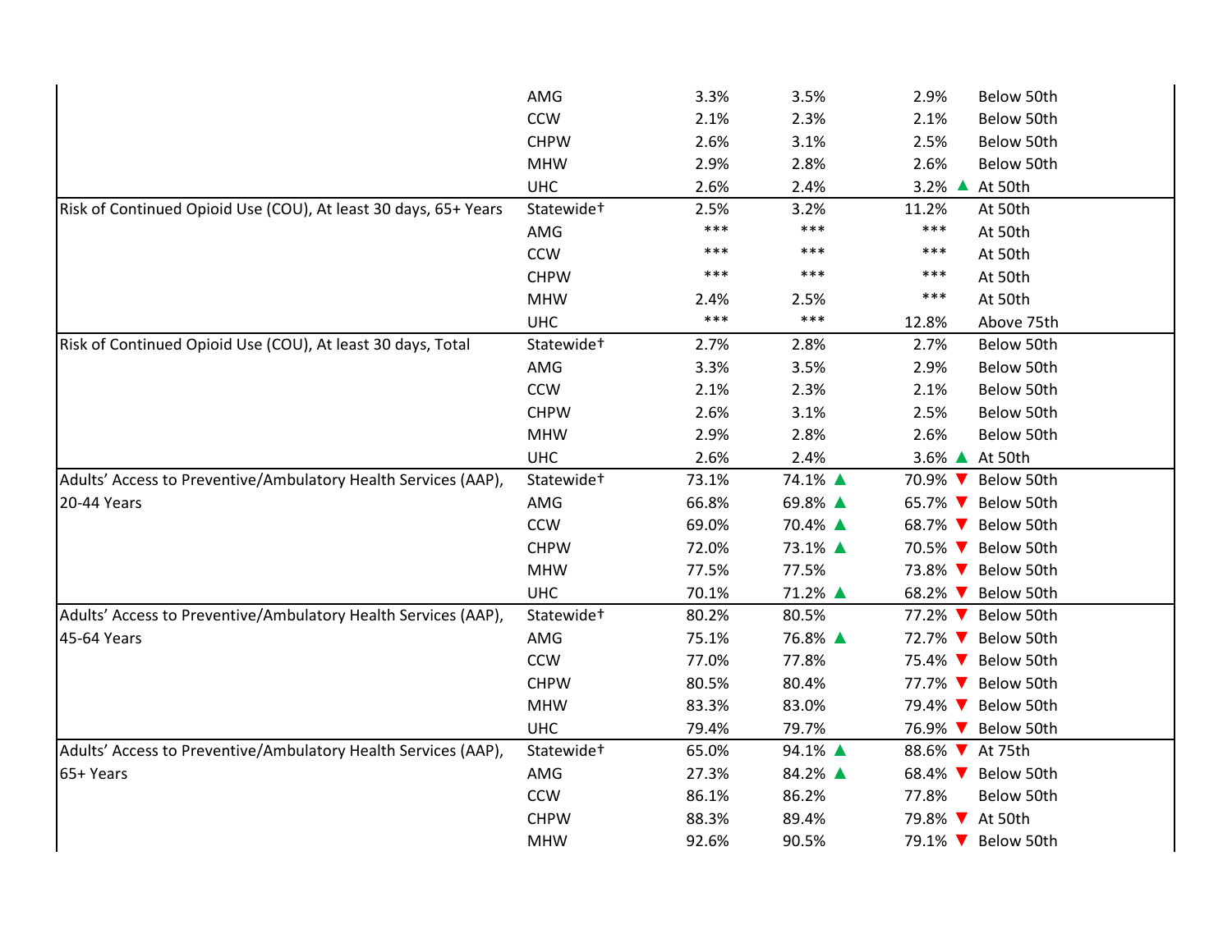| | | | | | |
|---|---|---|---|---|---|
| | AMG | 3.3% | 3.5% | 2.9% | Below 50th |
| | CCW | 2.1% | 2.3% | 2.1% | Below 50th |
| | CHPW | 2.6% | 3.1% | 2.5% | Below 50th |
| | MHW | 2.9% | 2.8% | 2.6% | Below 50th |
| | UHC | 2.6% | 2.4% | 3.2% ▲ | At 50th |
| Risk of Continued Opioid Use (COU), At least 30 days, 65+ Years | Statewide† | 2.5% | 3.2% | 11.2% | At 50th |
| | AMG | *** | *** | *** | At 50th |
| | CCW | *** | *** | *** | At 50th |
| | CHPW | *** | *** | *** | At 50th |
| | MHW | 2.4% | 2.5% | *** | At 50th |
| | UHC | *** | *** | 12.8% | Above 75th |
| Risk of Continued Opioid Use (COU), At least 30 days, Total | Statewide† | 2.7% | 2.8% | 2.7% | Below 50th |
| | AMG | 3.3% | 3.5% | 2.9% | Below 50th |
| | CCW | 2.1% | 2.3% | 2.1% | Below 50th |
| | CHPW | 2.6% | 3.1% | 2.5% | Below 50th |
| | MHW | 2.9% | 2.8% | 2.6% | Below 50th |
| | UHC | 2.6% | 2.4% | 3.6% ▲ | At 50th |
| Adults' Access to Preventive/Ambulatory Health Services (AAP), 20-44 Years | Statewide† | 73.1% | 74.1% ▲ | 70.9% ▼ | Below 50th |
| | AMG | 66.8% | 69.8% ▲ | 65.7% ▼ | Below 50th |
| | CCW | 69.0% | 70.4% ▲ | 68.7% ▼ | Below 50th |
| | CHPW | 72.0% | 73.1% ▲ | 70.5% ▼ | Below 50th |
| | MHW | 77.5% | 77.5% | 73.8% ▼ | Below 50th |
| | UHC | 70.1% | 71.2% ▲ | 68.2% ▼ | Below 50th |
| Adults' Access to Preventive/Ambulatory Health Services (AAP), 45-64 Years | Statewide† | 80.2% | 80.5% | 77.2% ▼ | Below 50th |
| | AMG | 75.1% | 76.8% ▲ | 72.7% ▼ | Below 50th |
| | CCW | 77.0% | 77.8% | 75.4% ▼ | Below 50th |
| | CHPW | 80.5% | 80.4% | 77.7% ▼ | Below 50th |
| | MHW | 83.3% | 83.0% | 79.4% ▼ | Below 50th |
| | UHC | 79.4% | 79.7% | 76.9% ▼ | Below 50th |
| Adults' Access to Preventive/Ambulatory Health Services (AAP), 65+ Years | Statewide† | 65.0% | 94.1% ▲ | 88.6% ▼ | At 75th |
| | AMG | 27.3% | 84.2% ▲ | 68.4% ▼ | Below 50th |
| | CCW | 86.1% | 86.2% | 77.8% | Below 50th |
| | CHPW | 88.3% | 89.4% | 79.8% ▼ | At 50th |
| | MHW | 92.6% | 90.5% | 79.1% ▼ | Below 50th |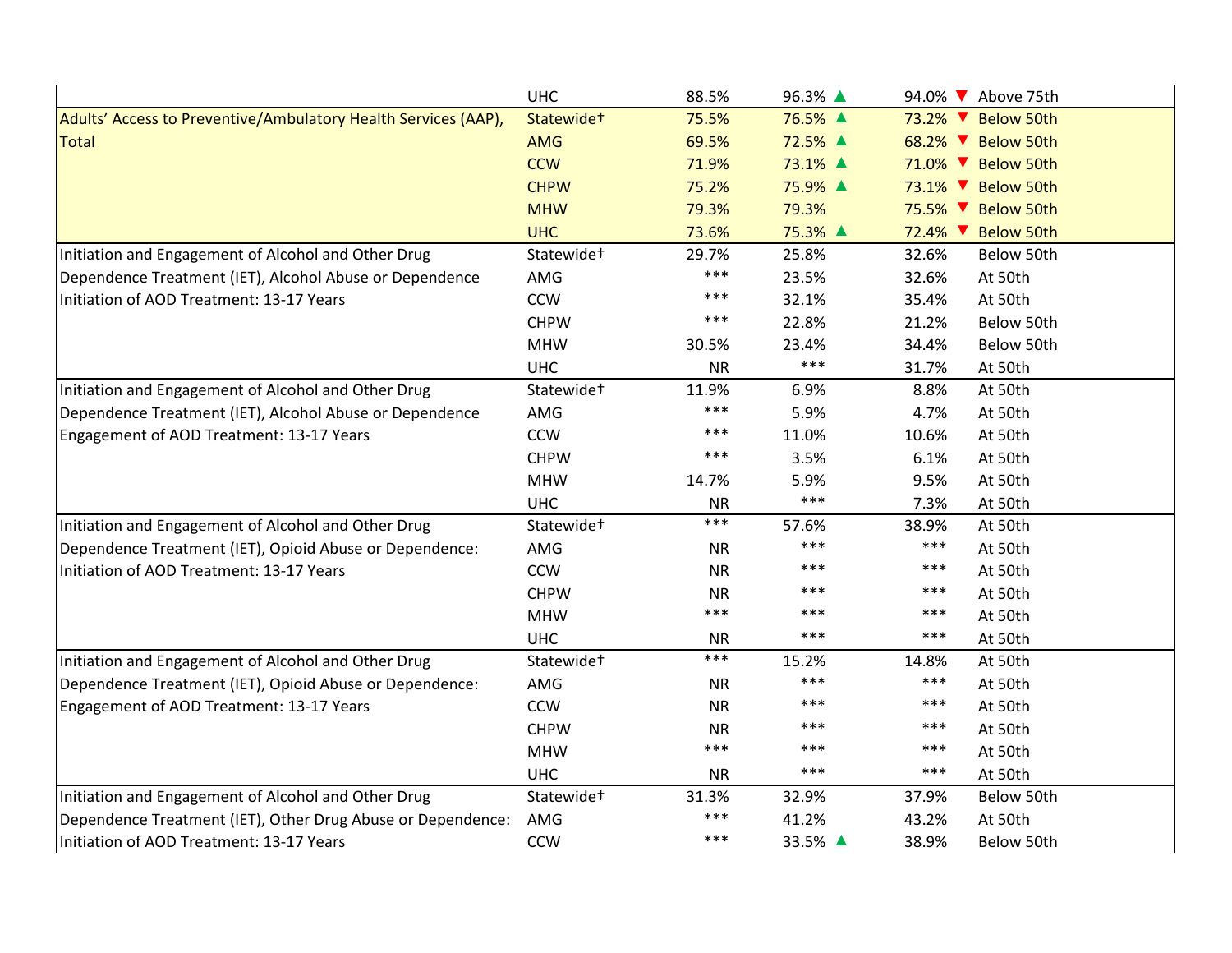| Measure | Plan | | | | |
|---|---|---|---|---|---|
| | UHC | 88.5% | 96.3% ▲ | 94.0% ▼ | Above 75th |
| Adults' Access to Preventive/Ambulatory Health Services (AAP), Total | Statewide† | 75.5% | 76.5% ▲ | 73.2% ▼ | Below 50th |
| | AMG | 69.5% | 72.5% ▲ | 68.2% ▼ | Below 50th |
| | CCW | 71.9% | 73.1% ▲ | 71.0% ▼ | Below 50th |
| | CHPW | 75.2% | 75.9% ▲ | 73.1% ▼ | Below 50th |
| | MHW | 79.3% | 79.3% | 75.5% ▼ | Below 50th |
| | UHC | 73.6% | 75.3% ▲ | 72.4% ▼ | Below 50th |
| Initiation and Engagement of Alcohol and Other Drug Dependence Treatment (IET), Alcohol Abuse or Dependence Initiation of AOD Treatment: 13-17 Years | Statewide† | 29.7% | 25.8% | 32.6% | Below 50th |
| | AMG | *** | 23.5% | 32.6% | At 50th |
| | CCW | *** | 32.1% | 35.4% | At 50th |
| | CHPW | *** | 22.8% | 21.2% | Below 50th |
| | MHW | 30.5% | 23.4% | 34.4% | Below 50th |
| | UHC | NR | *** | 31.7% | At 50th |
| Initiation and Engagement of Alcohol and Other Drug Dependence Treatment (IET), Alcohol Abuse or Dependence Engagement of AOD Treatment: 13-17 Years | Statewide† | 11.9% | 6.9% | 8.8% | At 50th |
| | AMG | *** | 5.9% | 4.7% | At 50th |
| | CCW | *** | 11.0% | 10.6% | At 50th |
| | CHPW | *** | 3.5% | 6.1% | At 50th |
| | MHW | 14.7% | 5.9% | 9.5% | At 50th |
| | UHC | NR | *** | 7.3% | At 50th |
| Initiation and Engagement of Alcohol and Other Drug Dependence Treatment (IET), Opioid Abuse or Dependence: Initiation of AOD Treatment: 13-17 Years | Statewide† | *** | 57.6% | 38.9% | At 50th |
| | AMG | NR | *** | *** | At 50th |
| | CCW | NR | *** | *** | At 50th |
| | CHPW | NR | *** | *** | At 50th |
| | MHW | *** | *** | *** | At 50th |
| | UHC | NR | *** | *** | At 50th |
| Initiation and Engagement of Alcohol and Other Drug Dependence Treatment (IET), Opioid Abuse or Dependence: Engagement of AOD Treatment: 13-17 Years | Statewide† | *** | 15.2% | 14.8% | At 50th |
| | AMG | NR | *** | *** | At 50th |
| | CCW | NR | *** | *** | At 50th |
| | CHPW | NR | *** | *** | At 50th |
| | MHW | *** | *** | *** | At 50th |
| | UHC | NR | *** | *** | At 50th |
| Initiation and Engagement of Alcohol and Other Drug Dependence Treatment (IET), Other Drug Abuse or Dependence: Initiation of AOD Treatment: 13-17 Years | Statewide† | 31.3% | 32.9% | 37.9% | Below 50th |
| | AMG | *** | 41.2% | 43.2% | At 50th |
| | CCW | *** | 33.5% ▲ | 38.9% | Below 50th |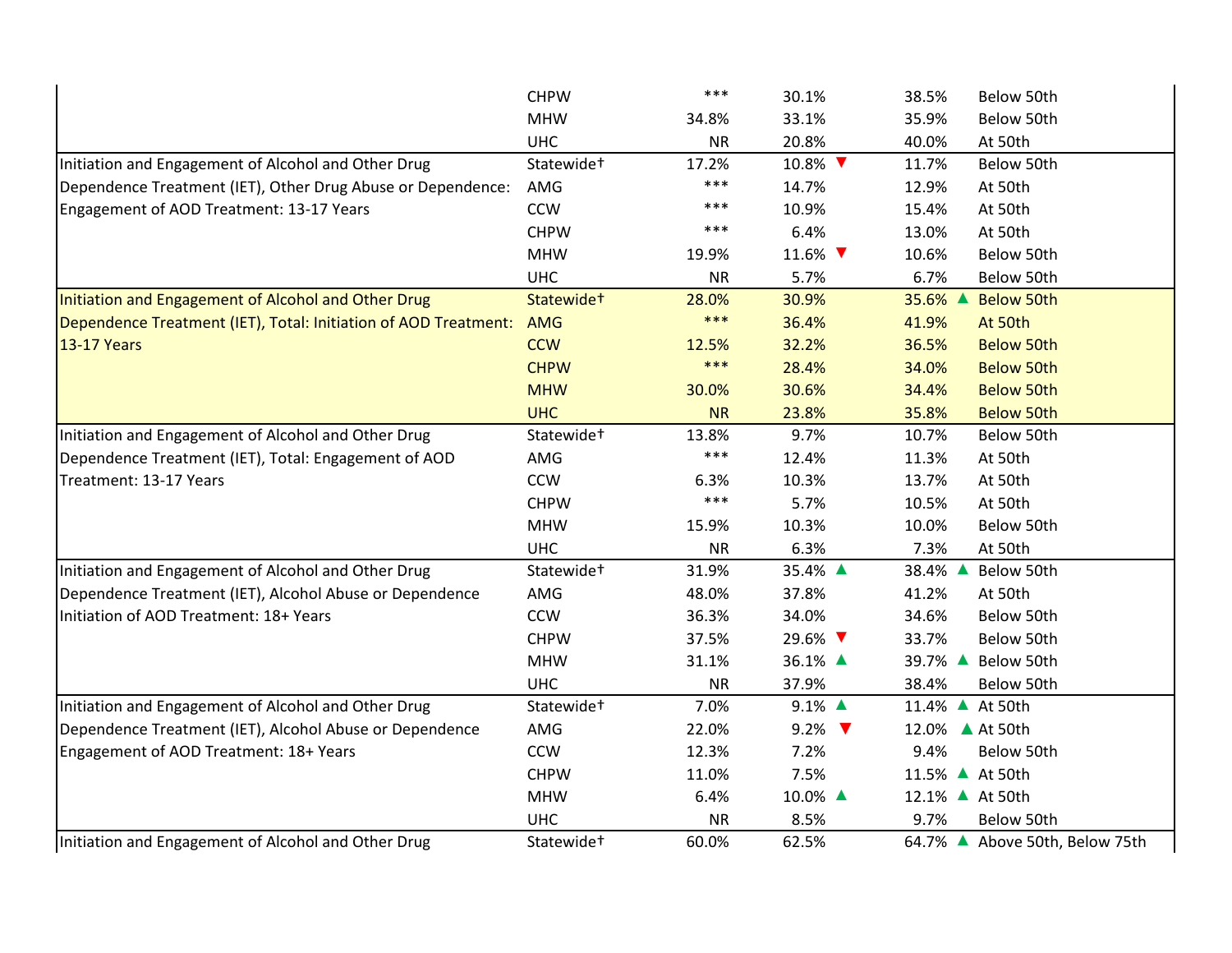| Measure | Plan | | | | |
|---|---|---|---|---|---|
| | CHPW | *** | 30.1% | 38.5% | Below 50th |
| | MHW | 34.8% | 33.1% | 35.9% | Below 50th |
| | UHC | NR | 20.8% | 40.0% | At 50th |
| Initiation and Engagement of Alcohol and Other Drug Dependence Treatment (IET), Other Drug Abuse or Dependence: Engagement of AOD Treatment: 13-17 Years | Statewide† | 17.2% | 10.8% ▼ | 11.7% | Below 50th |
| | AMG | *** | 14.7% | 12.9% | At 50th |
| | CCW | *** | 10.9% | 15.4% | At 50th |
| | CHPW | *** | 6.4% | 13.0% | At 50th |
| | MHW | 19.9% | 11.6% ▼ | 10.6% | Below 50th |
| | UHC | NR | 5.7% | 6.7% | Below 50th |
| Initiation and Engagement of Alcohol and Other Drug Dependence Treatment (IET), Total: Initiation of AOD Treatment: 13-17 Years | Statewide† | 28.0% | 30.9% | 35.6% ▲ | Below 50th |
| | AMG | *** | 36.4% | 41.9% | At 50th |
| | CCW | 12.5% | 32.2% | 36.5% | Below 50th |
| | CHPW | *** | 28.4% | 34.0% | Below 50th |
| | MHW | 30.0% | 30.6% | 34.4% | Below 50th |
| | UHC | NR | 23.8% | 35.8% | Below 50th |
| Initiation and Engagement of Alcohol and Other Drug Dependence Treatment (IET), Total: Engagement of AOD Treatment: 13-17 Years | Statewide† | 13.8% | 9.7% | 10.7% | Below 50th |
| | AMG | *** | 12.4% | 11.3% | At 50th |
| | CCW | 6.3% | 10.3% | 13.7% | At 50th |
| | CHPW | *** | 5.7% | 10.5% | At 50th |
| | MHW | 15.9% | 10.3% | 10.0% | Below 50th |
| | UHC | NR | 6.3% | 7.3% | At 50th |
| Initiation and Engagement of Alcohol and Other Drug Dependence Treatment (IET), Alcohol Abuse or Dependence Initiation of AOD Treatment: 18+ Years | Statewide† | 31.9% | 35.4% ▲ | 38.4% ▲ | Below 50th |
| | AMG | 48.0% | 37.8% | 41.2% | At 50th |
| | CCW | 36.3% | 34.0% | 34.6% | Below 50th |
| | CHPW | 37.5% | 29.6% ▼ | 33.7% | Below 50th |
| | MHW | 31.1% | 36.1% ▲ | 39.7% ▲ | Below 50th |
| | UHC | NR | 37.9% | 38.4% | Below 50th |
| Initiation and Engagement of Alcohol and Other Drug Dependence Treatment (IET), Alcohol Abuse or Dependence Engagement of AOD Treatment: 18+ Years | Statewide† | 7.0% | 9.1% ▲ | 11.4% ▲ | At 50th |
| | AMG | 22.0% | 9.2% ▼ | 12.0% ▲ | At 50th |
| | CCW | 12.3% | 7.2% | 9.4% | Below 50th |
| | CHPW | 11.0% | 7.5% | 11.5% ▲ | At 50th |
| | MHW | 6.4% | 10.0% ▲ | 12.1% ▲ | At 50th |
| | UHC | NR | 8.5% | 9.7% | Below 50th |
| Initiation and Engagement of Alcohol and Other Drug | Statewide† | 60.0% | 62.5% | 64.7% ▲ | Above 50th, Below 75th |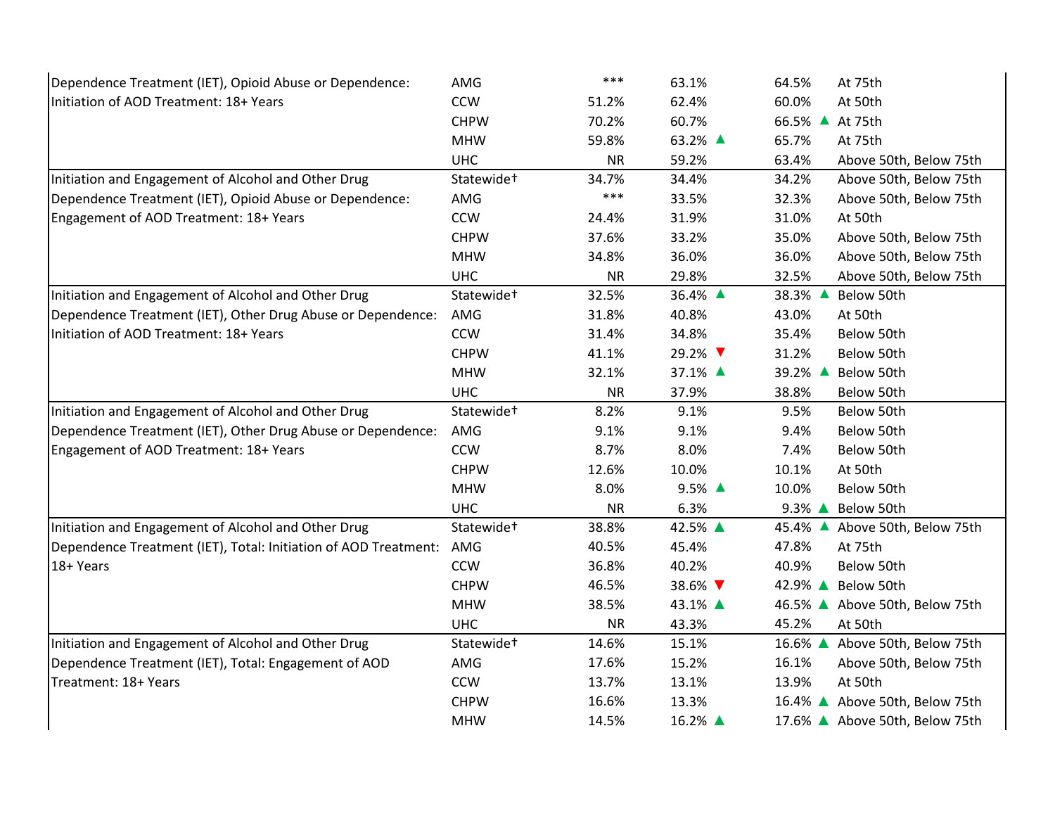| Measure | Plan | | | | |
|---|---|---|---|---|---|
| Dependence Treatment (IET), Opioid Abuse or Dependence: Initiation of AOD Treatment: 18+ Years | AMG | *** | 63.1% | 64.5% | At 75th |
| | CCW | 51.2% | 62.4% | 60.0% | At 50th |
| | CHPW | 70.2% | 60.7% | 66.5% ▲ | At 75th |
| | MHW | 59.8% | 63.2% ▲ | 65.7% | At 75th |
| | UHC | NR | 59.2% | 63.4% | Above 50th, Below 75th |
| Initiation and Engagement of Alcohol and Other Drug Dependence Treatment (IET), Opioid Abuse or Dependence: Engagement of AOD Treatment: 18+ Years | Statewide† | 34.7% | 34.4% | 34.2% | Above 50th, Below 75th |
| | AMG | *** | 33.5% | 32.3% | Above 50th, Below 75th |
| | CCW | 24.4% | 31.9% | 31.0% | At 50th |
| | CHPW | 37.6% | 33.2% | 35.0% | Above 50th, Below 75th |
| | MHW | 34.8% | 36.0% | 36.0% | Above 50th, Below 75th |
| | UHC | NR | 29.8% | 32.5% | Above 50th, Below 75th |
| Initiation and Engagement of Alcohol and Other Drug Dependence Treatment (IET), Other Drug Abuse or Dependence: Initiation of AOD Treatment: 18+ Years | Statewide† | 32.5% | 36.4% ▲ | 38.3% ▲ | Below 50th |
| | AMG | 31.8% | 40.8% | 43.0% | At 50th |
| | CCW | 31.4% | 34.8% | 35.4% | Below 50th |
| | CHPW | 41.1% | 29.2% ▼ | 31.2% | Below 50th |
| | MHW | 32.1% | 37.1% ▲ | 39.2% ▲ | Below 50th |
| | UHC | NR | 37.9% | 38.8% | Below 50th |
| Initiation and Engagement of Alcohol and Other Drug Dependence Treatment (IET), Other Drug Abuse or Dependence: Engagement of AOD Treatment: 18+ Years | Statewide† | 8.2% | 9.1% | 9.5% | Below 50th |
| | AMG | 9.1% | 9.1% | 9.4% | Below 50th |
| | CCW | 8.7% | 8.0% | 7.4% | Below 50th |
| | CHPW | 12.6% | 10.0% | 10.1% | At 50th |
| | MHW | 8.0% | 9.5% ▲ | 10.0% | Below 50th |
| | UHC | NR | 6.3% | 9.3% ▲ | Below 50th |
| Initiation and Engagement of Alcohol and Other Drug Dependence Treatment (IET), Total: Initiation of AOD Treatment: 18+ Years | Statewide† | 38.8% | 42.5% ▲ | 45.4% ▲ | Above 50th, Below 75th |
| | AMG | 40.5% | 45.4% | 47.8% | At 75th |
| | CCW | 36.8% | 40.2% | 40.9% | Below 50th |
| | CHPW | 46.5% | 38.6% ▼ | 42.9% ▲ | Below 50th |
| | MHW | 38.5% | 43.1% ▲ | 46.5% ▲ | Above 50th, Below 75th |
| | UHC | NR | 43.3% | 45.2% | At 50th |
| Initiation and Engagement of Alcohol and Other Drug Dependence Treatment (IET), Total: Engagement of AOD Treatment: 18+ Years | Statewide† | 14.6% | 15.1% | 16.6% ▲ | Above 50th, Below 75th |
| | AMG | 17.6% | 15.2% | 16.1% | Above 50th, Below 75th |
| | CCW | 13.7% | 13.1% | 13.9% | At 50th |
| | CHPW | 16.6% | 13.3% | 16.4% ▲ | Above 50th, Below 75th |
| | MHW | 14.5% | 16.2% ▲ | 17.6% ▲ | Above 50th, Below 75th |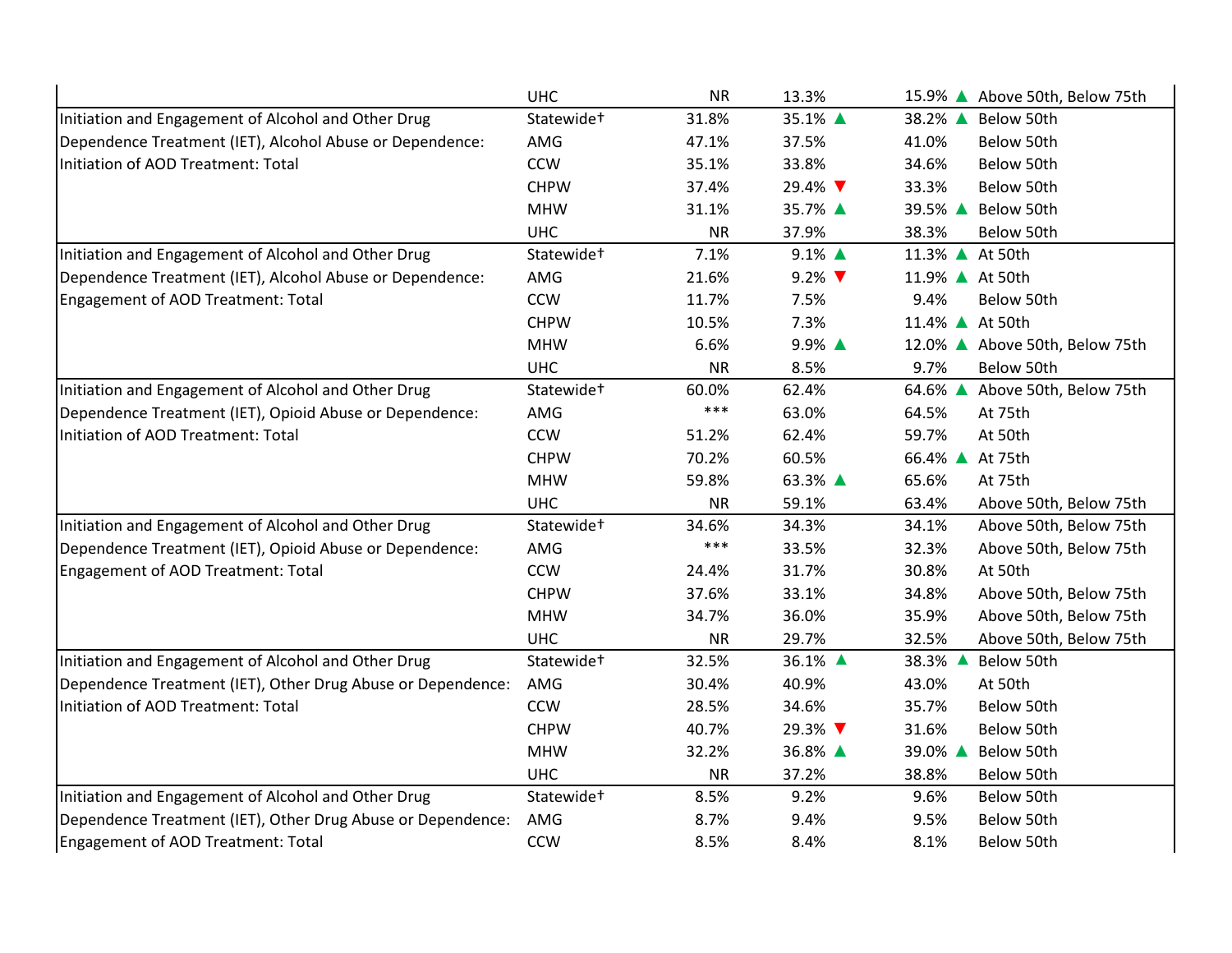| | | | | | |
|---|---|---|---|---|---|
| | UHC | NR | 13.3% | 15.9% ▲ | Above 50th, Below 75th |
| Initiation and Engagement of Alcohol and Other Drug Dependence Treatment (IET), Alcohol Abuse or Dependence: Initiation of AOD Treatment: Total | Statewide† | 31.8% | 35.1% ▲ | 38.2% ▲ | Below 50th |
| | AMG | 47.1% | 37.5% | 41.0% | Below 50th |
| | CCW | 35.1% | 33.8% | 34.6% | Below 50th |
| | CHPW | 37.4% | 29.4% ▼ | 33.3% | Below 50th |
| | MHW | 31.1% | 35.7% ▲ | 39.5% ▲ | Below 50th |
| | UHC | NR | 37.9% | 38.3% | Below 50th |
| Initiation and Engagement of Alcohol and Other Drug Dependence Treatment (IET), Alcohol Abuse or Dependence: Engagement of AOD Treatment: Total | Statewide† | 7.1% | 9.1% ▲ | 11.3% ▲ | At 50th |
| | AMG | 21.6% | 9.2% ▼ | 11.9% ▲ | At 50th |
| | CCW | 11.7% | 7.5% | 9.4% | Below 50th |
| | CHPW | 10.5% | 7.3% | 11.4% ▲ | At 50th |
| | MHW | 6.6% | 9.9% ▲ | 12.0% ▲ | Above 50th, Below 75th |
| | UHC | NR | 8.5% | 9.7% | Below 50th |
| Initiation and Engagement of Alcohol and Other Drug Dependence Treatment (IET), Opioid Abuse or Dependence: Initiation of AOD Treatment: Total | Statewide† | 60.0% | 62.4% | 64.6% ▲ | Above 50th, Below 75th |
| | AMG | *** | 63.0% | 64.5% | At 75th |
| | CCW | 51.2% | 62.4% | 59.7% | At 50th |
| | CHPW | 70.2% | 60.5% | 66.4% ▲ | At 75th |
| | MHW | 59.8% | 63.3% ▲ | 65.6% | At 75th |
| | UHC | NR | 59.1% | 63.4% | Above 50th, Below 75th |
| Initiation and Engagement of Alcohol and Other Drug Dependence Treatment (IET), Opioid Abuse or Dependence: Engagement of AOD Treatment: Total | Statewide† | 34.6% | 34.3% | 34.1% | Above 50th, Below 75th |
| | AMG | *** | 33.5% | 32.3% | Above 50th, Below 75th |
| | CCW | 24.4% | 31.7% | 30.8% | At 50th |
| | CHPW | 37.6% | 33.1% | 34.8% | Above 50th, Below 75th |
| | MHW | 34.7% | 36.0% | 35.9% | Above 50th, Below 75th |
| | UHC | NR | 29.7% | 32.5% | Above 50th, Below 75th |
| Initiation and Engagement of Alcohol and Other Drug Dependence Treatment (IET), Other Drug Abuse or Dependence: Initiation of AOD Treatment: Total | Statewide† | 32.5% | 36.1% ▲ | 38.3% ▲ | Below 50th |
| | AMG | 30.4% | 40.9% | 43.0% | At 50th |
| | CCW | 28.5% | 34.6% | 35.7% | Below 50th |
| | CHPW | 40.7% | 29.3% ▼ | 31.6% | Below 50th |
| | MHW | 32.2% | 36.8% ▲ | 39.0% ▲ | Below 50th |
| | UHC | NR | 37.2% | 38.8% | Below 50th |
| Initiation and Engagement of Alcohol and Other Drug Dependence Treatment (IET), Other Drug Abuse or Dependence: Engagement of AOD Treatment: Total | Statewide† | 8.5% | 9.2% | 9.6% | Below 50th |
| | AMG | 8.7% | 9.4% | 9.5% | Below 50th |
| | CCW | 8.5% | 8.4% | 8.1% | Below 50th |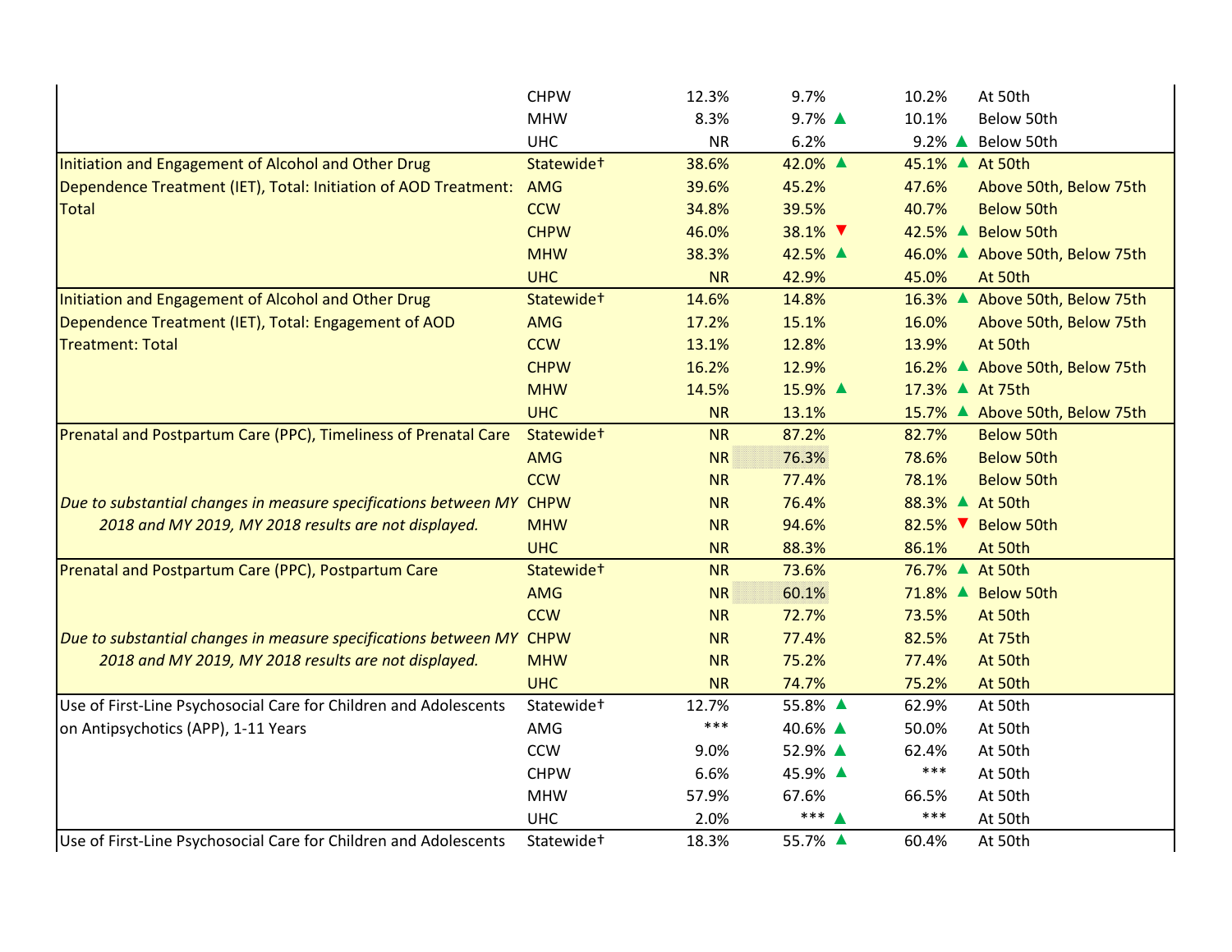| Measure | Plan | MY 2018 | | MY 2019 | | MY 2020 | | National Percentile |
|---|---|---|---|---|---|---|---|---|
| | CHPW | 12.3% | | 9.7% | | 10.2% | | At 50th |
| | MHW | 8.3% | | 9.7% | ▲ | 10.1% | | Below 50th |
| | UHC | NR | | 6.2% | | 9.2% | ▲ | Below 50th |
| Initiation and Engagement of Alcohol and Other Drug Dependence Treatment (IET), Total: Initiation of AOD Treatment: Total | Statewide† | 38.6% | | 42.0% | ▲ | 45.1% | ▲ | At 50th |
| | AMG | 39.6% | | 45.2% | | 47.6% | | Above 50th, Below 75th |
| | CCW | 34.8% | | 39.5% | | 40.7% | | Below 50th |
| | CHPW | 46.0% | | 38.1% | ▼ | 42.5% | ▲ | Below 50th |
| | MHW | 38.3% | | 42.5% | ▲ | 46.0% | ▲ | Above 50th, Below 75th |
| | UHC | NR | | 42.9% | | 45.0% | | At 50th |
| Initiation and Engagement of Alcohol and Other Drug Dependence Treatment (IET), Total: Engagement of AOD Treatment: Total | Statewide† | 14.6% | | 14.8% | | 16.3% | ▲ | Above 50th, Below 75th |
| | AMG | 17.2% | | 15.1% | | 16.0% | | Above 50th, Below 75th |
| | CCW | 13.1% | | 12.8% | | 13.9% | | At 50th |
| | CHPW | 16.2% | | 12.9% | | 16.2% | ▲ | Above 50th, Below 75th |
| | MHW | 14.5% | | 15.9% | ▲ | 17.3% | ▲ | At 75th |
| | UHC | NR | | 13.1% | | 15.7% | ▲ | Above 50th, Below 75th |
| Prenatal and Postpartum Care (PPC), Timeliness of Prenatal Care | Statewide† | NR | | 87.2% | | 82.7% | | Below 50th |
| | AMG | NR | | 76.3% | | 78.6% | | Below 50th |
| | CCW | NR | | 77.4% | | 78.1% | | Below 50th |
| *Due to substantial changes in measure specifications between MY 2018 and MY 2019, MY 2018 results are not displayed.* | CHPW | NR | | 76.4% | | 88.3% | ▲ | At 50th |
| | MHW | NR | | 94.6% | | 82.5% | ▼ | Below 50th |
| | UHC | NR | | 88.3% | | 86.1% | | At 50th |
| Prenatal and Postpartum Care (PPC), Postpartum Care | Statewide† | NR | | 73.6% | | 76.7% | ▲ | At 50th |
| | AMG | NR | | 60.1% | | 71.8% | ▲ | Below 50th |
| | CCW | NR | | 72.7% | | 73.5% | | At 50th |
| *Due to substantial changes in measure specifications between MY 2018 and MY 2019, MY 2018 results are not displayed.* | CHPW | NR | | 77.4% | | 82.5% | | At 75th |
| | MHW | NR | | 75.2% | | 77.4% | | At 50th |
| | UHC | NR | | 74.7% | | 75.2% | | At 50th |
| Use of First-Line Psychosocial Care for Children and Adolescents on Antipsychotics (APP), 1-11 Years | Statewide† | 12.7% | | 55.8% | ▲ | 62.9% | | At 50th |
| | AMG | *** | | 40.6% | ▲ | 50.0% | | At 50th |
| | CCW | 9.0% | | 52.9% | ▲ | 62.4% | | At 50th |
| | CHPW | 6.6% | | 45.9% | ▲ | *** | | At 50th |
| | MHW | 57.9% | | 67.6% | | 66.5% | | At 50th |
| | UHC | 2.0% | | *** | ▲ | *** | | At 50th |
| Use of First-Line Psychosocial Care for Children and Adolescents | Statewide† | 18.3% | | 55.7% | ▲ | 60.4% | | At 50th |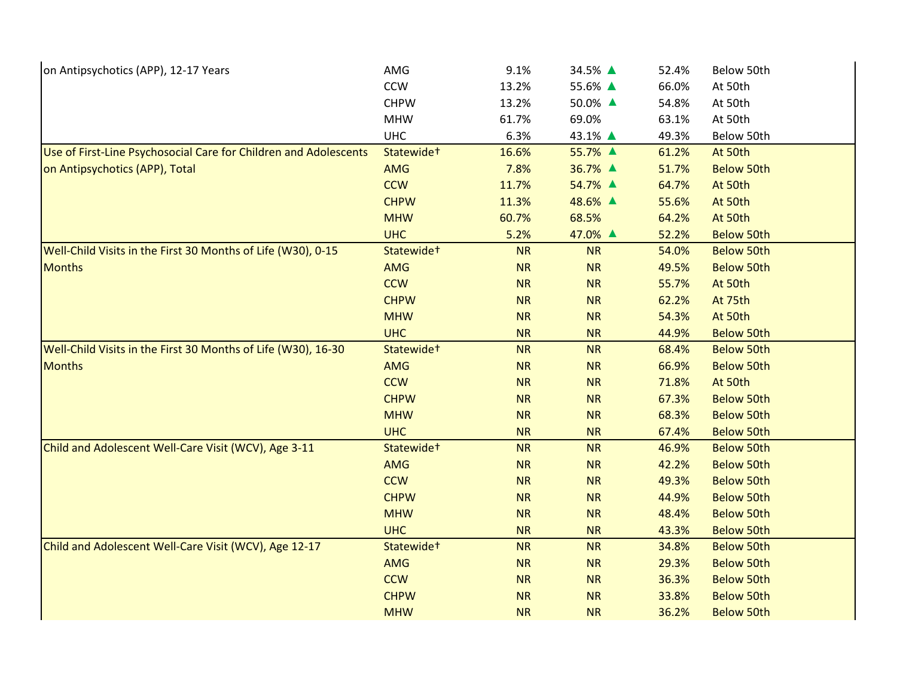| Measure | Plan | | | | |
|---|---|---|---|---|---|
| on Antipsychotics (APP), 12-17 Years | AMG | 9.1% | 34.5% ▲ | 52.4% | Below 50th |
| | CCW | 13.2% | 55.6% ▲ | 66.0% | At 50th |
| | CHPW | 13.2% | 50.0% ▲ | 54.8% | At 50th |
| | MHW | 61.7% | 69.0% | 63.1% | At 50th |
| | UHC | 6.3% | 43.1% ▲ | 49.3% | Below 50th |
| Use of First-Line Psychosocial Care for Children and Adolescents on Antipsychotics (APP), Total | Statewide† | 16.6% | 55.7% ▲ | 61.2% | At 50th |
| | AMG | 7.8% | 36.7% ▲ | 51.7% | Below 50th |
| | CCW | 11.7% | 54.7% ▲ | 64.7% | At 50th |
| | CHPW | 11.3% | 48.6% ▲ | 55.6% | At 50th |
| | MHW | 60.7% | 68.5% | 64.2% | At 50th |
| | UHC | 5.2% | 47.0% ▲ | 52.2% | Below 50th |
| Well-Child Visits in the First 30 Months of Life (W30), 0-15 Months | Statewide† | NR | NR | 54.0% | Below 50th |
| | AMG | NR | NR | 49.5% | Below 50th |
| | CCW | NR | NR | 55.7% | At 50th |
| | CHPW | NR | NR | 62.2% | At 75th |
| | MHW | NR | NR | 54.3% | At 50th |
| | UHC | NR | NR | 44.9% | Below 50th |
| Well-Child Visits in the First 30 Months of Life (W30), 16-30 Months | Statewide† | NR | NR | 68.4% | Below 50th |
| | AMG | NR | NR | 66.9% | Below 50th |
| | CCW | NR | NR | 71.8% | At 50th |
| | CHPW | NR | NR | 67.3% | Below 50th |
| | MHW | NR | NR | 68.3% | Below 50th |
| | UHC | NR | NR | 67.4% | Below 50th |
| Child and Adolescent Well-Care Visit (WCV), Age 3-11 | Statewide† | NR | NR | 46.9% | Below 50th |
| | AMG | NR | NR | 42.2% | Below 50th |
| | CCW | NR | NR | 49.3% | Below 50th |
| | CHPW | NR | NR | 44.9% | Below 50th |
| | MHW | NR | NR | 48.4% | Below 50th |
| | UHC | NR | NR | 43.3% | Below 50th |
| Child and Adolescent Well-Care Visit (WCV), Age 12-17 | Statewide† | NR | NR | 34.8% | Below 50th |
| | AMG | NR | NR | 29.3% | Below 50th |
| | CCW | NR | NR | 36.3% | Below 50th |
| | CHPW | NR | NR | 33.8% | Below 50th |
| | MHW | NR | NR | 36.2% | Below 50th |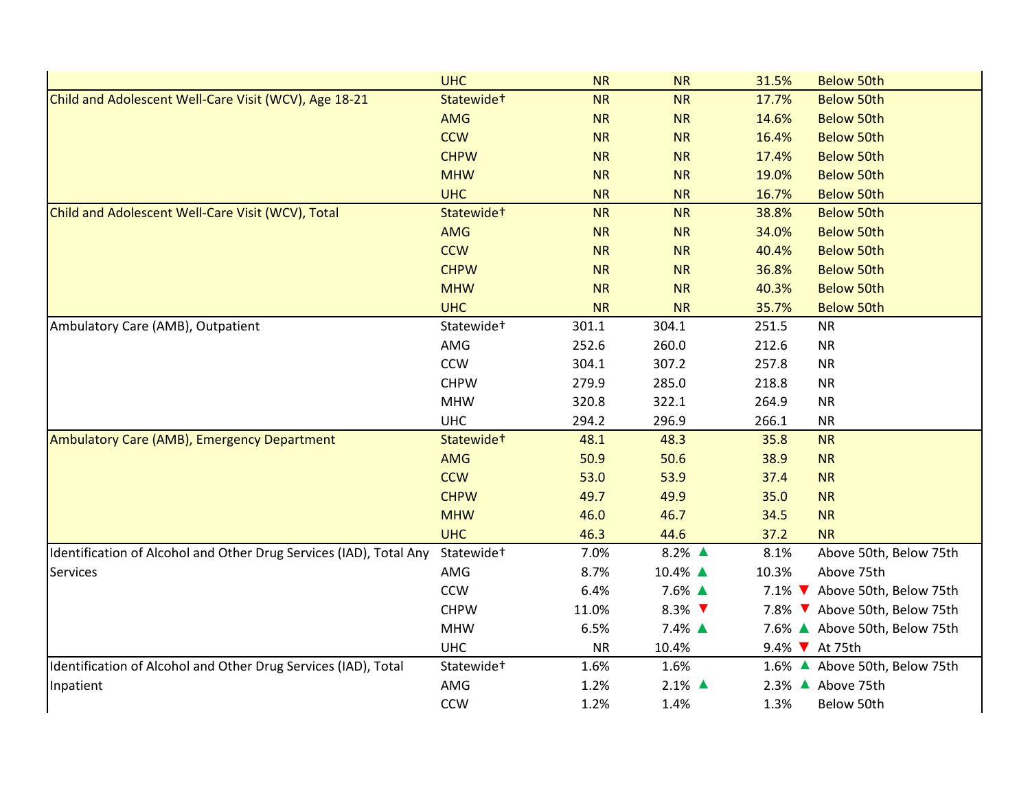| | | | | | |
|---|---|---|---|---|---|
| | UHC | NR | NR | 31.5% | Below 50th |
| Child and Adolescent Well-Care Visit (WCV), Age 18-21 | Statewide† | NR | NR | 17.7% | Below 50th |
| | AMG | NR | NR | 14.6% | Below 50th |
| | CCW | NR | NR | 16.4% | Below 50th |
| | CHPW | NR | NR | 17.4% | Below 50th |
| | MHW | NR | NR | 19.0% | Below 50th |
| | UHC | NR | NR | 16.7% | Below 50th |
| Child and Adolescent Well-Care Visit (WCV), Total | Statewide† | NR | NR | 38.8% | Below 50th |
| | AMG | NR | NR | 34.0% | Below 50th |
| | CCW | NR | NR | 40.4% | Below 50th |
| | CHPW | NR | NR | 36.8% | Below 50th |
| | MHW | NR | NR | 40.3% | Below 50th |
| | UHC | NR | NR | 35.7% | Below 50th |
| Ambulatory Care (AMB), Outpatient | Statewide† | 301.1 | 304.1 | 251.5 | NR |
| | AMG | 252.6 | 260.0 | 212.6 | NR |
| | CCW | 304.1 | 307.2 | 257.8 | NR |
| | CHPW | 279.9 | 285.0 | 218.8 | NR |
| | MHW | 320.8 | 322.1 | 264.9 | NR |
| | UHC | 294.2 | 296.9 | 266.1 | NR |
| Ambulatory Care (AMB), Emergency Department | Statewide† | 48.1 | 48.3 | 35.8 | NR |
| | AMG | 50.9 | 50.6 | 38.9 | NR |
| | CCW | 53.0 | 53.9 | 37.4 | NR |
| | CHPW | 49.7 | 49.9 | 35.0 | NR |
| | MHW | 46.0 | 46.7 | 34.5 | NR |
| | UHC | 46.3 | 44.6 | 37.2 | NR |
| Identification of Alcohol and Other Drug Services (IAD), Total Any Services | Statewide† | 7.0% | 8.2% ▲ | 8.1% | Above 50th, Below 75th |
| | AMG | 8.7% | 10.4% ▲ | 10.3% | Above 75th |
| | CCW | 6.4% | 7.6% ▲ | 7.1% ▼ | Above 50th, Below 75th |
| | CHPW | 11.0% | 8.3% ▼ | 7.8% ▼ | Above 50th, Below 75th |
| | MHW | 6.5% | 7.4% ▲ | 7.6% ▲ | Above 50th, Below 75th |
| | UHC | NR | 10.4% | 9.4% ▼ | At 75th |
| Identification of Alcohol and Other Drug Services (IAD), Total Inpatient | Statewide† | 1.6% | 1.6% | 1.6% ▲ | Above 50th, Below 75th |
| | AMG | 1.2% | 2.1% ▲ | 2.3% ▲ | Above 75th |
| | CCW | 1.2% | 1.4% | 1.3% | Below 50th |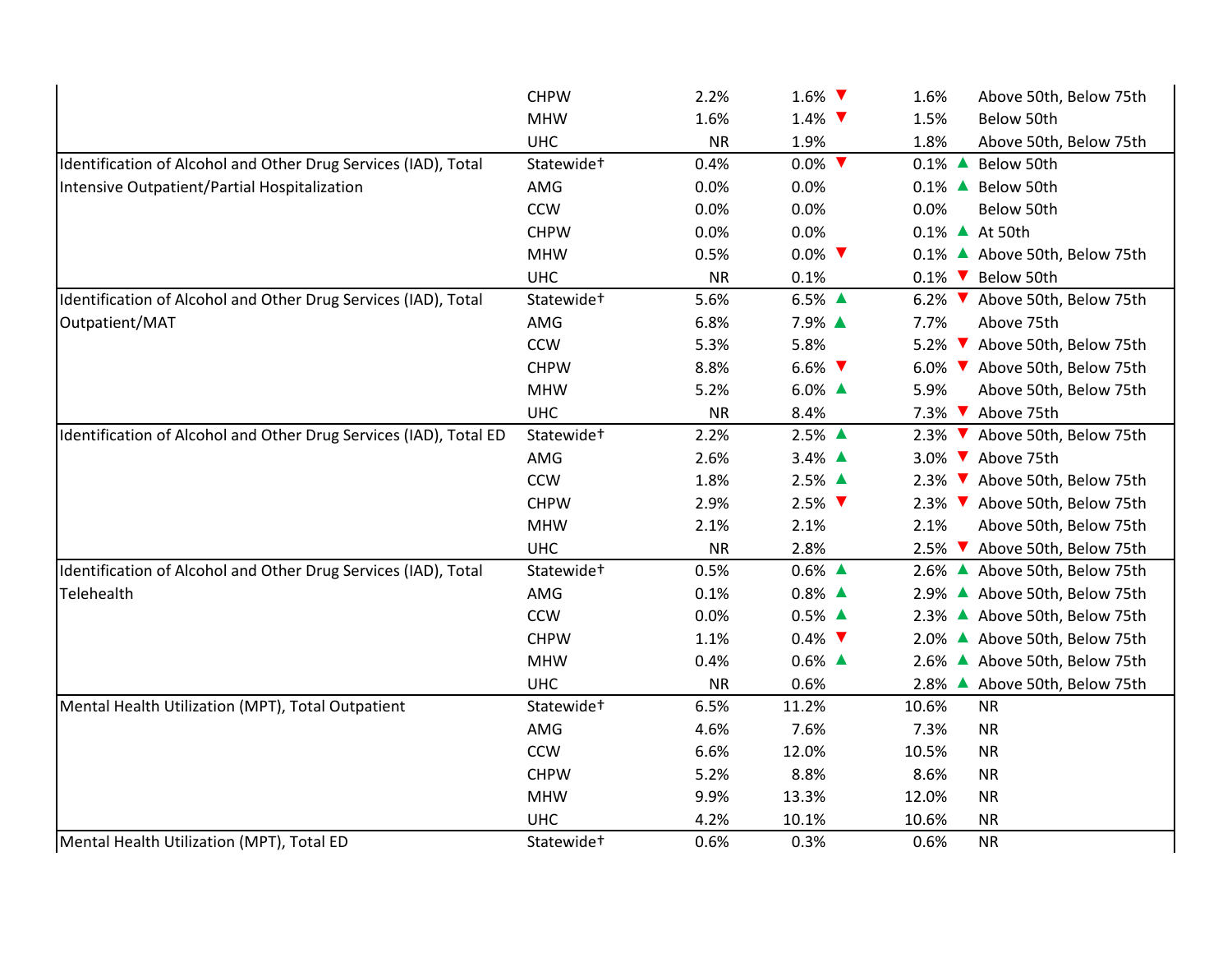| Measure | Plan | | | | |
|---|---|---|---|---|---|
| | CHPW | 2.2% | 1.6% ▼ | 1.6% | Above 50th, Below 75th |
| | MHW | 1.6% | 1.4% ▼ | 1.5% | Below 50th |
| | UHC | NR | 1.9% | 1.8% | Above 50th, Below 75th |
| Identification of Alcohol and Other Drug Services (IAD), Total Intensive Outpatient/Partial Hospitalization | Statewide† | 0.4% | 0.0% ▼ | 0.1% ▲ | Below 50th |
| | AMG | 0.0% | 0.0% | 0.1% ▲ | Below 50th |
| | CCW | 0.0% | 0.0% | 0.0% | Below 50th |
| | CHPW | 0.0% | 0.0% | 0.1% ▲ | At 50th |
| | MHW | 0.5% | 0.0% ▼ | 0.1% ▲ | Above 50th, Below 75th |
| | UHC | NR | 0.1% | 0.1% ▼ | Below 50th |
| Identification of Alcohol and Other Drug Services (IAD), Total Outpatient/MAT | Statewide† | 5.6% | 6.5% ▲ | 6.2% ▼ | Above 50th, Below 75th |
| | AMG | 6.8% | 7.9% ▲ | 7.7% | Above 75th |
| | CCW | 5.3% | 5.8% | 5.2% ▼ | Above 50th, Below 75th |
| | CHPW | 8.8% | 6.6% ▼ | 6.0% ▼ | Above 50th, Below 75th |
| | MHW | 5.2% | 6.0% ▲ | 5.9% | Above 50th, Below 75th |
| | UHC | NR | 8.4% | 7.3% ▼ | Above 75th |
| Identification of Alcohol and Other Drug Services (IAD), Total ED | Statewide† | 2.2% | 2.5% ▲ | 2.3% ▼ | Above 50th, Below 75th |
| | AMG | 2.6% | 3.4% ▲ | 3.0% ▼ | Above 75th |
| | CCW | 1.8% | 2.5% ▲ | 2.3% ▼ | Above 50th, Below 75th |
| | CHPW | 2.9% | 2.5% ▼ | 2.3% ▼ | Above 50th, Below 75th |
| | MHW | 2.1% | 2.1% | 2.1% | Above 50th, Below 75th |
| | UHC | NR | 2.8% | 2.5% ▼ | Above 50th, Below 75th |
| Identification of Alcohol and Other Drug Services (IAD), Total Telehealth | Statewide† | 0.5% | 0.6% ▲ | 2.6% ▲ | Above 50th, Below 75th |
| | AMG | 0.1% | 0.8% ▲ | 2.9% ▲ | Above 50th, Below 75th |
| | CCW | 0.0% | 0.5% ▲ | 2.3% ▲ | Above 50th, Below 75th |
| | CHPW | 1.1% | 0.4% ▼ | 2.0% ▲ | Above 50th, Below 75th |
| | MHW | 0.4% | 0.6% ▲ | 2.6% ▲ | Above 50th, Below 75th |
| | UHC | NR | 0.6% | 2.8% ▲ | Above 50th, Below 75th |
| Mental Health Utilization (MPT), Total Outpatient | Statewide† | 6.5% | 11.2% | 10.6% | NR |
| | AMG | 4.6% | 7.6% | 7.3% | NR |
| | CCW | 6.6% | 12.0% | 10.5% | NR |
| | CHPW | 5.2% | 8.8% | 8.6% | NR |
| | MHW | 9.9% | 13.3% | 12.0% | NR |
| | UHC | 4.2% | 10.1% | 10.6% | NR |
| Mental Health Utilization (MPT), Total ED | Statewide† | 0.6% | 0.3% | 0.6% | NR |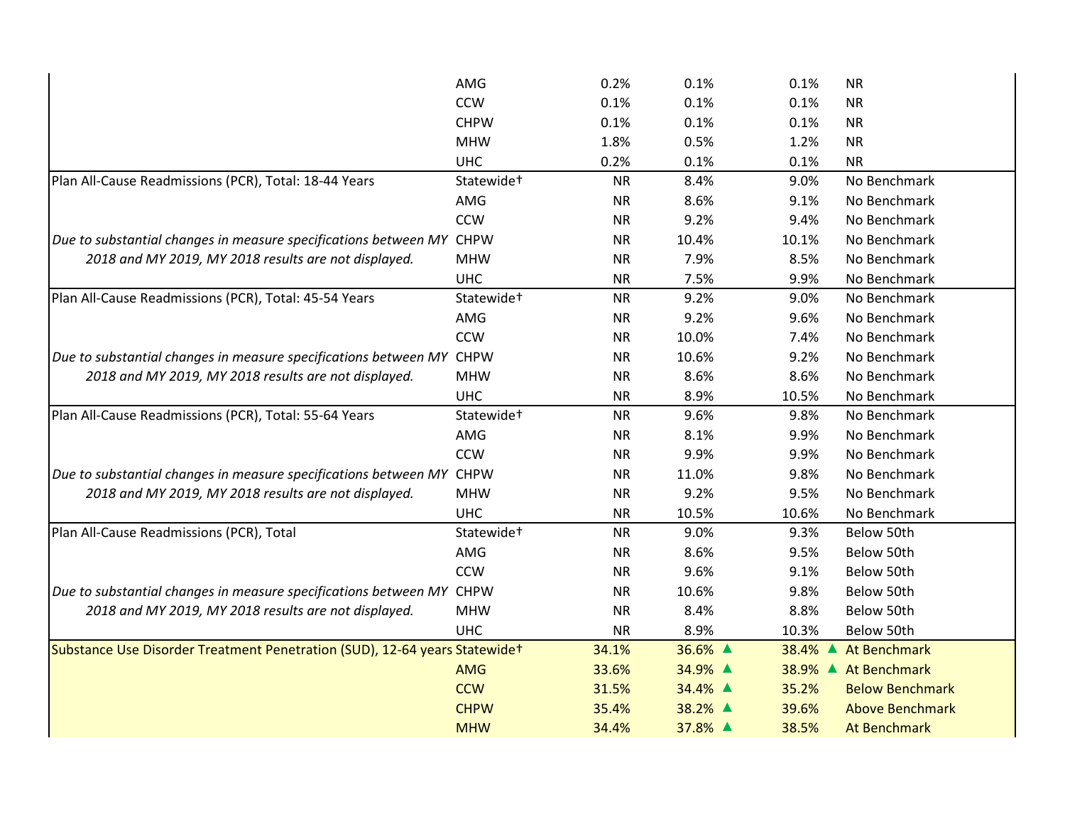| | | | | | |
|---|---|---|---|---|---|
| | AMG | 0.2% | 0.1% | 0.1% | NR |
| | CCW | 0.1% | 0.1% | 0.1% | NR |
| | CHPW | 0.1% | 0.1% | 0.1% | NR |
| | MHW | 1.8% | 0.5% | 1.2% | NR |
| | UHC | 0.2% | 0.1% | 0.1% | NR |
| Plan All-Cause Readmissions (PCR), Total: 18-44 Years | Statewide† | NR | 8.4% | 9.0% | No Benchmark |
| | AMG | NR | 8.6% | 9.1% | No Benchmark |
| | CCW | NR | 9.2% | 9.4% | No Benchmark |
| *Due to substantial changes in measure specifications between MY 2018 and MY 2019, MY 2018 results are not displayed.* | CHPW | NR | 10.4% | 10.1% | No Benchmark |
| | MHW | NR | 7.9% | 8.5% | No Benchmark |
| | UHC | NR | 7.5% | 9.9% | No Benchmark |
| Plan All-Cause Readmissions (PCR), Total: 45-54 Years | Statewide† | NR | 9.2% | 9.0% | No Benchmark |
| | AMG | NR | 9.2% | 9.6% | No Benchmark |
| | CCW | NR | 10.0% | 7.4% | No Benchmark |
| *Due to substantial changes in measure specifications between MY 2018 and MY 2019, MY 2018 results are not displayed.* | CHPW | NR | 10.6% | 9.2% | No Benchmark |
| | MHW | NR | 8.6% | 8.6% | No Benchmark |
| | UHC | NR | 8.9% | 10.5% | No Benchmark |
| Plan All-Cause Readmissions (PCR), Total: 55-64 Years | Statewide† | NR | 9.6% | 9.8% | No Benchmark |
| | AMG | NR | 8.1% | 9.9% | No Benchmark |
| | CCW | NR | 9.9% | 9.9% | No Benchmark |
| *Due to substantial changes in measure specifications between MY 2018 and MY 2019, MY 2018 results are not displayed.* | CHPW | NR | 11.0% | 9.8% | No Benchmark |
| | MHW | NR | 9.2% | 9.5% | No Benchmark |
| | UHC | NR | 10.5% | 10.6% | No Benchmark |
| Plan All-Cause Readmissions (PCR), Total | Statewide† | NR | 9.0% | 9.3% | Below 50th |
| | AMG | NR | 8.6% | 9.5% | Below 50th |
| | CCW | NR | 9.6% | 9.1% | Below 50th |
| *Due to substantial changes in measure specifications between MY 2018 and MY 2019, MY 2018 results are not displayed.* | CHPW | NR | 10.6% | 9.8% | Below 50th |
| | MHW | NR | 8.4% | 8.8% | Below 50th |
| | UHC | NR | 8.9% | 10.3% | Below 50th |
| Substance Use Disorder Treatment Penetration (SUD), 12-64 years | Statewide† | 34.1% | 36.6% ▲ | 38.4% ▲ | At Benchmark |
| | AMG | 33.6% | 34.9% ▲ | 38.9% ▲ | At Benchmark |
| | CCW | 31.5% | 34.4% ▲ | 35.2% | Below Benchmark |
| | CHPW | 35.4% | 38.2% ▲ | 39.6% | Above Benchmark |
| | MHW | 34.4% | 37.8% ▲ | 38.5% | At Benchmark |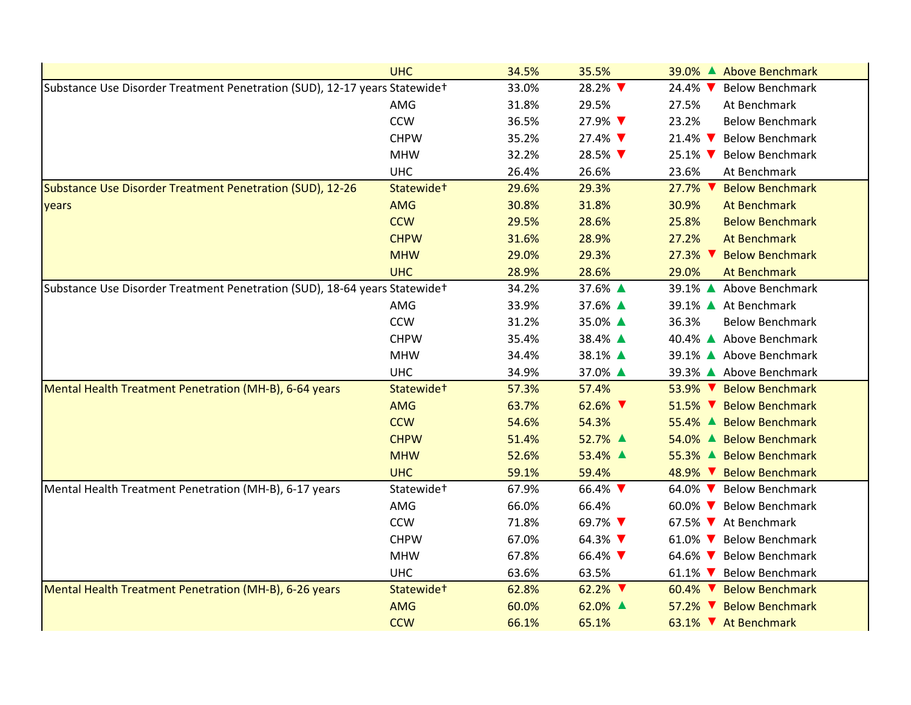| | | | | | |
|---|---|---|---|---|---|
| | UHC | 34.5% | 35.5% | 39.0% ▲ | Above Benchmark |
| Substance Use Disorder Treatment Penetration (SUD), 12-17 years | Statewide† | 33.0% | 28.2% ▼ | 24.4% ▼ | Below Benchmark |
| | AMG | 31.8% | 29.5% | 27.5% | At Benchmark |
| | CCW | 36.5% | 27.9% ▼ | 23.2% | Below Benchmark |
| | CHPW | 35.2% | 27.4% ▼ | 21.4% ▼ | Below Benchmark |
| | MHW | 32.2% | 28.5% ▼ | 25.1% ▼ | Below Benchmark |
| | UHC | 26.4% | 26.6% | 23.6% | At Benchmark |
| Substance Use Disorder Treatment Penetration (SUD), 12-26 years | Statewide† | 29.6% | 29.3% | 27.7% ▼ | Below Benchmark |
| | AMG | 30.8% | 31.8% | 30.9% | At Benchmark |
| | CCW | 29.5% | 28.6% | 25.8% | Below Benchmark |
| | CHPW | 31.6% | 28.9% | 27.2% | At Benchmark |
| | MHW | 29.0% | 29.3% | 27.3% ▼ | Below Benchmark |
| | UHC | 28.9% | 28.6% | 29.0% | At Benchmark |
| Substance Use Disorder Treatment Penetration (SUD), 18-64 years | Statewide† | 34.2% | 37.6% ▲ | 39.1% ▲ | Above Benchmark |
| | AMG | 33.9% | 37.6% ▲ | 39.1% ▲ | At Benchmark |
| | CCW | 31.2% | 35.0% ▲ | 36.3% | Below Benchmark |
| | CHPW | 35.4% | 38.4% ▲ | 40.4% ▲ | Above Benchmark |
| | MHW | 34.4% | 38.1% ▲ | 39.1% ▲ | Above Benchmark |
| | UHC | 34.9% | 37.0% ▲ | 39.3% ▲ | Above Benchmark |
| Mental Health Treatment Penetration (MH-B), 6-64 years | Statewide† | 57.3% | 57.4% | 53.9% ▼ | Below Benchmark |
| | AMG | 63.7% | 62.6% ▼ | 51.5% ▼ | Below Benchmark |
| | CCW | 54.6% | 54.3% | 55.4% ▲ | Below Benchmark |
| | CHPW | 51.4% | 52.7% ▲ | 54.0% ▲ | Below Benchmark |
| | MHW | 52.6% | 53.4% ▲ | 55.3% ▲ | Below Benchmark |
| | UHC | 59.1% | 59.4% | 48.9% ▼ | Below Benchmark |
| Mental Health Treatment Penetration (MH-B), 6-17 years | Statewide† | 67.9% | 66.4% ▼ | 64.0% ▼ | Below Benchmark |
| | AMG | 66.0% | 66.4% | 60.0% ▼ | Below Benchmark |
| | CCW | 71.8% | 69.7% ▼ | 67.5% ▼ | At Benchmark |
| | CHPW | 67.0% | 64.3% ▼ | 61.0% ▼ | Below Benchmark |
| | MHW | 67.8% | 66.4% ▼ | 64.6% ▼ | Below Benchmark |
| | UHC | 63.6% | 63.5% | 61.1% ▼ | Below Benchmark |
| Mental Health Treatment Penetration (MH-B), 6-26 years | Statewide† | 62.8% | 62.2% ▼ | 60.4% ▼ | Below Benchmark |
| | AMG | 60.0% | 62.0% ▲ | 57.2% ▼ | Below Benchmark |
| | CCW | 66.1% | 65.1% | 63.1% ▼ | At Benchmark |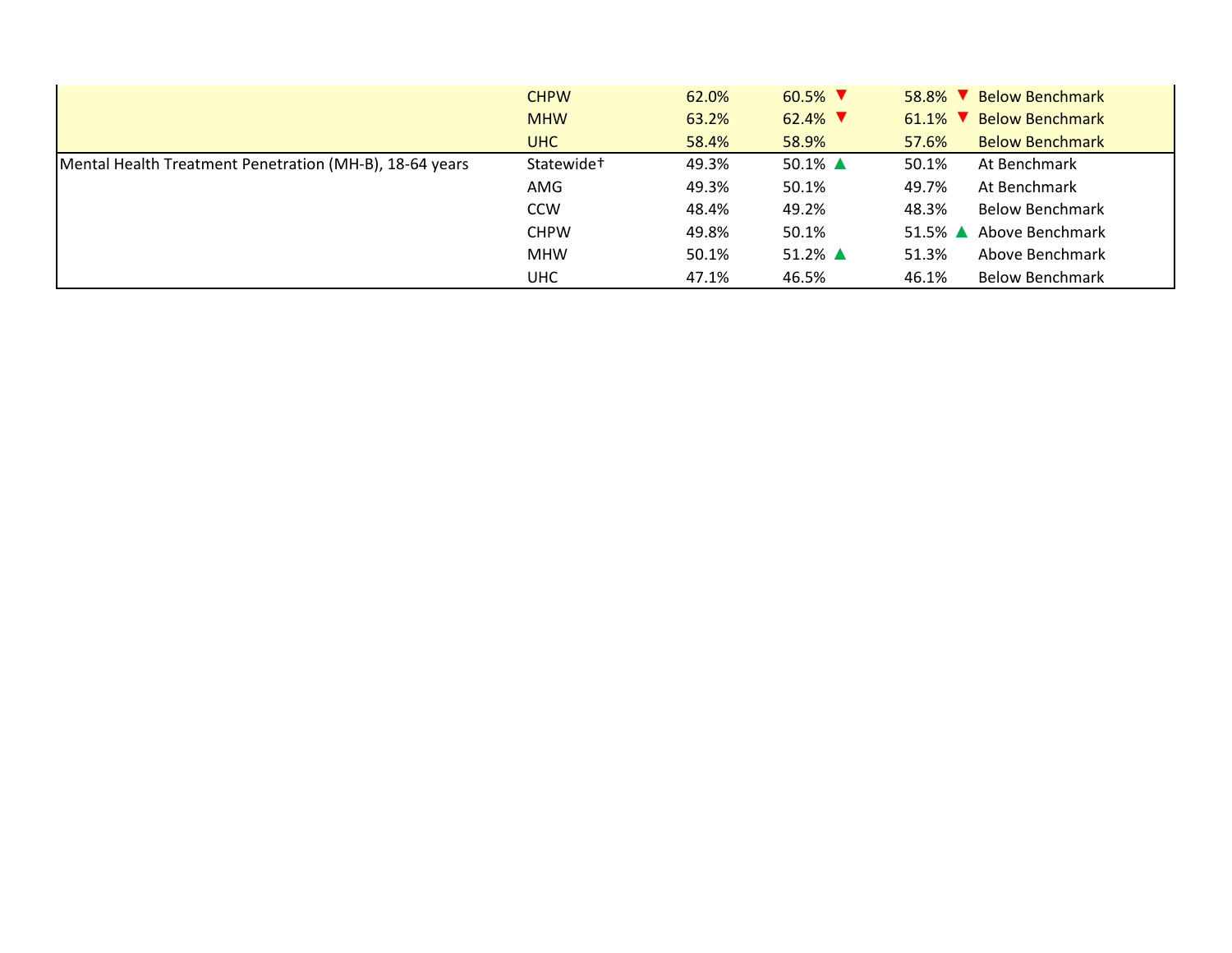| | | | | | |
|---|---|---|---|---|---|
| | CHPW | 62.0% | 60.5% ▼ | 58.8% ▼ | Below Benchmark |
| | MHW | 63.2% | 62.4% ▼ | 61.1% ▼ | Below Benchmark |
| | UHC | 58.4% | 58.9% | 57.6% | Below Benchmark |
| Mental Health Treatment Penetration (MH-B), 18-64 years | Statewide† | 49.3% | 50.1% ▲ | 50.1% | At Benchmark |
| | AMG | 49.3% | 50.1% | 49.7% | At Benchmark |
| | CCW | 48.4% | 49.2% | 48.3% | Below Benchmark |
| | CHPW | 49.8% | 50.1% | 51.5% ▲ | Above Benchmark |
| | MHW | 50.1% | 51.2% ▲ | 51.3% | Above Benchmark |
| | UHC | 47.1% | 46.5% | 46.1% | Below Benchmark |